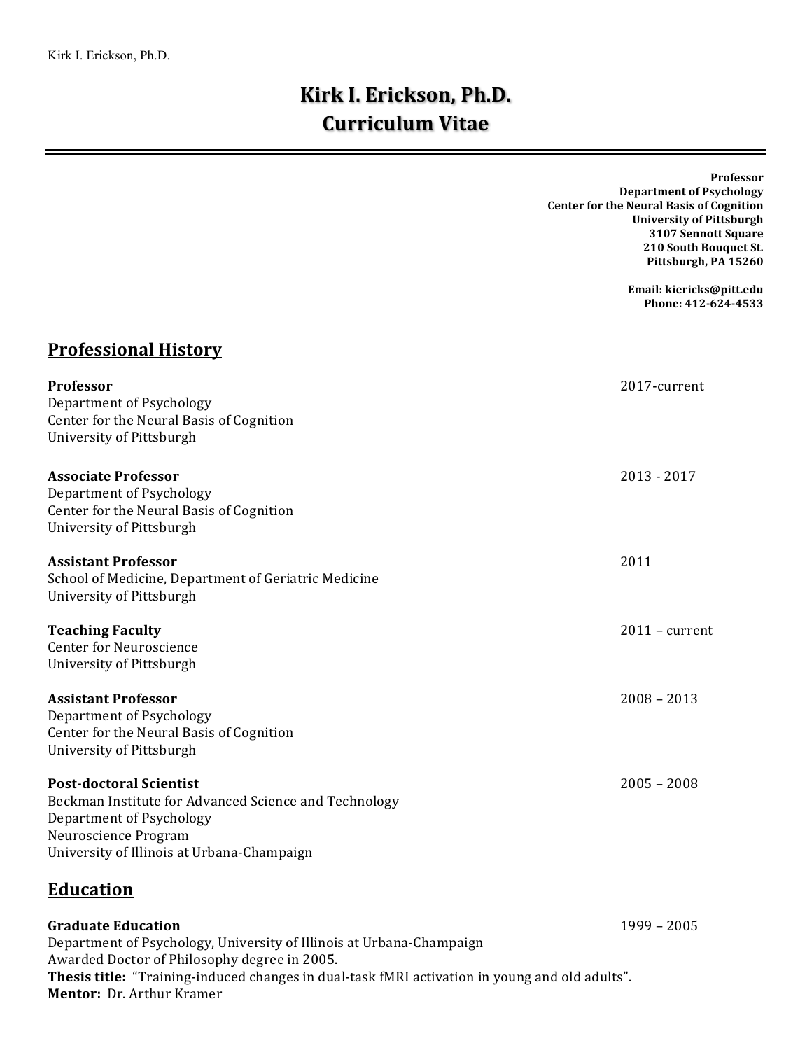# Kirk I. Erickson, Ph.D.
# Curriculum Vitae

**Professor**
**Department of Psychology**
**Center for the Neural Basis of Cognition**
**University of Pittsburgh**
**3107 Sennott Square**
**210 South Bouquet St.**
**Pittsburgh, PA 15260**

**Email: kiericks@pitt.edu**
**Phone: 412-624-4533**

## Professional History

**Professor** — 2017-current
Department of Psychology
Center for the Neural Basis of Cognition
University of Pittsburgh

**Associate Professor** — 2013 - 2017
Department of Psychology
Center for the Neural Basis of Cognition
University of Pittsburgh

**Assistant Professor** — 2011
School of Medicine, Department of Geriatric Medicine
University of Pittsburgh

**Teaching Faculty** — 2011 – current
Center for Neuroscience
University of Pittsburgh

**Assistant Professor** — 2008 – 2013
Department of Psychology
Center for the Neural Basis of Cognition
University of Pittsburgh

**Post-doctoral Scientist** — 2005 – 2008
Beckman Institute for Advanced Science and Technology
Department of Psychology
Neuroscience Program
University of Illinois at Urbana-Champaign

## Education

**Graduate Education** — 1999 – 2005
Department of Psychology, University of Illinois at Urbana-Champaign
Awarded Doctor of Philosophy degree in 2005.
**Thesis title:** "Training-induced changes in dual-task fMRI activation in young and old adults".
**Mentor:** Dr. Arthur Kramer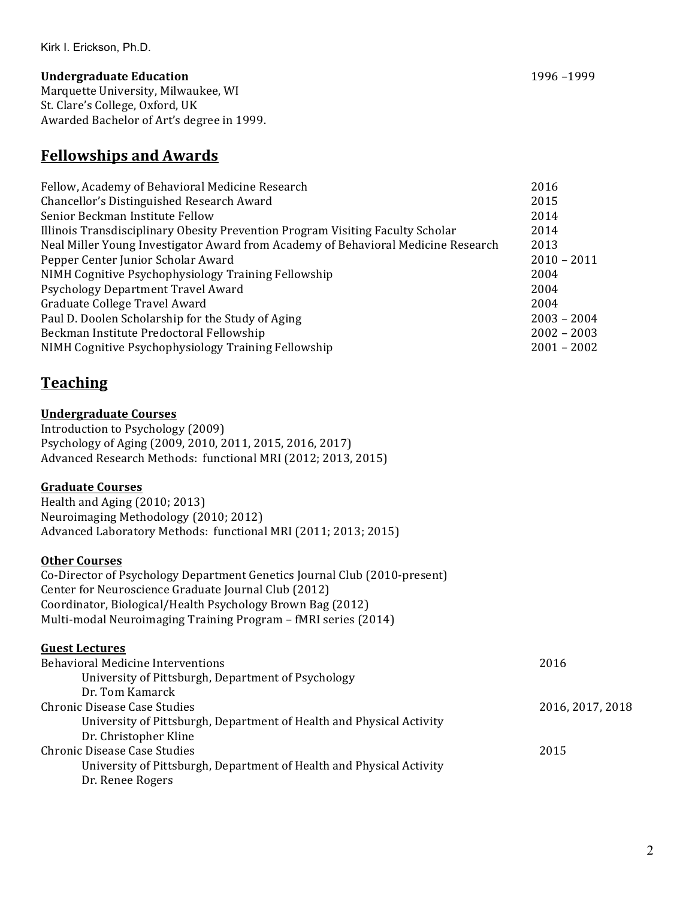**Undergraduate Education** 1996 –1999

Marquette University, Milwaukee, WI
St. Clare's College, Oxford, UK
Awarded Bachelor of Art's degree in 1999.

## Fellowships and Awards

| | |
|---|---|
| Fellow, Academy of Behavioral Medicine Research | 2016 |
| Chancellor's Distinguished Research Award | 2015 |
| Senior Beckman Institute Fellow | 2014 |
| Illinois Transdisciplinary Obesity Prevention Program Visiting Faculty Scholar | 2014 |
| Neal Miller Young Investigator Award from Academy of Behavioral Medicine Research | 2013 |
| Pepper Center Junior Scholar Award | 2010 – 2011 |
| NIMH Cognitive Psychophysiology Training Fellowship | 2004 |
| Psychology Department Travel Award | 2004 |
| Graduate College Travel Award | 2004 |
| Paul D. Doolen Scholarship for the Study of Aging | 2003 – 2004 |
| Beckman Institute Predoctoral Fellowship | 2002 – 2003 |
| NIMH Cognitive Psychophysiology Training Fellowship | 2001 – 2002 |

## Teaching

### Undergraduate Courses

Introduction to Psychology (2009)
Psychology of Aging (2009, 2010, 2011, 2015, 2016, 2017)
Advanced Research Methods: functional MRI (2012; 2013, 2015)

### Graduate Courses

Health and Aging (2010; 2013)
Neuroimaging Methodology (2010; 2012)
Advanced Laboratory Methods: functional MRI (2011; 2013; 2015)

### Other Courses

Co-Director of Psychology Department Genetics Journal Club (2010-present)
Center for Neuroscience Graduate Journal Club (2012)
Coordinator, Biological/Health Psychology Brown Bag (2012)
Multi-modal Neuroimaging Training Program – fMRI series (2014)

### Guest Lectures

Behavioral Medicine Interventions — 2016
  University of Pittsburgh, Department of Psychology
  Dr. Tom Kamarck

Chronic Disease Case Studies — 2016, 2017, 2018
  University of Pittsburgh, Department of Health and Physical Activity
  Dr. Christopher Kline

Chronic Disease Case Studies — 2015
  University of Pittsburgh, Department of Health and Physical Activity
  Dr. Renee Rogers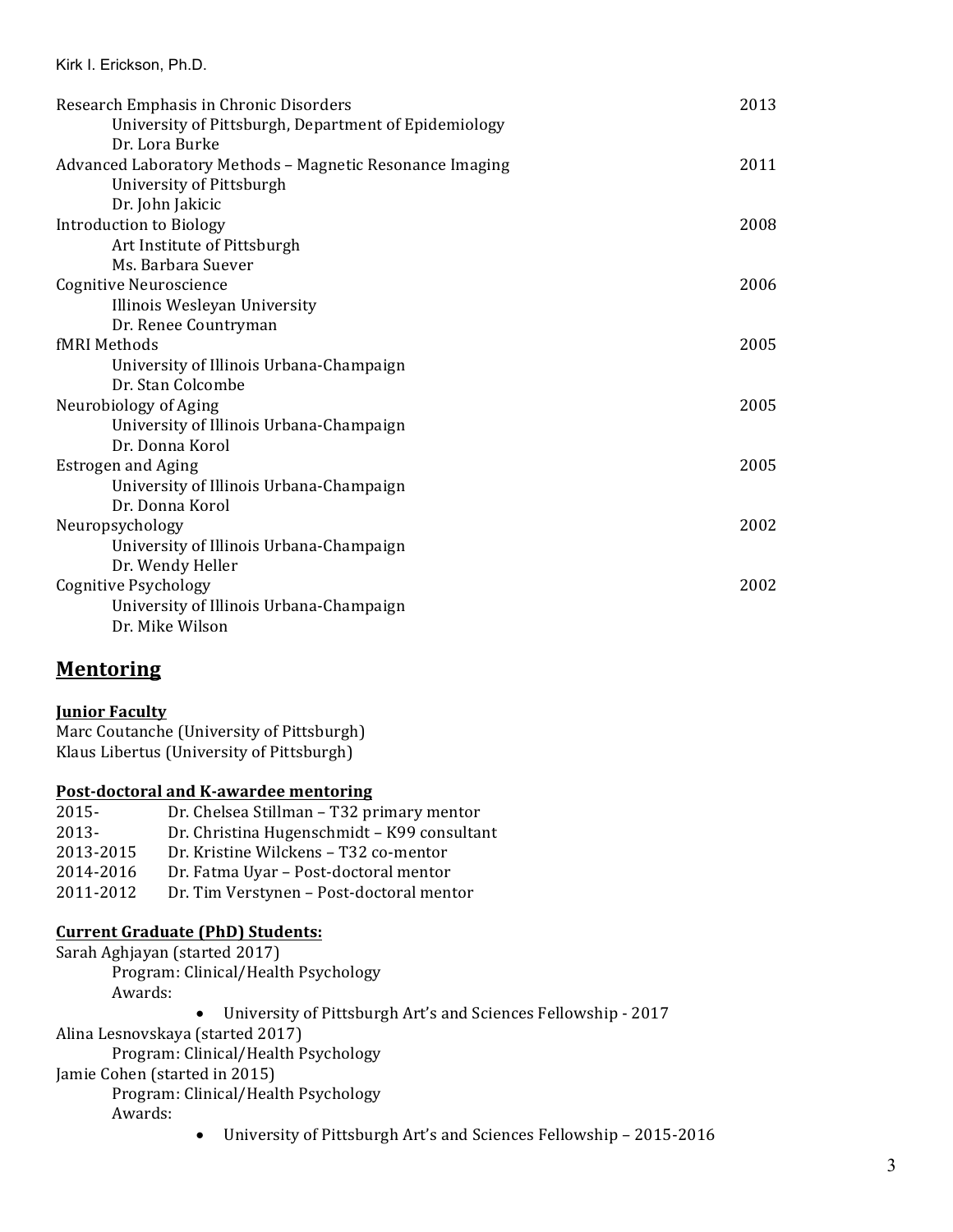Research Emphasis in Chronic Disorders 2013
University of Pittsburgh, Department of Epidemiology
Dr. Lora Burke

Advanced Laboratory Methods – Magnetic Resonance Imaging 2011
University of Pittsburgh
Dr. John Jakicic

Introduction to Biology 2008
Art Institute of Pittsburgh
Ms. Barbara Suever

Cognitive Neuroscience 2006
Illinois Wesleyan University
Dr. Renee Countryman

fMRI Methods 2005
University of Illinois Urbana-Champaign
Dr. Stan Colcombe

Neurobiology of Aging 2005
University of Illinois Urbana-Champaign
Dr. Donna Korol

Estrogen and Aging 2005
University of Illinois Urbana-Champaign
Dr. Donna Korol

Neuropsychology 2002
University of Illinois Urbana-Champaign
Dr. Wendy Heller

Cognitive Psychology 2002
University of Illinois Urbana-Champaign
Dr. Mike Wilson

## Mentoring

### Junior Faculty

Marc Coutanche (University of Pittsburgh)
Klaus Libertus (University of Pittsburgh)

### Post-doctoral and K-awardee mentoring

2015- Dr. Chelsea Stillman – T32 primary mentor
2013- Dr. Christina Hugenschmidt – K99 consultant
2013-2015 Dr. Kristine Wilckens – T32 co-mentor
2014-2016 Dr. Fatma Uyar – Post-doctoral mentor
2011-2012 Dr. Tim Verstynen – Post-doctoral mentor

### Current Graduate (PhD) Students:

Sarah Aghjayan (started 2017)
Program: Clinical/Health Psychology
Awards:

- University of Pittsburgh Art's and Sciences Fellowship - 2017

Alina Lesnovskaya (started 2017)
Program: Clinical/Health Psychology

Jamie Cohen (started in 2015)
Program: Clinical/Health Psychology
Awards:

- University of Pittsburgh Art's and Sciences Fellowship – 2015-2016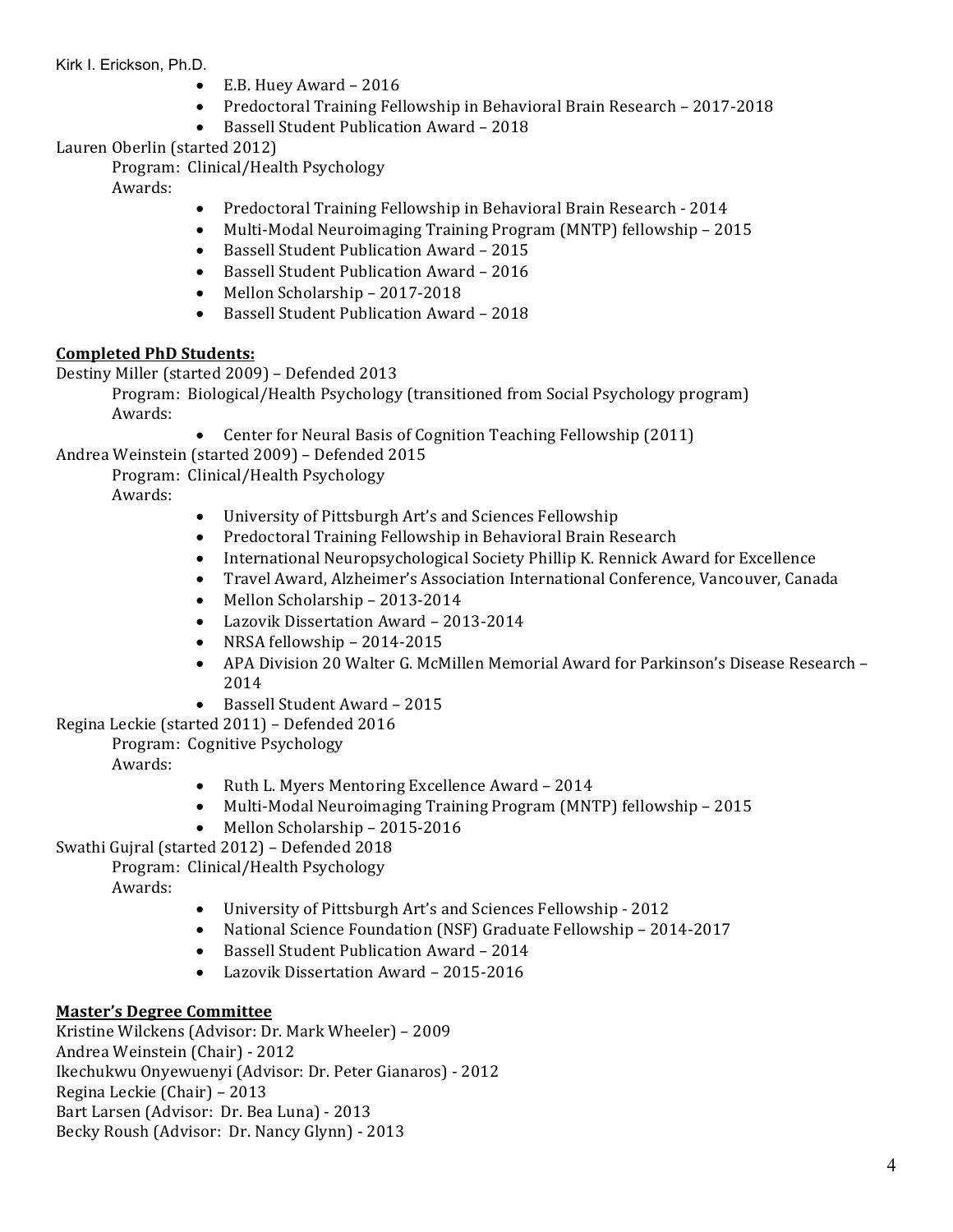- E.B. Huey Award – 2016
- Predoctoral Training Fellowship in Behavioral Brain Research – 2017-2018
- Bassell Student Publication Award – 2018

Lauren Oberlin (started 2012)

Program: Clinical/Health Psychology

Awards:

- Predoctoral Training Fellowship in Behavioral Brain Research - 2014
- Multi-Modal Neuroimaging Training Program (MNTP) fellowship – 2015
- Bassell Student Publication Award – 2015
- Bassell Student Publication Award – 2016
- Mellon Scholarship – 2017-2018
- Bassell Student Publication Award – 2018

**Completed PhD Students:**

Destiny Miller (started 2009) – Defended 2013

Program: Biological/Health Psychology (transitioned from Social Psychology program)

Awards:

- Center for Neural Basis of Cognition Teaching Fellowship (2011)

Andrea Weinstein (started 2009) – Defended 2015

Program: Clinical/Health Psychology

Awards:

- University of Pittsburgh Art's and Sciences Fellowship
- Predoctoral Training Fellowship in Behavioral Brain Research
- International Neuropsychological Society Phillip K. Rennick Award for Excellence
- Travel Award, Alzheimer's Association International Conference, Vancouver, Canada
- Mellon Scholarship – 2013-2014
- Lazovik Dissertation Award – 2013-2014
- NRSA fellowship – 2014-2015
- APA Division 20 Walter G. McMillen Memorial Award for Parkinson's Disease Research – 2014
- Bassell Student Award – 2015

Regina Leckie (started 2011) – Defended 2016

Program: Cognitive Psychology

Awards:

- Ruth L. Myers Mentoring Excellence Award – 2014
- Multi-Modal Neuroimaging Training Program (MNTP) fellowship – 2015
- Mellon Scholarship – 2015-2016

Swathi Gujral (started 2012) – Defended 2018

Program: Clinical/Health Psychology

Awards:

- University of Pittsburgh Art's and Sciences Fellowship - 2012
- National Science Foundation (NSF) Graduate Fellowship – 2014-2017
- Bassell Student Publication Award – 2014
- Lazovik Dissertation Award – 2015-2016

**Master's Degree Committee**

Kristine Wilckens (Advisor: Dr. Mark Wheeler) – 2009
Andrea Weinstein (Chair) - 2012
Ikechukwu Onyewuenyi (Advisor: Dr. Peter Gianaros) - 2012
Regina Leckie (Chair) – 2013
Bart Larsen (Advisor: Dr. Bea Luna) - 2013
Becky Roush (Advisor: Dr. Nancy Glynn) - 2013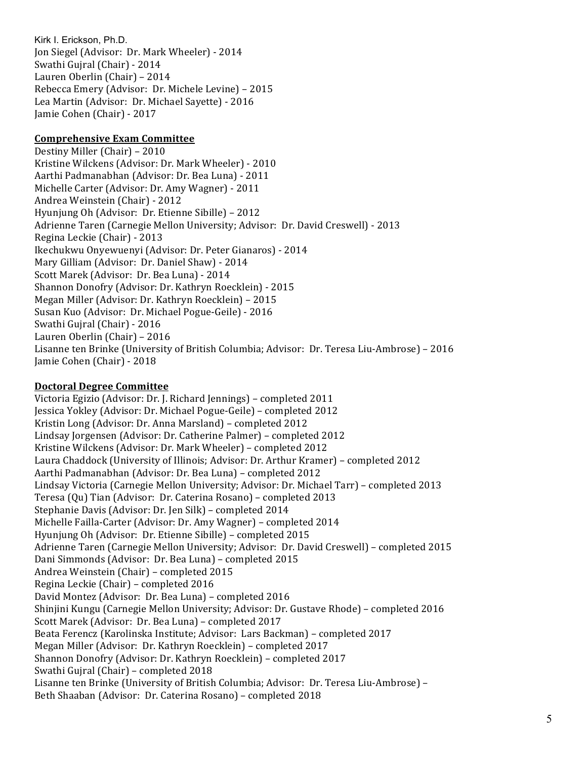Jon Siegel (Advisor: Dr. Mark Wheeler) - 2014
Swathi Gujral (Chair) - 2014
Lauren Oberlin (Chair) – 2014
Rebecca Emery (Advisor: Dr. Michele Levine) – 2015
Lea Martin (Advisor: Dr. Michael Sayette) - 2016
Jamie Cohen (Chair) - 2017

**Comprehensive Exam Committee**

Destiny Miller (Chair) – 2010
Kristine Wilckens (Advisor: Dr. Mark Wheeler) - 2010
Aarthi Padmanabhan (Advisor: Dr. Bea Luna) - 2011
Michelle Carter (Advisor: Dr. Amy Wagner) - 2011
Andrea Weinstein (Chair) - 2012
Hyunjung Oh (Advisor: Dr. Etienne Sibille) – 2012
Adrienne Taren (Carnegie Mellon University; Advisor: Dr. David Creswell) - 2013
Regina Leckie (Chair) - 2013
Ikechukwu Onyewuenyi (Advisor: Dr. Peter Gianaros) - 2014
Mary Gilliam (Advisor: Dr. Daniel Shaw) - 2014
Scott Marek (Advisor: Dr. Bea Luna) - 2014
Shannon Donofry (Advisor: Dr. Kathryn Roecklein) - 2015
Megan Miller (Advisor: Dr. Kathryn Roecklein) – 2015
Susan Kuo (Advisor: Dr. Michael Pogue-Geile) - 2016
Swathi Gujral (Chair) - 2016
Lauren Oberlin (Chair) – 2016
Lisanne ten Brinke (University of British Columbia; Advisor: Dr. Teresa Liu-Ambrose) – 2016
Jamie Cohen (Chair) - 2018

**Doctoral Degree Committee**

Victoria Egizio (Advisor: Dr. J. Richard Jennings) – completed 2011
Jessica Yokley (Advisor: Dr. Michael Pogue-Geile) – completed 2012
Kristin Long (Advisor: Dr. Anna Marsland) – completed 2012
Lindsay Jorgensen (Advisor: Dr. Catherine Palmer) – completed 2012
Kristine Wilckens (Advisor: Dr. Mark Wheeler) – completed 2012
Laura Chaddock (University of Illinois; Advisor: Dr. Arthur Kramer) – completed 2012
Aarthi Padmanabhan (Advisor: Dr. Bea Luna) – completed 2012
Lindsay Victoria (Carnegie Mellon University; Advisor: Dr. Michael Tarr) – completed 2013
Teresa (Qu) Tian (Advisor: Dr. Caterina Rosano) – completed 2013
Stephanie Davis (Advisor: Dr. Jen Silk) – completed 2014
Michelle Failla-Carter (Advisor: Dr. Amy Wagner) – completed 2014
Hyunjung Oh (Advisor: Dr. Etienne Sibille) – completed 2015
Adrienne Taren (Carnegie Mellon University; Advisor: Dr. David Creswell) – completed 2015
Dani Simmonds (Advisor: Dr. Bea Luna) – completed 2015
Andrea Weinstein (Chair) – completed 2015
Regina Leckie (Chair) – completed 2016
David Montez (Advisor: Dr. Bea Luna) – completed 2016
Shinjini Kungu (Carnegie Mellon University; Advisor: Dr. Gustave Rhode) – completed 2016
Scott Marek (Advisor: Dr. Bea Luna) – completed 2017
Beata Ferencz (Karolinska Institute; Advisor: Lars Backman) – completed 2017
Megan Miller (Advisor: Dr. Kathryn Roecklein) – completed 2017
Shannon Donofry (Advisor: Dr. Kathryn Roecklein) – completed 2017
Swathi Gujral (Chair) – completed 2018
Lisanne ten Brinke (University of British Columbia; Advisor: Dr. Teresa Liu-Ambrose) –
Beth Shaaban (Advisor: Dr. Caterina Rosano) – completed 2018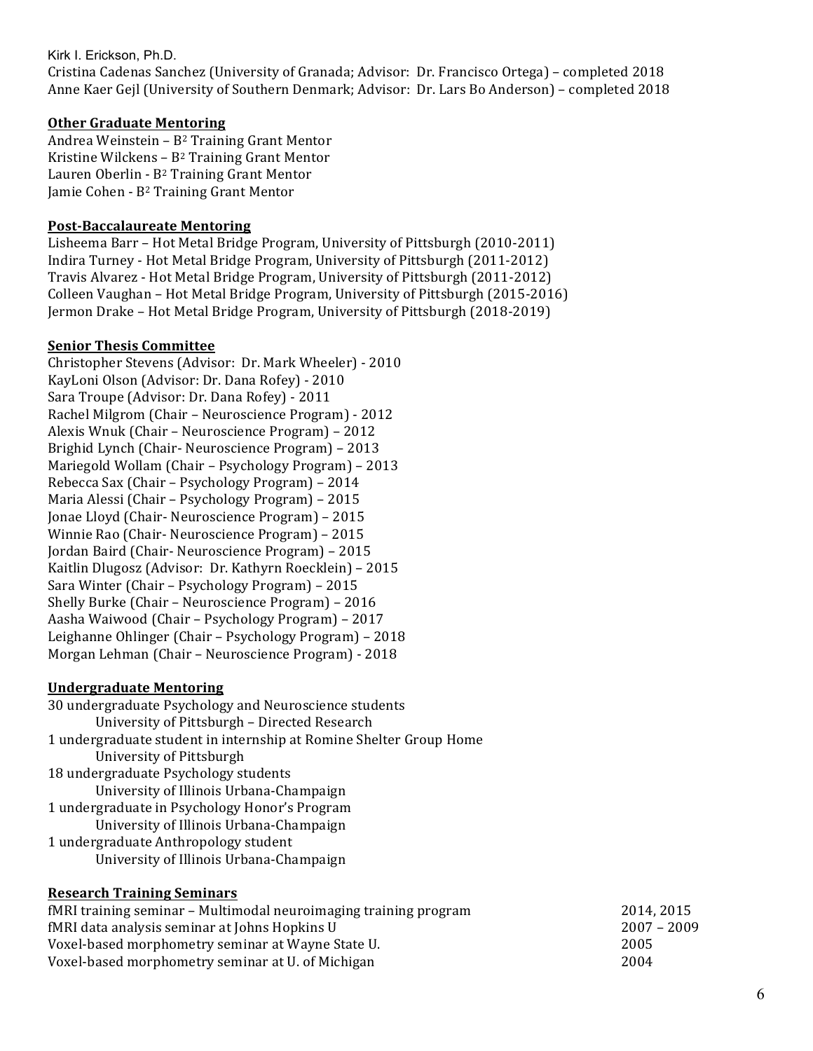Cristina Cadenas Sanchez (University of Granada; Advisor: Dr. Francisco Ortega) – completed 2018
Anne Kaer Gejl (University of Southern Denmark; Advisor: Dr. Lars Bo Anderson) – completed 2018

**Other Graduate Mentoring**

Andrea Weinstein – $B^2$ Training Grant Mentor
Kristine Wilckens – $B^2$ Training Grant Mentor
Lauren Oberlin - $B^2$ Training Grant Mentor
Jamie Cohen - $B^2$ Training Grant Mentor

**Post-Baccalaureate Mentoring**

Lisheema Barr – Hot Metal Bridge Program, University of Pittsburgh (2010-2011)
Indira Turney - Hot Metal Bridge Program, University of Pittsburgh (2011-2012)
Travis Alvarez - Hot Metal Bridge Program, University of Pittsburgh (2011-2012)
Colleen Vaughan – Hot Metal Bridge Program, University of Pittsburgh (2015-2016)
Jermon Drake – Hot Metal Bridge Program, University of Pittsburgh (2018-2019)

**Senior Thesis Committee**

Christopher Stevens (Advisor: Dr. Mark Wheeler) - 2010
KayLoni Olson (Advisor: Dr. Dana Rofey) - 2010
Sara Troupe (Advisor: Dr. Dana Rofey) - 2011
Rachel Milgrom (Chair – Neuroscience Program) - 2012
Alexis Wnuk (Chair – Neuroscience Program) – 2012
Brighid Lynch (Chair- Neuroscience Program) – 2013
Mariegold Wollam (Chair – Psychology Program) – 2013
Rebecca Sax (Chair – Psychology Program) – 2014
Maria Alessi (Chair – Psychology Program) – 2015
Jonae Lloyd (Chair- Neuroscience Program) – 2015
Winnie Rao (Chair- Neuroscience Program) – 2015
Jordan Baird (Chair- Neuroscience Program) – 2015
Kaitlin Dlugosz (Advisor: Dr. Kathyrn Roecklein) – 2015
Sara Winter (Chair – Psychology Program) – 2015
Shelly Burke (Chair – Neuroscience Program) – 2016
Aasha Waiwood (Chair – Psychology Program) – 2017
Leighanne Ohlinger (Chair – Psychology Program) – 2018
Morgan Lehman (Chair – Neuroscience Program) - 2018

**Undergraduate Mentoring**

30 undergraduate Psychology and Neuroscience students
  University of Pittsburgh – Directed Research
1 undergraduate student in internship at Romine Shelter Group Home
  University of Pittsburgh
18 undergraduate Psychology students
  University of Illinois Urbana-Champaign
1 undergraduate in Psychology Honor's Program
  University of Illinois Urbana-Champaign
1 undergraduate Anthropology student
  University of Illinois Urbana-Champaign

**Research Training Seminars**

| | |
|---|---|
| fMRI training seminar – Multimodal neuroimaging training program | 2014, 2015 |
| fMRI data analysis seminar at Johns Hopkins U | 2007 – 2009 |
| Voxel-based morphometry seminar at Wayne State U. | 2005 |
| Voxel-based morphometry seminar at U. of Michigan | 2004 |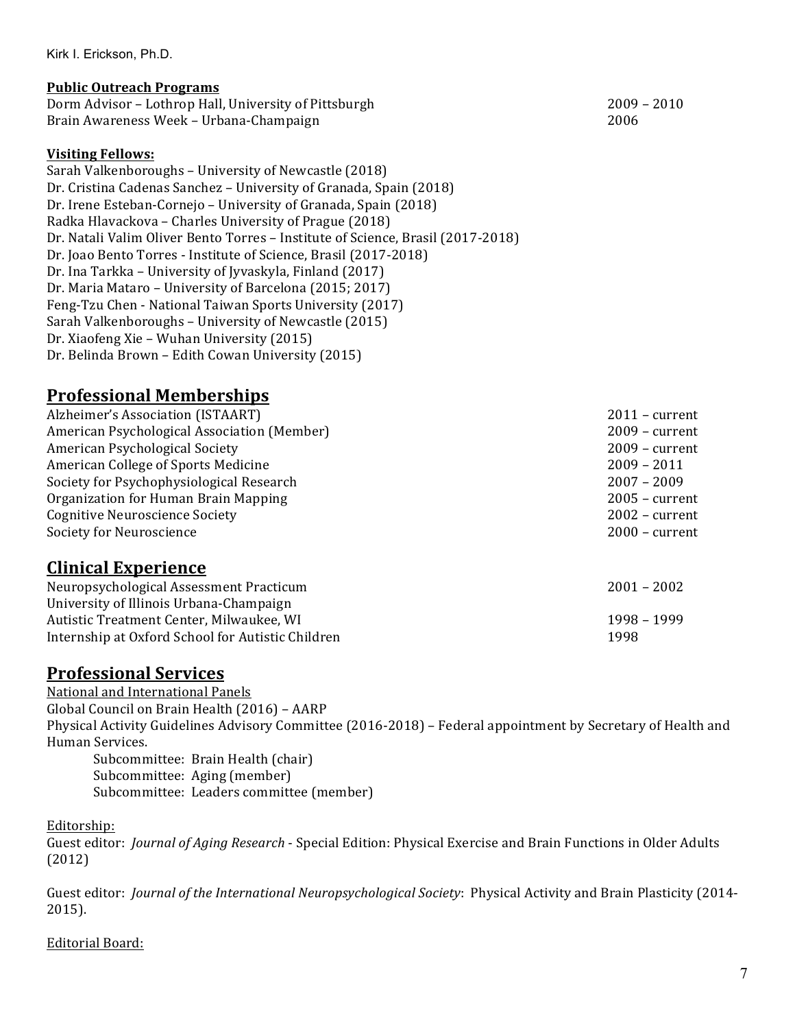**Public Outreach Programs**

| | |
|---|---|
| Dorm Advisor – Lothrop Hall, University of Pittsburgh | 2009 – 2010 |
| Brain Awareness Week – Urbana-Champaign | 2006 |

**Visiting Fellows:**

Sarah Valkenboroughs – University of Newcastle (2018)
Dr. Cristina Cadenas Sanchez – University of Granada, Spain (2018)
Dr. Irene Esteban-Cornejo – University of Granada, Spain (2018)
Radka Hlavackova – Charles University of Prague (2018)
Dr. Natali Valim Oliver Bento Torres – Institute of Science, Brasil (2017-2018)
Dr. Joao Bento Torres - Institute of Science, Brasil (2017-2018)
Dr. Ina Tarkka – University of Jyvaskyla, Finland (2017)
Dr. Maria Mataro – University of Barcelona (2015; 2017)
Feng-Tzu Chen - National Taiwan Sports University (2017)
Sarah Valkenboroughs – University of Newcastle (2015)
Dr. Xiaofeng Xie – Wuhan University (2015)
Dr. Belinda Brown – Edith Cowan University (2015)

## Professional Memberships

| | |
|---|---|
| Alzheimer's Association (ISTAART) | 2011 – current |
| American Psychological Association (Member) | 2009 – current |
| American Psychological Society | 2009 – current |
| American College of Sports Medicine | 2009 – 2011 |
| Society for Psychophysiological Research | 2007 – 2009 |
| Organization for Human Brain Mapping | 2005 – current |
| Cognitive Neuroscience Society | 2002 – current |
| Society for Neuroscience | 2000 – current |

## Clinical Experience

| | |
|---|---|
| Neuropsychological Assessment Practicum<br>University of Illinois Urbana-Champaign | 2001 – 2002 |
| Autistic Treatment Center, Milwaukee, WI | 1998 – 1999 |
| Internship at Oxford School for Autistic Children | 1998 |

## Professional Services

National and International Panels

Global Council on Brain Health (2016) – AARP

Physical Activity Guidelines Advisory Committee (2016-2018) – Federal appointment by Secretary of Health and Human Services.

- Subcommittee: Brain Health (chair)
- Subcommittee: Aging (member)
- Subcommittee: Leaders committee (member)

Editorship:

Guest editor: *Journal of Aging Research* - Special Edition: Physical Exercise and Brain Functions in Older Adults (2012)

Guest editor: *Journal of the International Neuropsychological Society*: Physical Activity and Brain Plasticity (2014-2015).

Editorial Board: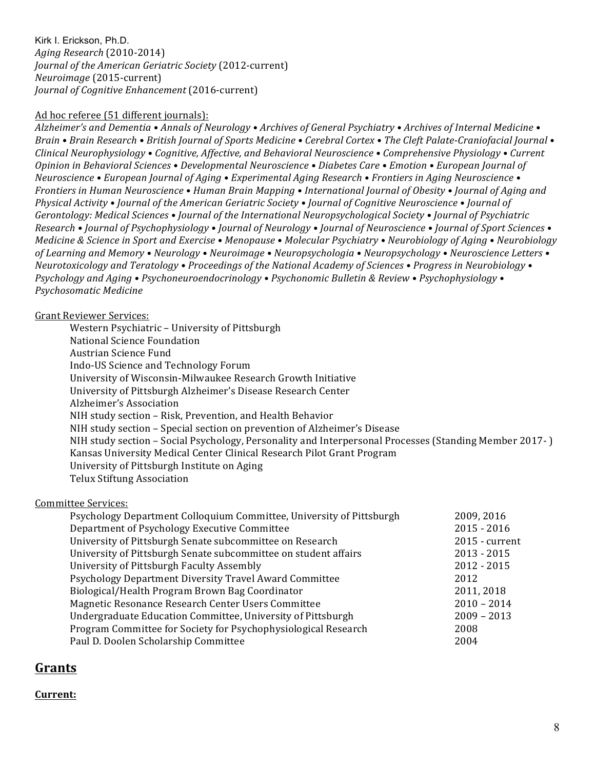*Aging Research* (2010-2014)
*Journal of the American Geriatric Society* (2012-current)
*Neuroimage* (2015-current)
*Journal of Cognitive Enhancement* (2016-current)

Ad hoc referee (51 different journals):

*Alzheimer's and Dementia • Annals of Neurology • Archives of General Psychiatry • Archives of Internal Medicine • Brain • Brain Research • British Journal of Sports Medicine • Cerebral Cortex • The Cleft Palate-Craniofacial Journal • Clinical Neurophysiology • Cognitive, Affective, and Behavioral Neuroscience • Comprehensive Physiology • Current Opinion in Behavioral Sciences • Developmental Neuroscience • Diabetes Care • Emotion • European Journal of Neuroscience • European Journal of Aging • Experimental Aging Research • Frontiers in Aging Neuroscience • Frontiers in Human Neuroscience • Human Brain Mapping • International Journal of Obesity • Journal of Aging and Physical Activity • Journal of the American Geriatric Society • Journal of Cognitive Neuroscience • Journal of Gerontology: Medical Sciences • Journal of the International Neuropsychological Society • Journal of Psychiatric Research • Journal of Psychophysiology • Journal of Neurology • Journal of Neuroscience • Journal of Sport Sciences • Medicine & Science in Sport and Exercise • Menopause • Molecular Psychiatry • Neurobiology of Aging • Neurobiology of Learning and Memory • Neurology • Neuroimage • Neuropsychologia • Neuropsychology • Neuroscience Letters • Neurotoxicology and Teratology • Proceedings of the National Academy of Sciences • Progress in Neurobiology • Psychology and Aging • Psychoneuroendocrinology • Psychonomic Bulletin & Review • Psychophysiology • Psychosomatic Medicine*

Grant Reviewer Services:

Western Psychiatric – University of Pittsburgh
National Science Foundation
Austrian Science Fund
Indo-US Science and Technology Forum
University of Wisconsin-Milwaukee Research Growth Initiative
University of Pittsburgh Alzheimer's Disease Research Center
Alzheimer's Association
NIH study section – Risk, Prevention, and Health Behavior
NIH study section – Special section on prevention of Alzheimer's Disease
NIH study section – Social Psychology, Personality and Interpersonal Processes (Standing Member 2017- )
Kansas University Medical Center Clinical Research Pilot Grant Program
University of Pittsburgh Institute on Aging
Telux Stiftung Association

Committee Services:

| | |
|---|---|
| Psychology Department Colloquium Committee, University of Pittsburgh | 2009, 2016 |
| Department of Psychology Executive Committee | 2015 - 2016 |
| University of Pittsburgh Senate subcommittee on Research | 2015 - current |
| University of Pittsburgh Senate subcommittee on student affairs | 2013 - 2015 |
| University of Pittsburgh Faculty Assembly | 2012 - 2015 |
| Psychology Department Diversity Travel Award Committee | 2012 |
| Biological/Health Program Brown Bag Coordinator | 2011, 2018 |
| Magnetic Resonance Research Center Users Committee | 2010 – 2014 |
| Undergraduate Education Committee, University of Pittsburgh | 2009 – 2013 |
| Program Committee for Society for Psychophysiological Research | 2008 |
| Paul D. Doolen Scholarship Committee | 2004 |

## Grants

**Current:**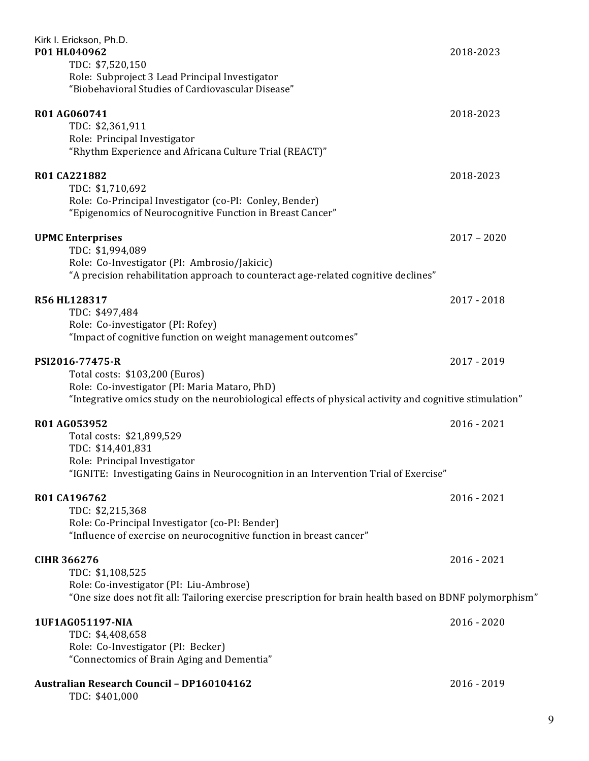**P01 HL040962** 2018-2023

TDC: $7,520,150

Role: Subproject 3 Lead Principal Investigator

"Biobehavioral Studies of Cardiovascular Disease"

**R01 AG060741** 2018-2023

TDC: $2,361,911

Role: Principal Investigator

"Rhythm Experience and Africana Culture Trial (REACT)"

**R01 CA221882** 2018-2023

TDC: $1,710,692

Role: Co-Principal Investigator (co-PI: Conley, Bender)

"Epigenomics of Neurocognitive Function in Breast Cancer"

**UPMC Enterprises** 2017 – 2020

TDC: $1,994,089

Role: Co-Investigator (PI: Ambrosio/Jakicic)

"A precision rehabilitation approach to counteract age-related cognitive declines"

**R56 HL128317** 2017 - 2018

TDC: $497,484

Role: Co-investigator (PI: Rofey)

"Impact of cognitive function on weight management outcomes"

**PSI2016-77475-R** 2017 - 2019

Total costs: $103,200 (Euros)

Role: Co-investigator (PI: Maria Mataro, PhD)

"Integrative omics study on the neurobiological effects of physical activity and cognitive stimulation"

**R01 AG053952** 2016 - 2021

Total costs: $21,899,529

TDC: $14,401,831

Role: Principal Investigator

"IGNITE: Investigating Gains in Neurocognition in an Intervention Trial of Exercise"

**R01 CA196762** 2016 - 2021

TDC: $2,215,368

Role: Co-Principal Investigator (co-PI: Bender)

"Influence of exercise on neurocognitive function in breast cancer"

**CIHR 366276** 2016 - 2021

TDC: $1,108,525

Role: Co-investigator (PI: Liu-Ambrose)

"One size does not fit all: Tailoring exercise prescription for brain health based on BDNF polymorphism"

**1UF1AG051197-NIA** 2016 - 2020

TDC: $4,408,658

Role: Co-Investigator (PI: Becker)

"Connectomics of Brain Aging and Dementia"

**Australian Research Council – DP160104162** 2016 - 2019

TDC: $401,000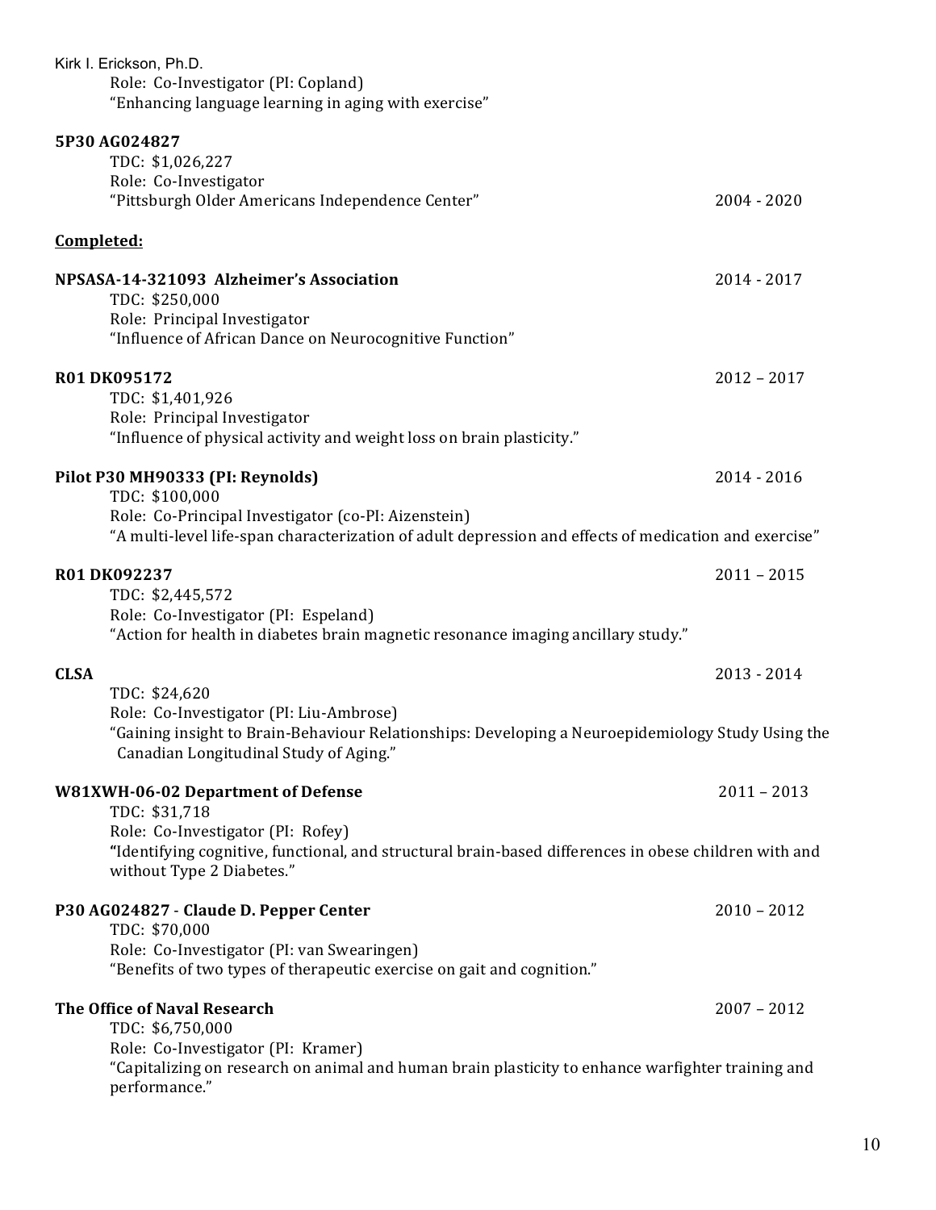Role: Co-Investigator (PI: Copland)
"Enhancing language learning in aging with exercise"

**5P30 AG024827**
TDC: $1,026,227
Role: Co-Investigator
"Pittsburgh Older Americans Independence Center" 2004 - 2020

**Completed:**

**NPSASA-14-321093 Alzheimer's Association** 2014 - 2017
TDC: $250,000
Role: Principal Investigator
"Influence of African Dance on Neurocognitive Function"

**R01 DK095172** 2012 – 2017
TDC: $1,401,926
Role: Principal Investigator
"Influence of physical activity and weight loss on brain plasticity."

**Pilot P30 MH90333 (PI: Reynolds)** 2014 - 2016
TDC: $100,000
Role: Co-Principal Investigator (co-PI: Aizenstein)
"A multi-level life-span characterization of adult depression and effects of medication and exercise"

**R01 DK092237** 2011 – 2015
TDC: $2,445,572
Role: Co-Investigator (PI: Espeland)
"Action for health in diabetes brain magnetic resonance imaging ancillary study."

**CLSA** 2013 - 2014
TDC: $24,620
Role: Co-Investigator (PI: Liu-Ambrose)
"Gaining insight to Brain-Behaviour Relationships: Developing a Neuroepidemiology Study Using the Canadian Longitudinal Study of Aging."

**W81XWH-06-02 Department of Defense** 2011 – 2013
TDC: $31,718
Role: Co-Investigator (PI: Rofey)
"Identifying cognitive, functional, and structural brain-based differences in obese children with and without Type 2 Diabetes."

**P30 AG024827 - Claude D. Pepper Center** 2010 – 2012
TDC: $70,000
Role: Co-Investigator (PI: van Swearingen)
"Benefits of two types of therapeutic exercise on gait and cognition."

**The Office of Naval Research** 2007 – 2012
TDC: $6,750,000
Role: Co-Investigator (PI: Kramer)
"Capitalizing on research on animal and human brain plasticity to enhance warfighter training and performance."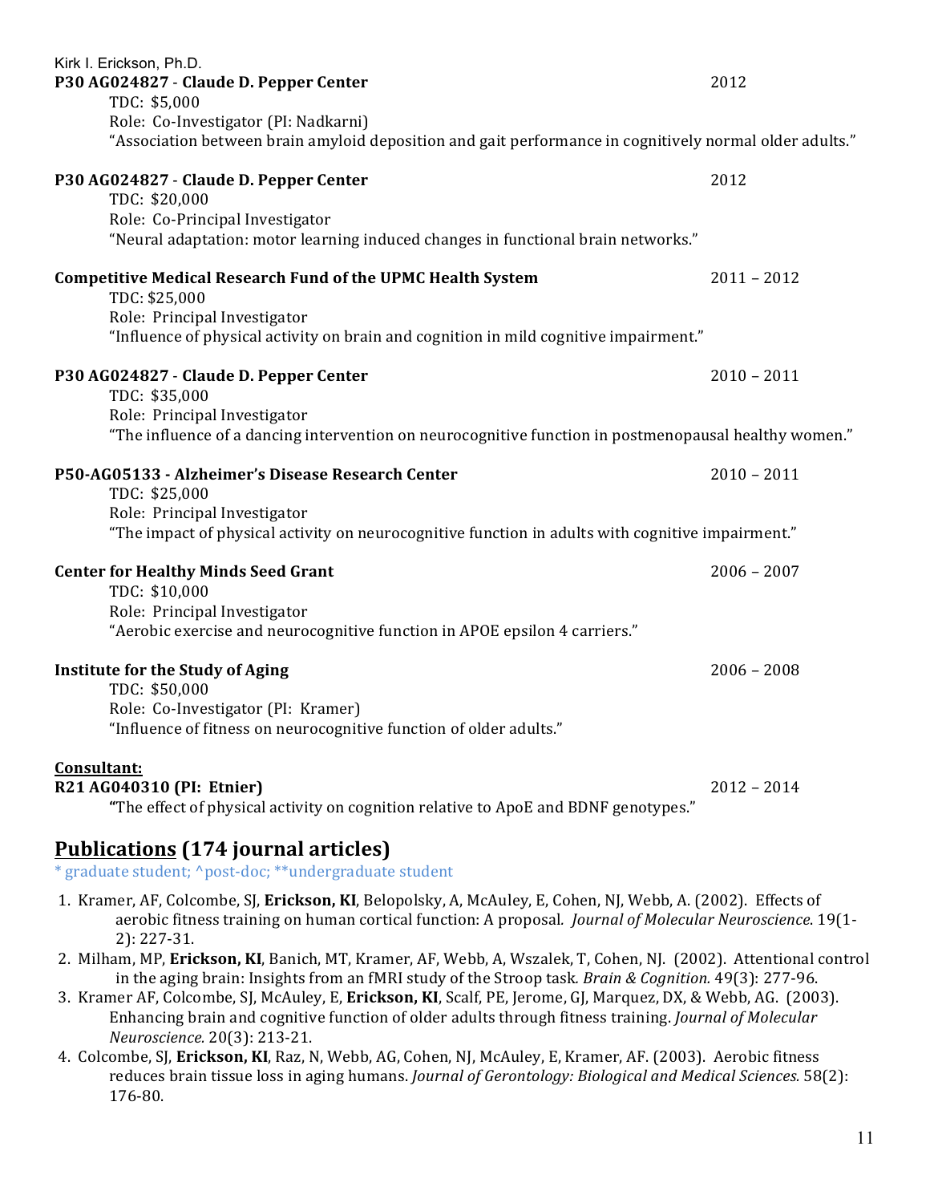**P30 AG024827** - **Claude D. Pepper Center** 2012
TDC: $5,000
Role: Co-Investigator (PI: Nadkarni)
"Association between brain amyloid deposition and gait performance in cognitively normal older adults."

**P30 AG024827** - **Claude D. Pepper Center** 2012
TDC: $20,000
Role: Co-Principal Investigator
"Neural adaptation: motor learning induced changes in functional brain networks."

**Competitive Medical Research Fund of the UPMC Health System** 2011 – 2012
TDC: $25,000
Role: Principal Investigator
"Influence of physical activity on brain and cognition in mild cognitive impairment."

**P30 AG024827** - **Claude D. Pepper Center** 2010 – 2011
TDC: $35,000
Role: Principal Investigator
"The influence of a dancing intervention on neurocognitive function in postmenopausal healthy women."

**P50-AG05133 - Alzheimer's Disease Research Center** 2010 – 2011
TDC: $25,000
Role: Principal Investigator
"The impact of physical activity on neurocognitive function in adults with cognitive impairment."

**Center for Healthy Minds Seed Grant** 2006 – 2007
TDC: $10,000
Role: Principal Investigator
"Aerobic exercise and neurocognitive function in APOE epsilon 4 carriers."

**Institute for the Study of Aging** 2006 – 2008
TDC: $50,000
Role: Co-Investigator (PI: Kramer)
"Influence of fitness on neurocognitive function of older adults."

**Consultant:**
**R21 AG040310 (PI: Etnier)** 2012 – 2014
"The effect of physical activity on cognition relative to ApoE and BDNF genotypes."

## Publications (174 journal articles)

\* graduate student; ^post-doc; **undergraduate student

1. Kramer, AF, Colcombe, SJ, **Erickson, KI**, Belopolsky, A, McAuley, E, Cohen, NJ, Webb, A. (2002). Effects of aerobic fitness training on human cortical function: A proposal. *Journal of Molecular Neuroscience*. 19(1-2): 227-31.
2. Milham, MP, **Erickson, KI**, Banich, MT, Kramer, AF, Webb, A, Wszalek, T, Cohen, NJ. (2002). Attentional control in the aging brain: Insights from an fMRI study of the Stroop task. *Brain & Cognition.* 49(3): 277-96.
3. Kramer AF, Colcombe, SJ, McAuley, E, **Erickson, KI**, Scalf, PE, Jerome, GJ, Marquez, DX, & Webb, AG. (2003). Enhancing brain and cognitive function of older adults through fitness training. *Journal of Molecular Neuroscience.* 20(3): 213-21.
4. Colcombe, SJ, **Erickson, KI**, Raz, N, Webb, AG, Cohen, NJ, McAuley, E, Kramer, AF. (2003). Aerobic fitness reduces brain tissue loss in aging humans. *Journal of Gerontology: Biological and Medical Sciences.* 58(2): 176-80.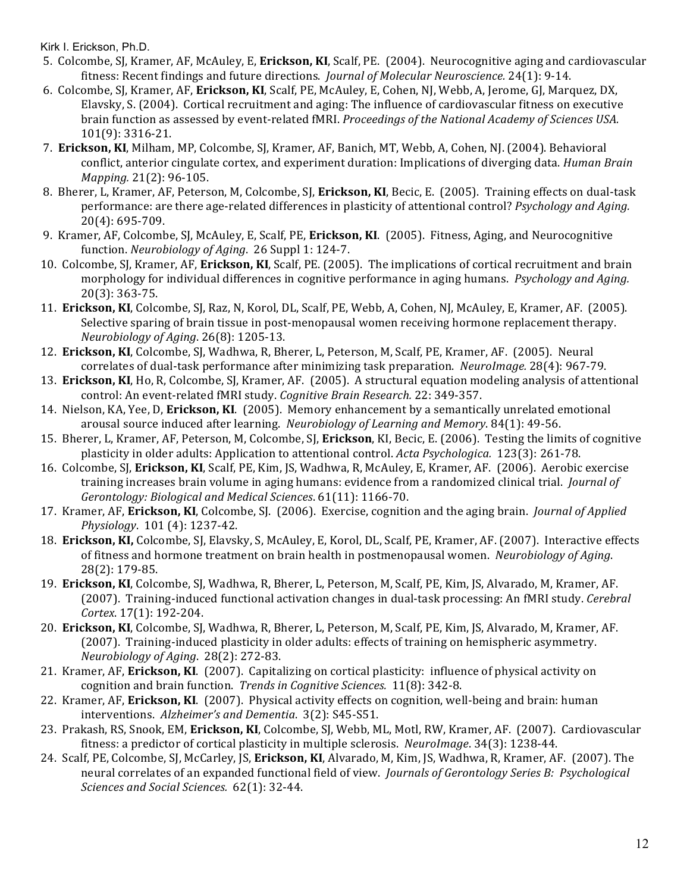5. Colcombe, SJ, Kramer, AF, McAuley, E, **Erickson, KI**, Scalf, PE. (2004). Neurocognitive aging and cardiovascular fitness: Recent findings and future directions. *Journal of Molecular Neuroscience.* 24(1): 9-14.
6. Colcombe, SJ, Kramer, AF, **Erickson, KI**, Scalf, PE, McAuley, E, Cohen, NJ, Webb, A, Jerome, GJ, Marquez, DX, Elavsky, S. (2004). Cortical recruitment and aging: The influence of cardiovascular fitness on executive brain function as assessed by event-related fMRI. *Proceedings of the National Academy of Sciences USA.* 101(9): 3316-21.
7. **Erickson, KI**, Milham, MP, Colcombe, SJ, Kramer, AF, Banich, MT, Webb, A, Cohen, NJ. (2004). Behavioral conflict, anterior cingulate cortex, and experiment duration: Implications of diverging data. *Human Brain Mapping.* 21(2): 96-105.
8. Bherer, L, Kramer, AF, Peterson, M, Colcombe, SJ, **Erickson, KI**, Becic, E. (2005). Training effects on dual-task performance: are there age-related differences in plasticity of attentional control? *Psychology and Aging.* 20(4): 695-709.
9. Kramer, AF, Colcombe, SJ, McAuley, E, Scalf, PE, **Erickson, KI**. (2005). Fitness, Aging, and Neurocognitive function. *Neurobiology of Aging*. 26 Suppl 1: 124-7.
10. Colcombe, SJ, Kramer, AF, **Erickson, KI**, Scalf, PE. (2005). The implications of cortical recruitment and brain morphology for individual differences in cognitive performance in aging humans. *Psychology and Aging.* 20(3): 363-75.
11. **Erickson, KI**, Colcombe, SJ, Raz, N, Korol, DL, Scalf, PE, Webb, A, Cohen, NJ, McAuley, E, Kramer, AF. (2005). Selective sparing of brain tissue in post-menopausal women receiving hormone replacement therapy. *Neurobiology of Aging*. 26(8): 1205-13.
12. **Erickson, KI**, Colcombe, SJ, Wadhwa, R, Bherer, L, Peterson, M, Scalf, PE, Kramer, AF. (2005). Neural correlates of dual-task performance after minimizing task preparation. *NeuroImage.* 28(4): 967-79.
13. **Erickson, KI**, Ho, R, Colcombe, SJ, Kramer, AF. (2005). A structural equation modeling analysis of attentional control: An event-related fMRI study. *Cognitive Brain Research.* 22: 349-357.
14. Nielson, KA, Yee, D, **Erickson, KI**. (2005). Memory enhancement by a semantically unrelated emotional arousal source induced after learning. *Neurobiology of Learning and Memory*. 84(1): 49-56.
15. Bherer, L, Kramer, AF, Peterson, M, Colcombe, SJ, **Erickson**, KI, Becic, E. (2006). Testing the limits of cognitive plasticity in older adults: Application to attentional control. *Acta Psychologica.* 123(3): 261-78.
16. Colcombe, SJ, **Erickson, KI**, Scalf, PE, Kim, JS, Wadhwa, R, McAuley, E, Kramer, AF. (2006). Aerobic exercise training increases brain volume in aging humans: evidence from a randomized clinical trial. *Journal of Gerontology: Biological and Medical Sciences*. 61(11): 1166-70.
17. Kramer, AF, **Erickson, KI**, Colcombe, SJ. (2006). Exercise, cognition and the aging brain. *Journal of Applied Physiology*. 101 (4): 1237-42.
18. **Erickson, KI,** Colcombe, SJ, Elavsky, S, McAuley, E, Korol, DL, Scalf, PE, Kramer, AF. (2007). Interactive effects of fitness and hormone treatment on brain health in postmenopausal women. *Neurobiology of Aging*. 28(2): 179-85.
19. **Erickson, KI**, Colcombe, SJ, Wadhwa, R, Bherer, L, Peterson, M, Scalf, PE, Kim, JS, Alvarado, M, Kramer, AF. (2007). Training-induced functional activation changes in dual-task processing: An fMRI study. *Cerebral Cortex.* 17(1): 192-204.
20. **Erickson, KI**, Colcombe, SJ, Wadhwa, R, Bherer, L, Peterson, M, Scalf, PE, Kim, JS, Alvarado, M, Kramer, AF. (2007). Training-induced plasticity in older adults: effects of training on hemispheric asymmetry. *Neurobiology of Aging*. 28(2): 272-83.
21. Kramer, AF, **Erickson, KI**. (2007). Capitalizing on cortical plasticity: influence of physical activity on cognition and brain function. *Trends in Cognitive Sciences.* 11(8): 342-8.
22. Kramer, AF, **Erickson, KI**. (2007). Physical activity effects on cognition, well-being and brain: human interventions. *Alzheimer's and Dementia*. 3(2): S45-S51.
23. Prakash, RS, Snook, EM, **Erickson, KI**, Colcombe, SJ, Webb, ML, Motl, RW, Kramer, AF. (2007). Cardiovascular fitness: a predictor of cortical plasticity in multiple sclerosis. *NeuroImage*. 34(3): 1238-44.
24. Scalf, PE, Colcombe, SJ, McCarley, JS, **Erickson, KI**, Alvarado, M, Kim, JS, Wadhwa, R, Kramer, AF. (2007). The neural correlates of an expanded functional field of view. *Journals of Gerontology Series B: Psychological Sciences and Social Sciences.* 62(1): 32-44.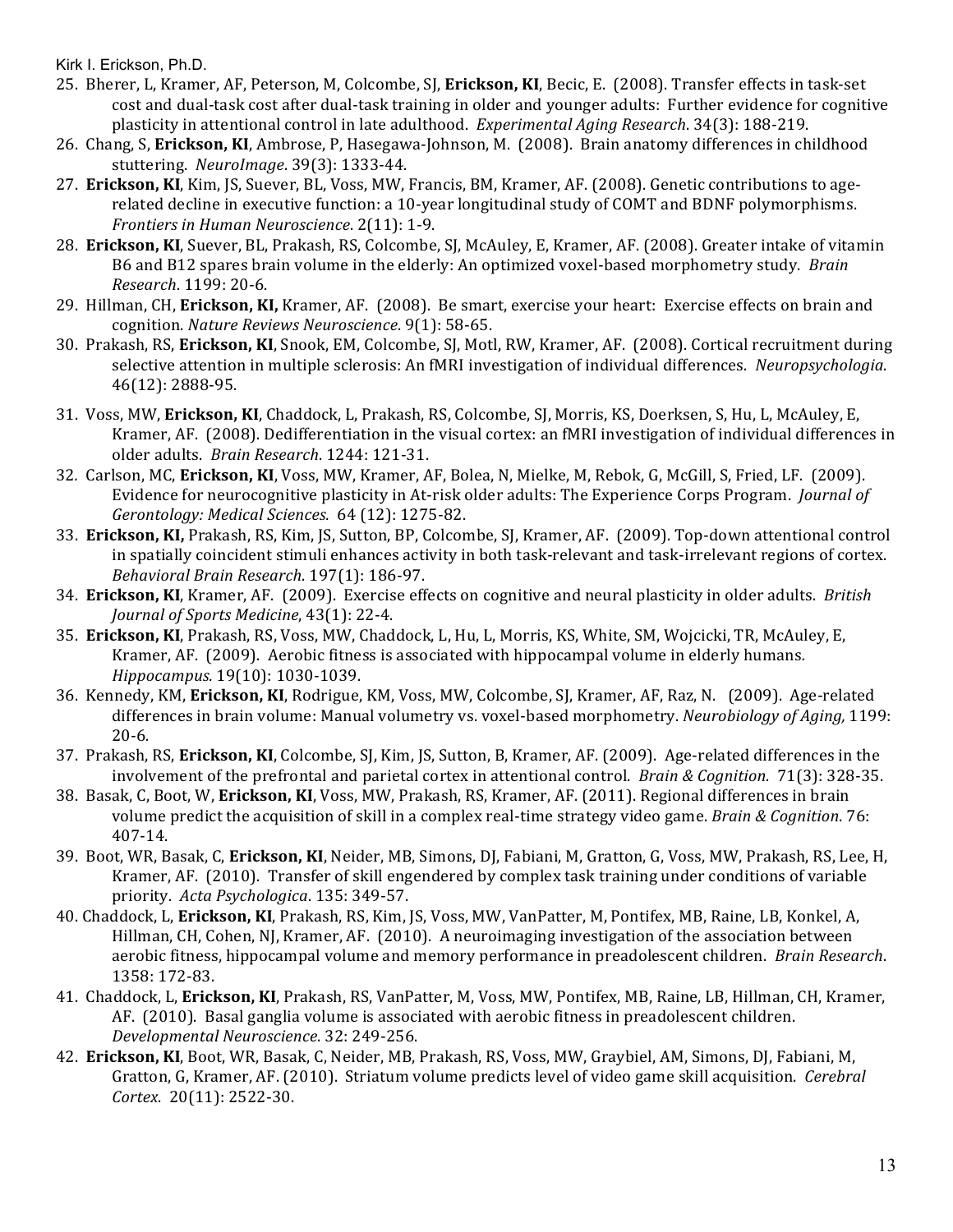25. Bherer, L, Kramer, AF, Peterson, M, Colcombe, SJ, **Erickson, KI**, Becic, E. (2008). Transfer effects in task-set cost and dual-task cost after dual-task training in older and younger adults: Further evidence for cognitive plasticity in attentional control in late adulthood. *Experimental Aging Research*. 34(3): 188-219.
26. Chang, S, **Erickson, KI**, Ambrose, P, Hasegawa-Johnson, M. (2008). Brain anatomy differences in childhood stuttering. *NeuroImage*. 39(3): 1333-44.
27. **Erickson, KI**, Kim, JS, Suever, BL, Voss, MW, Francis, BM, Kramer, AF. (2008). Genetic contributions to age-related decline in executive function: a 10-year longitudinal study of COMT and BDNF polymorphisms. *Frontiers in Human Neuroscience*. 2(11): 1-9.
28. **Erickson, KI**, Suever, BL, Prakash, RS, Colcombe, SJ, McAuley, E, Kramer, AF. (2008). Greater intake of vitamin B6 and B12 spares brain volume in the elderly: An optimized voxel-based morphometry study. *Brain Research*. 1199: 20-6.
29. Hillman, CH, **Erickson, KI,** Kramer, AF. (2008). Be smart, exercise your heart: Exercise effects on brain and cognition. *Nature Reviews Neuroscience*. 9(1): 58-65.
30. Prakash, RS, **Erickson, KI**, Snook, EM, Colcombe, SJ, Motl, RW, Kramer, AF. (2008). Cortical recruitment during selective attention in multiple sclerosis: An fMRI investigation of individual differences. *Neuropsychologia*. 46(12): 2888-95.
31. Voss, MW, **Erickson, KI**, Chaddock, L, Prakash, RS, Colcombe, SJ, Morris, KS, Doerksen, S, Hu, L, McAuley, E, Kramer, AF. (2008). Dedifferentiation in the visual cortex: an fMRI investigation of individual differences in older adults. *Brain Research*. 1244: 121-31.
32. Carlson, MC, **Erickson, KI**, Voss, MW, Kramer, AF, Bolea, N, Mielke, M, Rebok, G, McGill, S, Fried, LF. (2009). Evidence for neurocognitive plasticity in At-risk older adults: The Experience Corps Program. *Journal of Gerontology: Medical Sciences.* 64 (12): 1275-82.
33. **Erickson, KI,** Prakash, RS, Kim, JS, Sutton, BP, Colcombe, SJ, Kramer, AF. (2009). Top-down attentional control in spatially coincident stimuli enhances activity in both task-relevant and task-irrelevant regions of cortex. *Behavioral Brain Research*. 197(1): 186-97.
34. **Erickson, KI**, Kramer, AF. (2009). Exercise effects on cognitive and neural plasticity in older adults. *British Journal of Sports Medicine*, 43(1): 22-4.
35. **Erickson, KI**, Prakash, RS, Voss, MW, Chaddock, L, Hu, L, Morris, KS, White, SM, Wojcicki, TR, McAuley, E, Kramer, AF. (2009). Aerobic fitness is associated with hippocampal volume in elderly humans. *Hippocampus.* 19(10): 1030-1039.
36. Kennedy, KM, **Erickson, KI**, Rodrigue, KM, Voss, MW, Colcombe, SJ, Kramer, AF, Raz, N. (2009). Age-related differences in brain volume: Manual volumetry vs. voxel-based morphometry. *Neurobiology of Aging,* 1199: 20-6.
37. Prakash, RS, **Erickson, KI**, Colcombe, SJ, Kim, JS, Sutton, B, Kramer, AF. (2009). Age-related differences in the involvement of the prefrontal and parietal cortex in attentional control. *Brain & Cognition.* 71(3): 328-35.
38. Basak, C, Boot, W, **Erickson, KI**, Voss, MW, Prakash, RS, Kramer, AF. (2011). Regional differences in brain volume predict the acquisition of skill in a complex real-time strategy video game. *Brain & Cognition*. 76: 407-14.
39. Boot, WR, Basak, C, **Erickson, KI**, Neider, MB, Simons, DJ, Fabiani, M, Gratton, G, Voss, MW, Prakash, RS, Lee, H, Kramer, AF. (2010). Transfer of skill engendered by complex task training under conditions of variable priority. *Acta Psychologica*. 135: 349-57.
40. Chaddock, L, **Erickson, KI**, Prakash, RS, Kim, JS, Voss, MW, VanPatter, M, Pontifex, MB, Raine, LB, Konkel, A, Hillman, CH, Cohen, NJ, Kramer, AF. (2010). A neuroimaging investigation of the association between aerobic fitness, hippocampal volume and memory performance in preadolescent children. *Brain Research*. 1358: 172-83.
41. Chaddock, L, **Erickson, KI**, Prakash, RS, VanPatter, M, Voss, MW, Pontifex, MB, Raine, LB, Hillman, CH, Kramer, AF. (2010). Basal ganglia volume is associated with aerobic fitness in preadolescent children. *Developmental Neuroscience*. 32: 249-256.
42. **Erickson, KI**, Boot, WR, Basak, C, Neider, MB, Prakash, RS, Voss, MW, Graybiel, AM, Simons, DJ, Fabiani, M, Gratton, G, Kramer, AF. (2010). Striatum volume predicts level of video game skill acquisition. *Cerebral Cortex*. 20(11): 2522-30.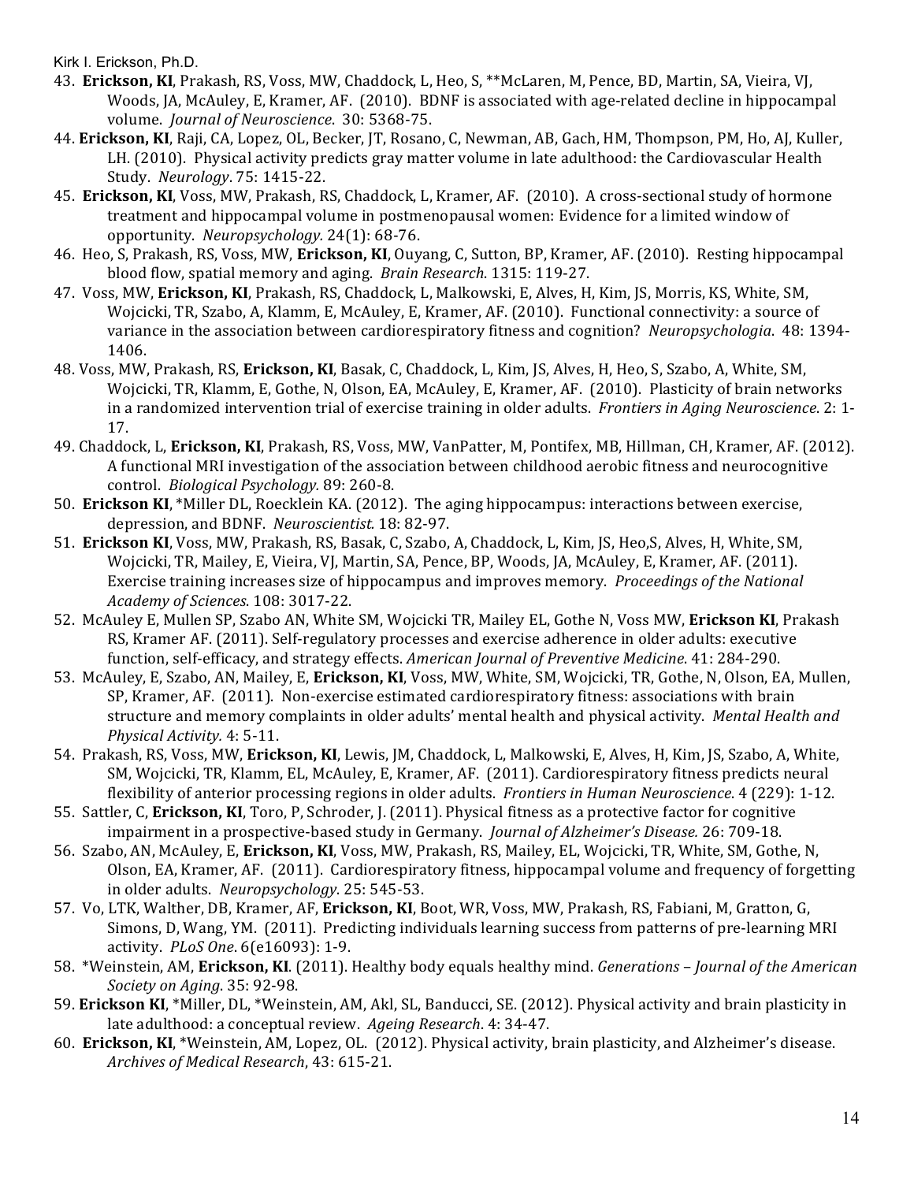43. **Erickson, KI**, Prakash, RS, Voss, MW, Chaddock, L, Heo, S, **McLaren, M, Pence, BD, Martin, SA, Vieira, VJ, Woods, JA, McAuley, E, Kramer, AF. (2010). BDNF is associated with age-related decline in hippocampal volume. *Journal of Neuroscience*. 30: 5368-75.
44. **Erickson, KI**, Raji, CA, Lopez, OL, Becker, JT, Rosano, C, Newman, AB, Gach, HM, Thompson, PM, Ho, AJ, Kuller, LH. (2010). Physical activity predicts gray matter volume in late adulthood: the Cardiovascular Health Study. *Neurology*. 75: 1415-22.
45. **Erickson, KI**, Voss, MW, Prakash, RS, Chaddock, L, Kramer, AF. (2010). A cross-sectional study of hormone treatment and hippocampal volume in postmenopausal women: Evidence for a limited window of opportunity. *Neuropsychology.* 24(1): 68-76.
46. Heo, S, Prakash, RS, Voss, MW, **Erickson, KI**, Ouyang, C, Sutton, BP, Kramer, AF. (2010). Resting hippocampal blood flow, spatial memory and aging. *Brain Research*. 1315: 119-27.
47. Voss, MW, **Erickson, KI**, Prakash, RS, Chaddock, L, Malkowski, E, Alves, H, Kim, JS, Morris, KS, White, SM, Wojcicki, TR, Szabo, A, Klamm, E, McAuley, E, Kramer, AF. (2010). Functional connectivity: a source of variance in the association between cardiorespiratory fitness and cognition? *Neuropsychologia*. 48: 1394-1406.
48. Voss, MW, Prakash, RS, **Erickson, KI**, Basak, C, Chaddock, L, Kim, JS, Alves, H, Heo, S, Szabo, A, White, SM, Wojcicki, TR, Klamm, E, Gothe, N, Olson, EA, McAuley, E, Kramer, AF. (2010). Plasticity of brain networks in a randomized intervention trial of exercise training in older adults. *Frontiers in Aging Neuroscience*. 2: 1-17.
49. Chaddock, L, **Erickson, KI**, Prakash, RS, Voss, MW, VanPatter, M, Pontifex, MB, Hillman, CH, Kramer, AF. (2012). A functional MRI investigation of the association between childhood aerobic fitness and neurocognitive control. *Biological Psychology.* 89: 260-8.
50. **Erickson KI**, *Miller DL, Roecklein KA. (2012). The aging hippocampus: interactions between exercise, depression, and BDNF. *Neuroscientist*. 18: 82-97.
51. **Erickson KI**, Voss, MW, Prakash, RS, Basak, C, Szabo, A, Chaddock, L, Kim, JS, Heo,S, Alves, H, White, SM, Wojcicki, TR, Mailey, E, Vieira, VJ, Martin, SA, Pence, BP, Woods, JA, McAuley, E, Kramer, AF. (2011). Exercise training increases size of hippocampus and improves memory. *Proceedings of the National Academy of Sciences*. 108: 3017-22.
52. McAuley E, Mullen SP, Szabo AN, White SM, Wojcicki TR, Mailey EL, Gothe N, Voss MW, **Erickson KI**, Prakash RS, Kramer AF. (2011). Self-regulatory processes and exercise adherence in older adults: executive function, self-efficacy, and strategy effects. *American Journal of Preventive Medicine*. 41: 284-290.
53. McAuley, E, Szabo, AN, Mailey, E, **Erickson, KI**, Voss, MW, White, SM, Wojcicki, TR, Gothe, N, Olson, EA, Mullen, SP, Kramer, AF. (2011). Non-exercise estimated cardiorespiratory fitness: associations with brain structure and memory complaints in older adults' mental health and physical activity. *Mental Health and Physical Activity.* 4: 5-11.
54. Prakash, RS, Voss, MW, **Erickson, KI**, Lewis, JM, Chaddock, L, Malkowski, E, Alves, H, Kim, JS, Szabo, A, White, SM, Wojcicki, TR, Klamm, EL, McAuley, E, Kramer, AF. (2011). Cardiorespiratory fitness predicts neural flexibility of anterior processing regions in older adults. *Frontiers in Human Neuroscience*. 4 (229): 1-12.
55. Sattler, C, **Erickson, KI**, Toro, P, Schroder, J. (2011). Physical fitness as a protective factor for cognitive impairment in a prospective-based study in Germany. *Journal of Alzheimer's Disease.* 26: 709-18.
56. Szabo, AN, McAuley, E, **Erickson, KI**, Voss, MW, Prakash, RS, Mailey, EL, Wojcicki, TR, White, SM, Gothe, N, Olson, EA, Kramer, AF. (2011). Cardiorespiratory fitness, hippocampal volume and frequency of forgetting in older adults. *Neuropsychology*. 25: 545-53.
57. Vo, LTK, Walther, DB, Kramer, AF, **Erickson, KI**, Boot, WR, Voss, MW, Prakash, RS, Fabiani, M, Gratton, G, Simons, D, Wang, YM. (2011). Predicting individuals learning success from patterns of pre-learning MRI activity. *PLoS One*. 6(e16093): 1-9.
58. *Weinstein, AM, **Erickson, KI**. (2011). Healthy body equals healthy mind. *Generations – Journal of the American Society on Aging*. 35: 92-98.
59. **Erickson KI**, *Miller, DL, *Weinstein, AM, Akl, SL, Banducci, SE. (2012). Physical activity and brain plasticity in late adulthood: a conceptual review. *Ageing Research*. 4: 34-47.
60. **Erickson, KI**, *Weinstein, AM, Lopez, OL. (2012). Physical activity, brain plasticity, and Alzheimer's disease. *Archives of Medical Research*, 43: 615-21.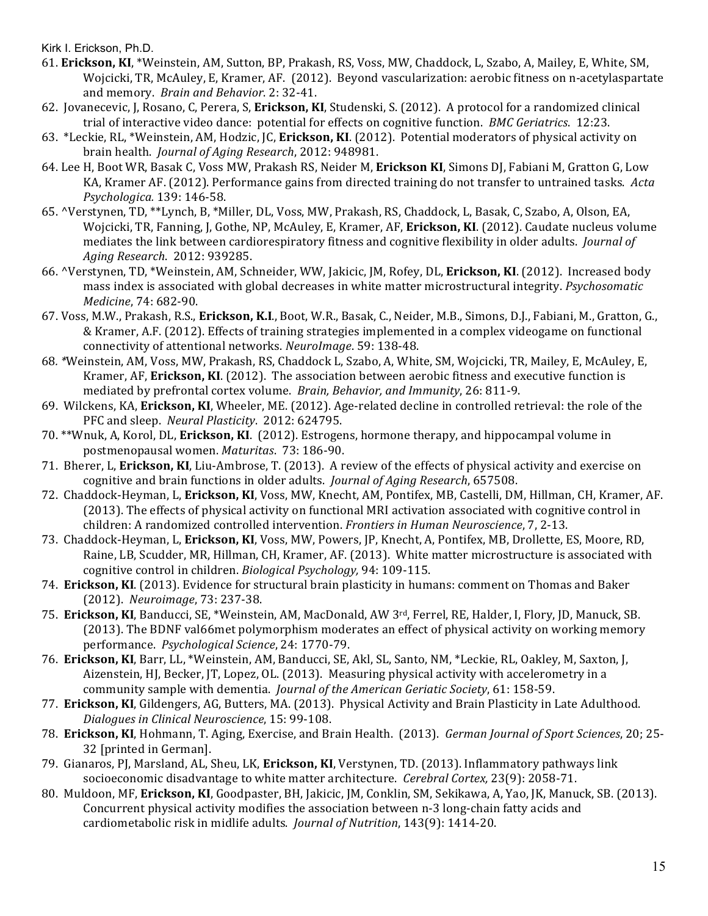61. **Erickson, KI**, *Weinstein, AM, Sutton, BP, Prakash, RS, Voss, MW, Chaddock, L, Szabo, A, Mailey, E, White, SM, Wojcicki, TR, McAuley, E, Kramer, AF. (2012). Beyond vascularization: aerobic fitness on n-acetylaspartate and memory. *Brain and Behavior*. 2: 32-41.
62. Jovanecevic, J, Rosano, C, Perera, S, **Erickson, KI**, Studenski, S. (2012). A protocol for a randomized clinical trial of interactive video dance: potential for effects on cognitive function. *BMC Geriatrics*. 12:23.
63. *Leckie, RL, *Weinstein, AM, Hodzic, JC, **Erickson, KI**. (2012). Potential moderators of physical activity on brain health. *Journal of Aging Research*, 2012: 948981.
64. Lee H, Boot WR, Basak C, Voss MW, Prakash RS, Neider M, **Erickson KI**, Simons DJ, Fabiani M, Gratton G, Low KA, Kramer AF. (2012). Performance gains from directed training do not transfer to untrained tasks. *Acta Psychologica.* 139: 146-58.
65. ^Verstynen, TD, **Lynch, B, *Miller, DL, Voss, MW, Prakash, RS, Chaddock, L, Basak, C, Szabo, A, Olson, EA, Wojcicki, TR, Fanning, J, Gothe, NP, McAuley, E, Kramer, AF, **Erickson, KI**. (2012). Caudate nucleus volume mediates the link between cardiorespiratory fitness and cognitive flexibility in older adults. *Journal of Aging Research*. 2012: 939285.
66. ^Verstynen, TD, *Weinstein, AM, Schneider, WW, Jakicic, JM, Rofey, DL, **Erickson, KI**. (2012). Increased body mass index is associated with global decreases in white matter microstructural integrity. *Psychosomatic Medicine*, 74: 682-90.
67. Voss, M.W., Prakash, R.S., **Erickson, K.I.**, Boot, W.R., Basak, C., Neider, M.B., Simons, D.J., Fabiani, M., Gratton, G., & Kramer, A.F. (2012). Effects of training strategies implemented in a complex videogame on functional connectivity of attentional networks. *NeuroImage*. 59: 138-48.
68. *Weinstein, AM, Voss, MW, Prakash, RS, Chaddock L, Szabo, A, White, SM, Wojcicki, TR, Mailey, E, McAuley, E, Kramer, AF, **Erickson, KI**. (2012). The association between aerobic fitness and executive function is mediated by prefrontal cortex volume. *Brain, Behavior, and Immunity*, 26: 811-9.
69. Wilckens, KA, **Erickson, KI**, Wheeler, ME. (2012). Age-related decline in controlled retrieval: the role of the PFC and sleep. *Neural Plasticity*. 2012: 624795.
70. **Wnuk, A, Korol, DL, **Erickson, KI**. (2012). Estrogens, hormone therapy, and hippocampal volume in postmenopausal women. *Maturitas*. 73: 186-90.
71. Bherer, L, **Erickson, KI**, Liu-Ambrose, T. (2013). A review of the effects of physical activity and exercise on cognitive and brain functions in older adults. *Journal of Aging Research*, 657508.
72. Chaddock-Heyman, L, **Erickson, KI**, Voss, MW, Knecht, AM, Pontifex, MB, Castelli, DM, Hillman, CH, Kramer, AF. (2013). The effects of physical activity on functional MRI activation associated with cognitive control in children: A randomized controlled intervention. *Frontiers in Human Neuroscience*, 7, 2-13.
73. Chaddock-Heyman, L, **Erickson, KI**, Voss, MW, Powers, JP, Knecht, A, Pontifex, MB, Drollette, ES, Moore, RD, Raine, LB, Scudder, MR, Hillman, CH, Kramer, AF. (2013). White matter microstructure is associated with cognitive control in children. *Biological Psychology,* 94: 109-115.
74. **Erickson, KI**. (2013). Evidence for structural brain plasticity in humans: comment on Thomas and Baker (2012). *Neuroimage*, 73: 237-38.
75. **Erickson, KI**, Banducci, SE, *Weinstein, AM, MacDonald, AW 3rd, Ferrel, RE, Halder, I, Flory, JD, Manuck, SB. (2013). The BDNF val66met polymorphism moderates an effect of physical activity on working memory performance. *Psychological Science*, 24: 1770-79.
76. **Erickson, KI**, Barr, LL, *Weinstein, AM, Banducci, SE, Akl, SL, Santo, NM, *Leckie, RL, Oakley, M, Saxton, J, Aizenstein, HJ, Becker, JT, Lopez, OL. (2013). Measuring physical activity with accelerometry in a community sample with dementia. *Journal of the American Geriatic Society*, 61: 158-59.
77. **Erickson, KI**, Gildengers, AG, Butters, MA. (2013). Physical Activity and Brain Plasticity in Late Adulthood. *Dialogues in Clinical Neuroscience*, 15: 99-108.
78. **Erickson, KI**, Hohmann, T. Aging, Exercise, and Brain Health. (2013). *German Journal of Sport Sciences*, 20; 25-32 [printed in German].
79. Gianaros, PJ, Marsland, AL, Sheu, LK, **Erickson, KI**, Verstynen, TD. (2013). Inflammatory pathways link socioeconomic disadvantage to white matter architecture. *Cerebral Cortex,* 23(9): 2058-71.
80. Muldoon, MF, **Erickson, KI**, Goodpaster, BH, Jakicic, JM, Conklin, SM, Sekikawa, A, Yao, JK, Manuck, SB. (2013). Concurrent physical activity modifies the association between n-3 long-chain fatty acids and cardiometabolic risk in midlife adults. *Journal of Nutrition*, 143(9): 1414-20.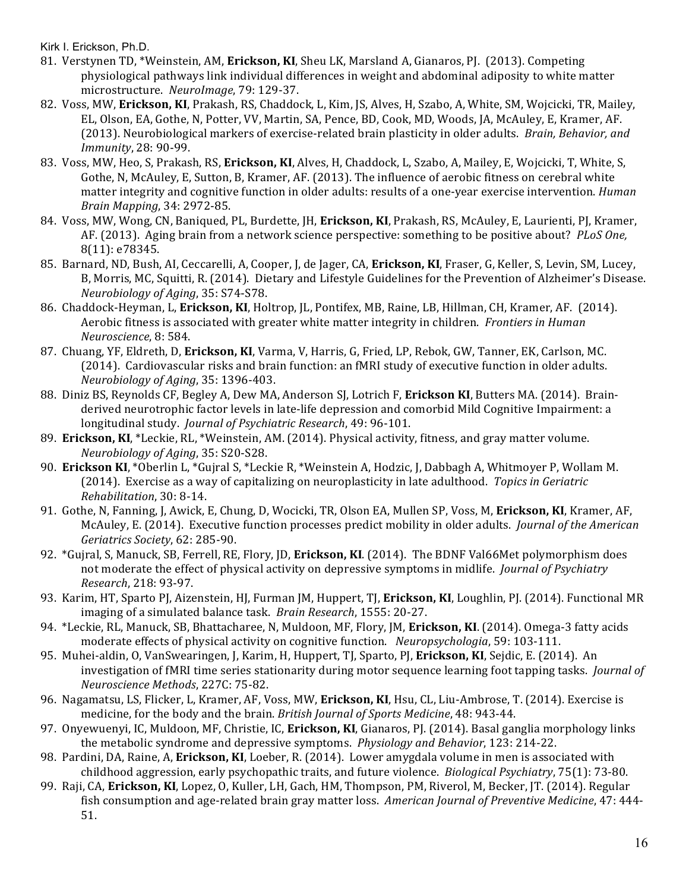81. Verstynen TD, *Weinstein, AM, **Erickson, KI**, Sheu LK, Marsland A, Gianaros, PJ. (2013). Competing physiological pathways link individual differences in weight and abdominal adiposity to white matter microstructure. *NeuroImage*, 79: 129-37.
82. Voss, MW, **Erickson, KI**, Prakash, RS, Chaddock, L, Kim, JS, Alves, H, Szabo, A, White, SM, Wojcicki, TR, Mailey, EL, Olson, EA, Gothe, N, Potter, VV, Martin, SA, Pence, BD, Cook, MD, Woods, JA, McAuley, E, Kramer, AF. (2013). Neurobiological markers of exercise-related brain plasticity in older adults. *Brain, Behavior, and Immunity*, 28: 90-99.
83. Voss, MW, Heo, S, Prakash, RS, **Erickson, KI**, Alves, H, Chaddock, L, Szabo, A, Mailey, E, Wojcicki, T, White, S, Gothe, N, McAuley, E, Sutton, B, Kramer, AF. (2013). The influence of aerobic fitness on cerebral white matter integrity and cognitive function in older adults: results of a one-year exercise intervention. *Human Brain Mapping*, 34: 2972-85.
84. Voss, MW, Wong, CN, Baniqued, PL, Burdette, JH, **Erickson, KI**, Prakash, RS, McAuley, E, Laurienti, PJ, Kramer, AF. (2013). Aging brain from a network science perspective: something to be positive about? *PLoS One,* 8(11): e78345.
85. Barnard, ND, Bush, AI, Ceccarelli, A, Cooper, J, de Jager, CA, **Erickson, KI**, Fraser, G, Keller, S, Levin, SM, Lucey, B, Morris, MC, Squitti, R. (2014). Dietary and Lifestyle Guidelines for the Prevention of Alzheimer's Disease. *Neurobiology of Aging*, 35: S74-S78.
86. Chaddock-Heyman, L, **Erickson, KI**, Holtrop, JL, Pontifex, MB, Raine, LB, Hillman, CH, Kramer, AF. (2014). Aerobic fitness is associated with greater white matter integrity in children. *Frontiers in Human Neuroscience*, 8: 584.
87. Chuang, YF, Eldreth, D, **Erickson, KI**, Varma, V, Harris, G, Fried, LP, Rebok, GW, Tanner, EK, Carlson, MC. (2014). Cardiovascular risks and brain function: an fMRI study of executive function in older adults. *Neurobiology of Aging*, 35: 1396-403.
88. Diniz BS, Reynolds CF, Begley A, Dew MA, Anderson SJ, Lotrich F, **Erickson KI**, Butters MA. (2014). Brain-derived neurotrophic factor levels in late-life depression and comorbid Mild Cognitive Impairment: a longitudinal study. *Journal of Psychiatric Research*, 49: 96-101.
89. **Erickson, KI**, *Leckie, RL, *Weinstein, AM. (2014). Physical activity, fitness, and gray matter volume. *Neurobiology of Aging*, 35: S20-S28.
90. **Erickson KI**, *Oberlin L, *Gujral S, *Leckie R, *Weinstein A, Hodzic, J, Dabbagh A, Whitmoyer P, Wollam M. (2014). Exercise as a way of capitalizing on neuroplasticity in late adulthood. *Topics in Geriatric Rehabilitation*, 30: 8-14.
91. Gothe, N, Fanning, J, Awick, E, Chung, D, Wocicki, TR, Olson EA, Mullen SP, Voss, M, **Erickson, KI**, Kramer, AF, McAuley, E. (2014). Executive function processes predict mobility in older adults. *Journal of the American Geriatrics Society*, 62: 285-90.
92. *Gujral, S, Manuck, SB, Ferrell, RE, Flory, JD, **Erickson, KI**. (2014). The BDNF Val66Met polymorphism does not moderate the effect of physical activity on depressive symptoms in midlife. *Journal of Psychiatry Research*, 218: 93-97.
93. Karim, HT, Sparto PJ, Aizenstein, HJ, Furman JM, Huppert, TJ, **Erickson, KI**, Loughlin, PJ. (2014). Functional MR imaging of a simulated balance task. *Brain Research*, 1555: 20-27.
94. *Leckie, RL, Manuck, SB, Bhattacharee, N, Muldoon, MF, Flory, JM, **Erickson, KI**. (2014). Omega-3 fatty acids moderate effects of physical activity on cognitive function. *Neuropsychologia*, 59: 103-111.
95. Muhei-aldin, O, VanSwearingen, J, Karim, H, Huppert, TJ, Sparto, PJ, **Erickson, KI**, Sejdic, E. (2014). An investigation of fMRI time series stationarity during motor sequence learning foot tapping tasks. *Journal of Neuroscience Methods*, 227C: 75-82.
96. Nagamatsu, LS, Flicker, L, Kramer, AF, Voss, MW, **Erickson, KI**, Hsu, CL, Liu-Ambrose, T. (2014). Exercise is medicine, for the body and the brain. *British Journal of Sports Medicine*, 48: 943-44.
97. Onyewuenyi, IC, Muldoon, MF, Christie, IC, **Erickson, KI**, Gianaros, PJ. (2014). Basal ganglia morphology links the metabolic syndrome and depressive symptoms. *Physiology and Behavior*, 123: 214-22.
98. Pardini, DA, Raine, A, **Erickson, KI**, Loeber, R. (2014). Lower amygdala volume in men is associated with childhood aggression, early psychopathic traits, and future violence. *Biological Psychiatry*, 75(1): 73-80.
99. Raji, CA, **Erickson, KI**, Lopez, O, Kuller, LH, Gach, HM, Thompson, PM, Riverol, M, Becker, JT. (2014). Regular fish consumption and age-related brain gray matter loss. *American Journal of Preventive Medicine*, 47: 444-51.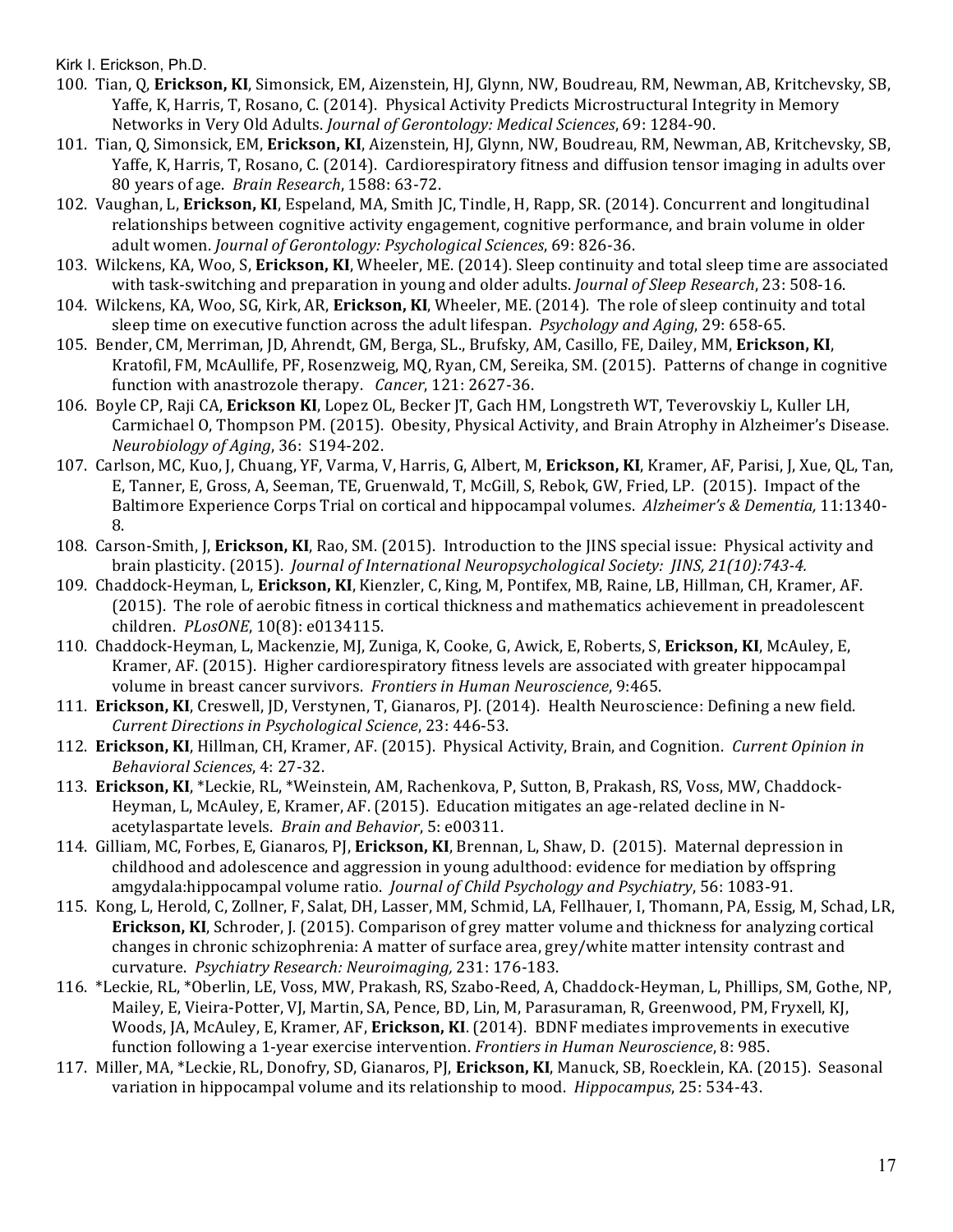100. Tian, Q, **Erickson, KI**, Simonsick, EM, Aizenstein, HJ, Glynn, NW, Boudreau, RM, Newman, AB, Kritchevsky, SB, Yaffe, K, Harris, T, Rosano, C. (2014). Physical Activity Predicts Microstructural Integrity in Memory Networks in Very Old Adults. *Journal of Gerontology: Medical Sciences*, 69: 1284-90.
101. Tian, Q, Simonsick, EM, **Erickson, KI**, Aizenstein, HJ, Glynn, NW, Boudreau, RM, Newman, AB, Kritchevsky, SB, Yaffe, K, Harris, T, Rosano, C. (2014). Cardiorespiratory fitness and diffusion tensor imaging in adults over 80 years of age. *Brain Research*, 1588: 63-72.
102. Vaughan, L, **Erickson, KI**, Espeland, MA, Smith JC, Tindle, H, Rapp, SR. (2014). Concurrent and longitudinal relationships between cognitive activity engagement, cognitive performance, and brain volume in older adult women. *Journal of Gerontology: Psychological Sciences*, 69: 826-36.
103. Wilckens, KA, Woo, S, **Erickson, KI**, Wheeler, ME. (2014). Sleep continuity and total sleep time are associated with task-switching and preparation in young and older adults. *Journal of Sleep Research*, 23: 508-16.
104. Wilckens, KA, Woo, SG, Kirk, AR, **Erickson, KI**, Wheeler, ME. (2014). The role of sleep continuity and total sleep time on executive function across the adult lifespan. *Psychology and Aging*, 29: 658-65.
105. Bender, CM, Merriman, JD, Ahrendt, GM, Berga, SL., Brufsky, AM, Casillo, FE, Dailey, MM, **Erickson, KI**, Kratofil, FM, McAullife, PF, Rosenzweig, MQ, Ryan, CM, Sereika, SM. (2015). Patterns of change in cognitive function with anastrozole therapy. *Cancer*, 121: 2627-36.
106. Boyle CP, Raji CA, **Erickson KI**, Lopez OL, Becker JT, Gach HM, Longstreth WT, Teverovskiy L, Kuller LH, Carmichael O, Thompson PM. (2015). Obesity, Physical Activity, and Brain Atrophy in Alzheimer's Disease. *Neurobiology of Aging*, 36: S194-202.
107. Carlson, MC, Kuo, J, Chuang, YF, Varma, V, Harris, G, Albert, M, **Erickson, KI**, Kramer, AF, Parisi, J, Xue, QL, Tan, E, Tanner, E, Gross, A, Seeman, TE, Gruenwald, T, McGill, S, Rebok, GW, Fried, LP. (2015). Impact of the Baltimore Experience Corps Trial on cortical and hippocampal volumes. *Alzheimer's & Dementia,* 11:1340-8.
108. Carson-Smith, J, **Erickson, KI**, Rao, SM. (2015). Introduction to the JINS special issue: Physical activity and brain plasticity. (2015). *Journal of International Neuropsychological Society: JINS, 21(10):743-4.*
109. Chaddock-Heyman, L, **Erickson, KI**, Kienzler, C, King, M, Pontifex, MB, Raine, LB, Hillman, CH, Kramer, AF. (2015). The role of aerobic fitness in cortical thickness and mathematics achievement in preadolescent children. *PLosONE*, 10(8): e0134115.
110. Chaddock-Heyman, L, Mackenzie, MJ, Zuniga, K, Cooke, G, Awick, E, Roberts, S, **Erickson, KI**, McAuley, E, Kramer, AF. (2015). Higher cardiorespiratory fitness levels are associated with greater hippocampal volume in breast cancer survivors. *Frontiers in Human Neuroscience*, 9:465.
111. **Erickson, KI**, Creswell, JD, Verstynen, T, Gianaros, PJ. (2014). Health Neuroscience: Defining a new field. *Current Directions in Psychological Science*, 23: 446-53.
112. **Erickson, KI**, Hillman, CH, Kramer, AF. (2015). Physical Activity, Brain, and Cognition. *Current Opinion in Behavioral Sciences*, 4: 27-32.
113. **Erickson, KI**, *Leckie, RL, *Weinstein, AM, Rachenkova, P, Sutton, B, Prakash, RS, Voss, MW, Chaddock-Heyman, L, McAuley, E, Kramer, AF. (2015). Education mitigates an age-related decline in N-acetylaspartate levels. *Brain and Behavior*, 5: e00311.
114. Gilliam, MC, Forbes, E, Gianaros, PJ, **Erickson, KI**, Brennan, L, Shaw, D. (2015). Maternal depression in childhood and adolescence and aggression in young adulthood: evidence for mediation by offspring amgydala:hippocampal volume ratio. *Journal of Child Psychology and Psychiatry*, 56: 1083-91.
115. Kong, L, Herold, C, Zollner, F, Salat, DH, Lasser, MM, Schmid, LA, Fellhauer, I, Thomann, PA, Essig, M, Schad, LR, **Erickson, KI**, Schroder, J. (2015). Comparison of grey matter volume and thickness for analyzing cortical changes in chronic schizophrenia: A matter of surface area, grey/white matter intensity contrast and curvature. *Psychiatry Research: Neuroimaging,* 231: 176-183.
116. *Leckie, RL, *Oberlin, LE, Voss, MW, Prakash, RS, Szabo-Reed, A, Chaddock-Heyman, L, Phillips, SM, Gothe, NP, Mailey, E, Vieira-Potter, VJ, Martin, SA, Pence, BD, Lin, M, Parasuraman, R, Greenwood, PM, Fryxell, KJ, Woods, JA, McAuley, E, Kramer, AF, **Erickson, KI**. (2014). BDNF mediates improvements in executive function following a 1-year exercise intervention. *Frontiers in Human Neuroscience*, 8: 985.
117. Miller, MA, *Leckie, RL, Donofry, SD, Gianaros, PJ, **Erickson, KI**, Manuck, SB, Roecklein, KA. (2015). Seasonal variation in hippocampal volume and its relationship to mood. *Hippocampus*, 25: 534-43.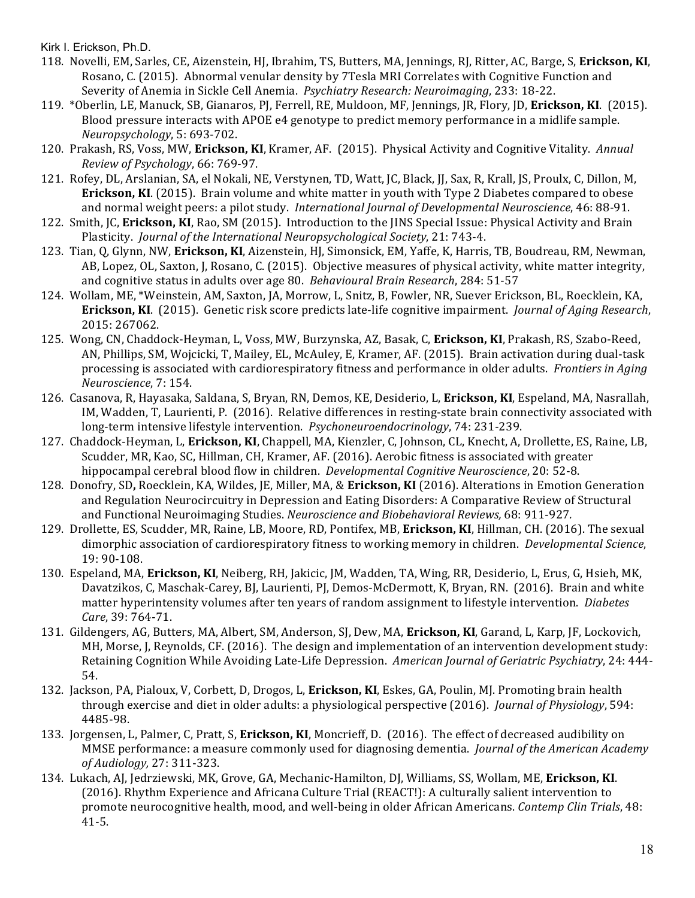118. Novelli, EM, Sarles, CE, Aizenstein, HJ, Ibrahim, TS, Butters, MA, Jennings, RJ, Ritter, AC, Barge, S, **Erickson, KI**, Rosano, C. (2015). Abnormal venular density by 7Tesla MRI Correlates with Cognitive Function and Severity of Anemia in Sickle Cell Anemia. *Psychiatry Research: Neuroimaging*, 233: 18-22.
119. *Oberlin, LE, Manuck, SB, Gianaros, PJ, Ferrell, RE, Muldoon, MF, Jennings, JR, Flory, JD, **Erickson, KI**. (2015). Blood pressure interacts with APOE e4 genotype to predict memory performance in a midlife sample. *Neuropsychology*, 5: 693-702.
120. Prakash, RS, Voss, MW, **Erickson, KI**, Kramer, AF. (2015). Physical Activity and Cognitive Vitality. *Annual Review of Psychology*, 66: 769-97.
121. Rofey, DL, Arslanian, SA, el Nokali, NE, Verstynen, TD, Watt, JC, Black, JJ, Sax, R, Krall, JS, Proulx, C, Dillon, M, **Erickson, KI**. (2015). Brain volume and white matter in youth with Type 2 Diabetes compared to obese and normal weight peers: a pilot study. *International Journal of Developmental Neuroscience*, 46: 88-91.
122. Smith, JC, **Erickson, KI**, Rao, SM (2015). Introduction to the JINS Special Issue: Physical Activity and Brain Plasticity. *Journal of the International Neuropsychological Society*, 21: 743-4.
123. Tian, Q, Glynn, NW, **Erickson, KI**, Aizenstein, HJ, Simonsick, EM, Yaffe, K, Harris, TB, Boudreau, RM, Newman, AB, Lopez, OL, Saxton, J, Rosano, C. (2015). Objective measures of physical activity, white matter integrity, and cognitive status in adults over age 80. *Behavioural Brain Research*, 284: 51-57
124. Wollam, ME, *Weinstein, AM, Saxton, JA, Morrow, L, Snitz, B, Fowler, NR, Suever Erickson, BL, Roecklein, KA, **Erickson, KI**. (2015). Genetic risk score predicts late-life cognitive impairment. *Journal of Aging Research*, 2015: 267062.
125. Wong, CN, Chaddock-Heyman, L, Voss, MW, Burzynska, AZ, Basak, C, **Erickson, KI**, Prakash, RS, Szabo-Reed, AN, Phillips, SM, Wojcicki, T, Mailey, EL, McAuley, E, Kramer, AF. (2015). Brain activation during dual-task processing is associated with cardiorespiratory fitness and performance in older adults. *Frontiers in Aging Neuroscience*, 7: 154.
126. Casanova, R, Hayasaka, Saldana, S, Bryan, RN, Demos, KE, Desiderio, L, **Erickson, KI**, Espeland, MA, Nasrallah, IM, Wadden, T, Laurienti, P. (2016). Relative differences in resting-state brain connectivity associated with long-term intensive lifestyle intervention. *Psychoneuroendocrinology*, 74: 231-239.
127. Chaddock-Heyman, L, **Erickson, KI**, Chappell, MA, Kienzler, C, Johnson, CL, Knecht, A, Drollette, ES, Raine, LB, Scudder, MR, Kao, SC, Hillman, CH, Kramer, AF. (2016). Aerobic fitness is associated with greater hippocampal cerebral blood flow in children. *Developmental Cognitive Neuroscience*, 20: 52-8.
128. Donofry, SD**,** Roecklein, KA, Wildes, JE, Miller, MA, & **Erickson, KI** (2016). Alterations in Emotion Generation and Regulation Neurocircuitry in Depression and Eating Disorders: A Comparative Review of Structural and Functional Neuroimaging Studies. *Neuroscience and Biobehavioral Reviews,* 68: 911-927*.*
129. Drollette, ES, Scudder, MR, Raine, LB, Moore, RD, Pontifex, MB, **Erickson, KI**, Hillman, CH. (2016). The sexual dimorphic association of cardiorespiratory fitness to working memory in children. *Developmental Science*, 19: 90-108.
130. Espeland, MA, **Erickson, KI**, Neiberg, RH, Jakicic, JM, Wadden, TA, Wing, RR, Desiderio, L, Erus, G, Hsieh, MK, Davatzikos, C, Maschak-Carey, BJ, Laurienti, PJ, Demos-McDermott, K, Bryan, RN. (2016). Brain and white matter hyperintensity volumes after ten years of random assignment to lifestyle intervention. *Diabetes Care*, 39: 764-71.
131. Gildengers, AG, Butters, MA, Albert, SM, Anderson, SJ, Dew, MA, **Erickson, KI**, Garand, L, Karp, JF, Lockovich, MH, Morse, J, Reynolds, CF. (2016). The design and implementation of an intervention development study: Retaining Cognition While Avoiding Late-Life Depression. *American Journal of Geriatric Psychiatry*, 24: 444-54.
132. Jackson, PA, Pialoux, V, Corbett, D, Drogos, L, **Erickson, KI**, Eskes, GA, Poulin, MJ. Promoting brain health through exercise and diet in older adults: a physiological perspective (2016). *Journal of Physiology*, 594: 4485-98.
133. Jorgensen, L, Palmer, C, Pratt, S, **Erickson, KI**, Moncrieff, D. (2016). The effect of decreased audibility on MMSE performance: a measure commonly used for diagnosing dementia. *Journal of the American Academy of Audiology,* 27: 311-323.
134. Lukach, AJ, Jedrziewski, MK, Grove, GA, Mechanic-Hamilton, DJ, Williams, SS, Wollam, ME, **Erickson, KI**. (2016). Rhythm Experience and Africana Culture Trial (REACT!): A culturally salient intervention to promote neurocognitive health, mood, and well-being in older African Americans. *Contemp Clin Trials*, 48: 41-5.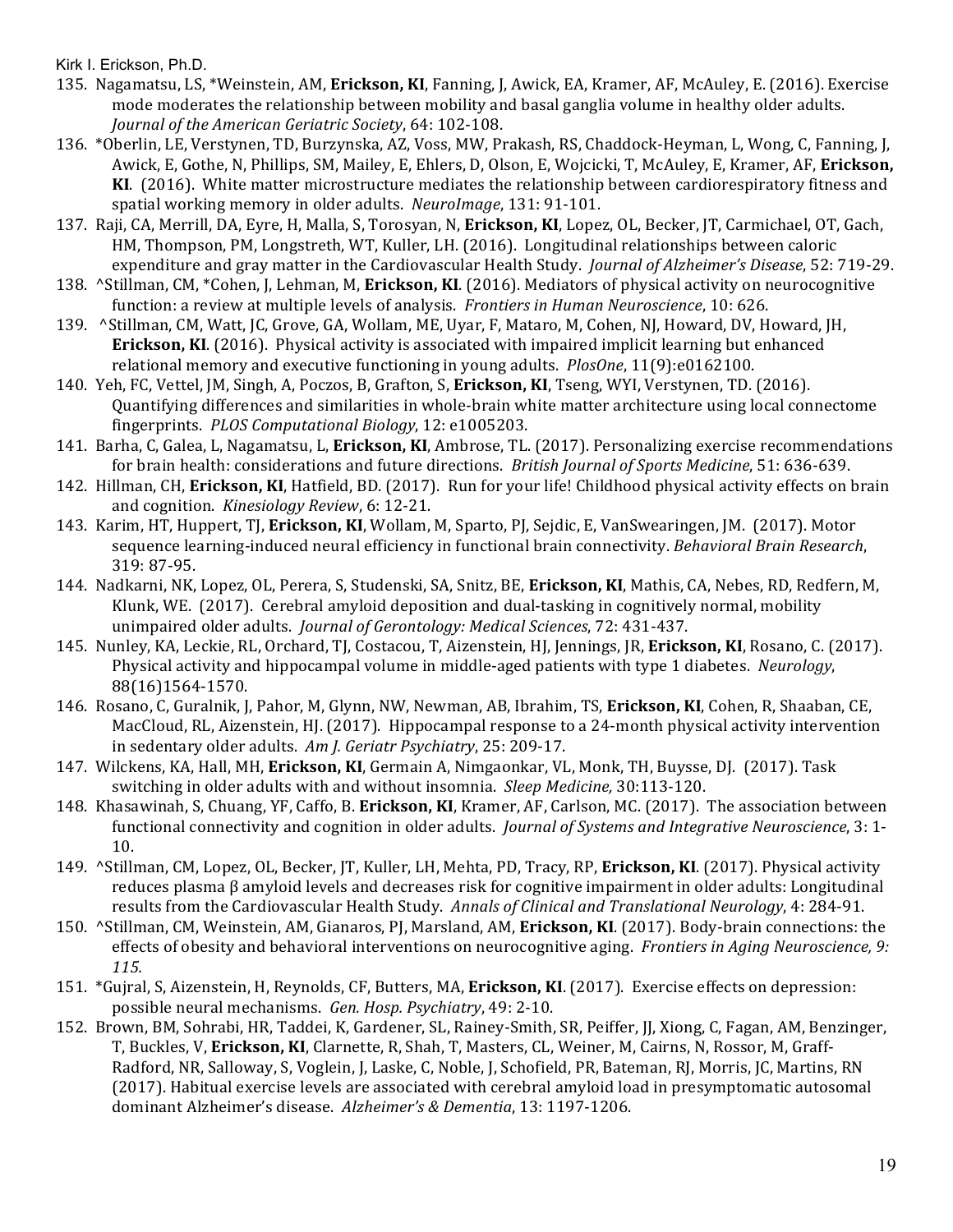135. Nagamatsu, LS, *Weinstein, AM, **Erickson, KI**, Fanning, J, Awick, EA, Kramer, AF, McAuley, E. (2016). Exercise mode moderates the relationship between mobility and basal ganglia volume in healthy older adults. *Journal of the American Geriatric Society*, 64: 102-108.
136. *Oberlin, LE, Verstynen, TD, Burzynska, AZ, Voss, MW, Prakash, RS, Chaddock-Heyman, L, Wong, C, Fanning, J, Awick, E, Gothe, N, Phillips, SM, Mailey, E, Ehlers, D, Olson, E, Wojcicki, T, McAuley, E, Kramer, AF, **Erickson, KI**. (2016). White matter microstructure mediates the relationship between cardiorespiratory fitness and spatial working memory in older adults. *NeuroImage*, 131: 91-101.
137. Raji, CA, Merrill, DA, Eyre, H, Malla, S, Torosyan, N, **Erickson, KI**, Lopez, OL, Becker, JT, Carmichael, OT, Gach, HM, Thompson, PM, Longstreth, WT, Kuller, LH. (2016). Longitudinal relationships between caloric expenditure and gray matter in the Cardiovascular Health Study. *Journal of Alzheimer's Disease*, 52: 719-29.
138. ^Stillman, CM, *Cohen, J, Lehman, M, **Erickson, KI**. (2016). Mediators of physical activity on neurocognitive function: a review at multiple levels of analysis. *Frontiers in Human Neuroscience*, 10: 626.
139. ^Stillman, CM, Watt, JC, Grove, GA, Wollam, ME, Uyar, F, Mataro, M, Cohen, NJ, Howard, DV, Howard, JH, **Erickson, KI**. (2016). Physical activity is associated with impaired implicit learning but enhanced relational memory and executive functioning in young adults. *PlosOne*, 11(9):e0162100.
140. Yeh, FC, Vettel, JM, Singh, A, Poczos, B, Grafton, S, **Erickson, KI**, Tseng, WYI, Verstynen, TD. (2016). Quantifying differences and similarities in whole-brain white matter architecture using local connectome fingerprints. *PLOS Computational Biology*, 12: e1005203.
141. Barha, C, Galea, L, Nagamatsu, L, **Erickson, KI**, Ambrose, TL. (2017). Personalizing exercise recommendations for brain health: considerations and future directions. *British Journal of Sports Medicine*, 51: 636-639.
142. Hillman, CH, **Erickson, KI**, Hatfield, BD. (2017). Run for your life! Childhood physical activity effects on brain and cognition. *Kinesiology Review*, 6: 12-21.
143. Karim, HT, Huppert, TJ, **Erickson, KI**, Wollam, M, Sparto, PJ, Sejdic, E, VanSwearingen, JM. (2017). Motor sequence learning-induced neural efficiency in functional brain connectivity. *Behavioral Brain Research*, 319: 87-95.
144. Nadkarni, NK, Lopez, OL, Perera, S, Studenski, SA, Snitz, BE, **Erickson, KI**, Mathis, CA, Nebes, RD, Redfern, M, Klunk, WE. (2017). Cerebral amyloid deposition and dual-tasking in cognitively normal, mobility unimpaired older adults. *Journal of Gerontology: Medical Sciences*, 72: 431-437.
145. Nunley, KA, Leckie, RL, Orchard, TJ, Costacou, T, Aizenstein, HJ, Jennings, JR, **Erickson, KI**, Rosano, C. (2017). Physical activity and hippocampal volume in middle-aged patients with type 1 diabetes. *Neurology*, 88(16)1564-1570.
146. Rosano, C, Guralnik, J, Pahor, M, Glynn, NW, Newman, AB, Ibrahim, TS, **Erickson, KI**, Cohen, R, Shaaban, CE, MacCloud, RL, Aizenstein, HJ. (2017). Hippocampal response to a 24-month physical activity intervention in sedentary older adults. *Am J. Geriatr Psychiatry*, 25: 209-17.
147. Wilckens, KA, Hall, MH, **Erickson, KI**, Germain A, Nimgaonkar, VL, Monk, TH, Buysse, DJ. (2017). Task switching in older adults with and without insomnia. *Sleep Medicine,* 30:113-120.
148. Khasawinah, S, Chuang, YF, Caffo, B. **Erickson, KI**, Kramer, AF, Carlson, MC. (2017). The association between functional connectivity and cognition in older adults. *Journal of Systems and Integrative Neuroscience*, 3: 1-10.
149. ^Stillman, CM, Lopez, OL, Becker, JT, Kuller, LH, Mehta, PD, Tracy, RP, **Erickson, KI**. (2017). Physical activity reduces plasma β amyloid levels and decreases risk for cognitive impairment in older adults: Longitudinal results from the Cardiovascular Health Study. *Annals of Clinical and Translational Neurology*, 4: 284-91.
150. ^Stillman, CM, Weinstein, AM, Gianaros, PJ, Marsland, AM, **Erickson, KI**. (2017). Body-brain connections: the effects of obesity and behavioral interventions on neurocognitive aging. *Frontiers in Aging Neuroscience, 9: 115.*
151. *Gujral, S, Aizenstein, H, Reynolds, CF, Butters, MA, **Erickson, KI**. (2017). Exercise effects on depression: possible neural mechanisms. *Gen. Hosp. Psychiatry*, 49: 2-10.
152. Brown, BM, Sohrabi, HR, Taddei, K, Gardener, SL, Rainey-Smith, SR, Peiffer, JJ, Xiong, C, Fagan, AM, Benzinger, T, Buckles, V, **Erickson, KI**, Clarnette, R, Shah, T, Masters, CL, Weiner, M, Cairns, N, Rossor, M, Graff-Radford, NR, Salloway, S, Voglein, J, Laske, C, Noble, J, Schofield, PR, Bateman, RJ, Morris, JC, Martins, RN (2017). Habitual exercise levels are associated with cerebral amyloid load in presymptomatic autosomal dominant Alzheimer's disease. *Alzheimer's & Dementia*, 13: 1197-1206.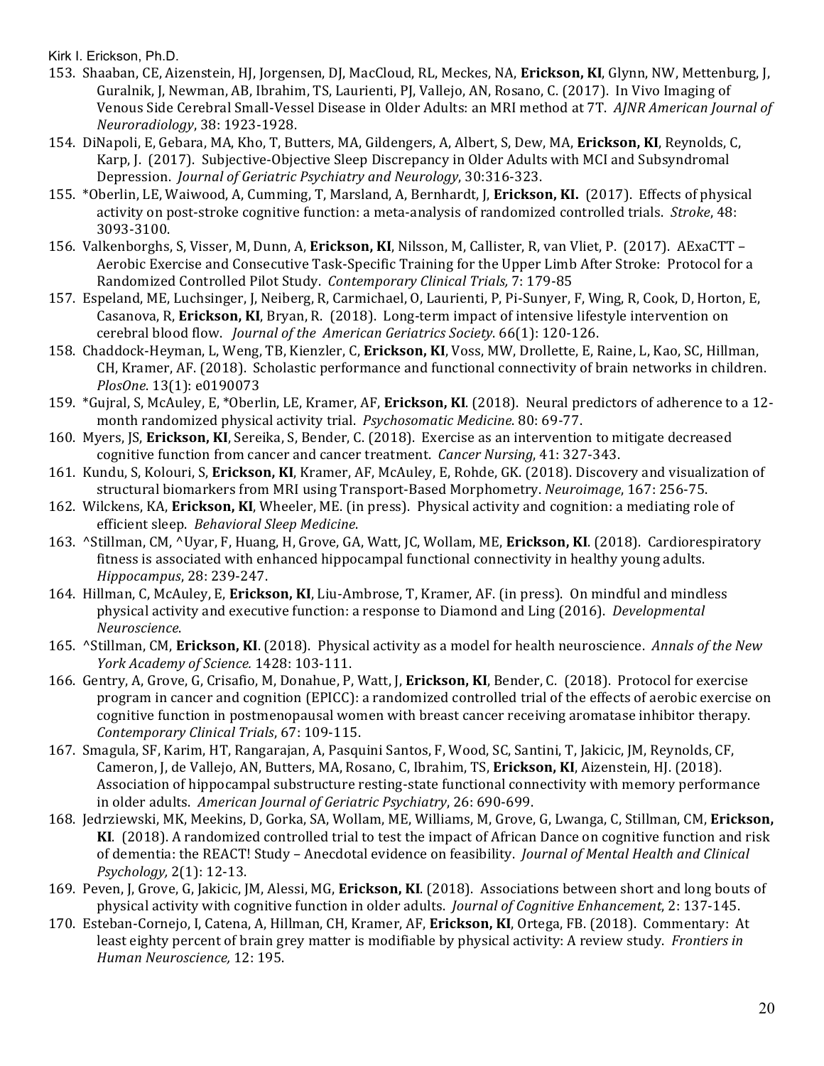153. Shaaban, CE, Aizenstein, HJ, Jorgensen, DJ, MacCloud, RL, Meckes, NA, **Erickson, KI**, Glynn, NW, Mettenburg, J, Guralnik, J, Newman, AB, Ibrahim, TS, Laurienti, PJ, Vallejo, AN, Rosano, C. (2017). In Vivo Imaging of Venous Side Cerebral Small-Vessel Disease in Older Adults: an MRI method at 7T. *AJNR American Journal of Neuroradiology*, 38: 1923-1928.
154. DiNapoli, E, Gebara, MA, Kho, T, Butters, MA, Gildengers, A, Albert, S, Dew, MA, **Erickson, KI**, Reynolds, C, Karp, J. (2017). Subjective-Objective Sleep Discrepancy in Older Adults with MCI and Subsyndromal Depression. *Journal of Geriatric Psychiatry and Neurology*, 30:316-323.
155. *Oberlin, LE, Waiwood, A, Cumming, T, Marsland, A, Bernhardt, J, **Erickson, KI.** (2017). Effects of physical activity on post-stroke cognitive function: a meta-analysis of randomized controlled trials. *Stroke*, 48: 3093-3100.
156. Valkenborghs, S, Visser, M, Dunn, A, **Erickson, KI**, Nilsson, M, Callister, R, van Vliet, P. (2017). AExaCTT – Aerobic Exercise and Consecutive Task-Specific Training for the Upper Limb After Stroke: Protocol for a Randomized Controlled Pilot Study. *Contemporary Clinical Trials,* 7: 179-85
157. Espeland, ME, Luchsinger, J, Neiberg, R, Carmichael, O, Laurienti, P, Pi-Sunyer, F, Wing, R, Cook, D, Horton, E, Casanova, R, **Erickson, KI**, Bryan, R. (2018). Long-term impact of intensive lifestyle intervention on cerebral blood flow. *Journal of the American Geriatrics Society*. 66(1): 120-126.
158. Chaddock-Heyman, L, Weng, TB, Kienzler, C, **Erickson, KI**, Voss, MW, Drollette, E, Raine, L, Kao, SC, Hillman, CH, Kramer, AF. (2018). Scholastic performance and functional connectivity of brain networks in children. *PlosOne*. 13(1): e0190073
159. *Gujral, S, McAuley, E, *Oberlin, LE, Kramer, AF, **Erickson, KI**. (2018). Neural predictors of adherence to a 12-month randomized physical activity trial. *Psychosomatic Medicine*. 80: 69-77.
160. Myers, JS, **Erickson, KI**, Sereika, S, Bender, C. (2018). Exercise as an intervention to mitigate decreased cognitive function from cancer and cancer treatment. *Cancer Nursing*, 41: 327-343.
161. Kundu, S, Kolouri, S, **Erickson, KI**, Kramer, AF, McAuley, E, Rohde, GK. (2018). Discovery and visualization of structural biomarkers from MRI using Transport-Based Morphometry. *Neuroimage*, 167: 256-75.
162. Wilckens, KA, **Erickson, KI**, Wheeler, ME. (in press). Physical activity and cognition: a mediating role of efficient sleep. *Behavioral Sleep Medicine*.
163. ^Stillman, CM, ^Uyar, F, Huang, H, Grove, GA, Watt, JC, Wollam, ME, **Erickson, KI**. (2018). Cardiorespiratory fitness is associated with enhanced hippocampal functional connectivity in healthy young adults. *Hippocampus*, 28: 239-247.
164. Hillman, C, McAuley, E, **Erickson, KI**, Liu-Ambrose, T, Kramer, AF. (in press). On mindful and mindless physical activity and executive function: a response to Diamond and Ling (2016). *Developmental Neuroscience*.
165. ^Stillman, CM, **Erickson, KI**. (2018). Physical activity as a model for health neuroscience. *Annals of the New York Academy of Science.* 1428: 103-111.
166. Gentry, A, Grove, G, Crisafio, M, Donahue, P, Watt, J, **Erickson, KI**, Bender, C. (2018). Protocol for exercise program in cancer and cognition (EPICC): a randomized controlled trial of the effects of aerobic exercise on cognitive function in postmenopausal women with breast cancer receiving aromatase inhibitor therapy. *Contemporary Clinical Trials*, 67: 109-115.
167. Smagula, SF, Karim, HT, Rangarajan, A, Pasquini Santos, F, Wood, SC, Santini, T, Jakicic, JM, Reynolds, CF, Cameron, J, de Vallejo, AN, Butters, MA, Rosano, C, Ibrahim, TS, **Erickson, KI**, Aizenstein, HJ. (2018). Association of hippocampal substructure resting-state functional connectivity with memory performance in older adults. *American Journal of Geriatric Psychiatry*, 26: 690-699.
168. Jedrziewski, MK, Meekins, D, Gorka, SA, Wollam, ME, Williams, M, Grove, G, Lwanga, C, Stillman, CM, **Erickson, KI**. (2018). A randomized controlled trial to test the impact of African Dance on cognitive function and risk of dementia: the REACT! Study – Anecdotal evidence on feasibility. *Journal of Mental Health and Clinical Psychology,* 2(1): 12-13.
169. Peven, J, Grove, G, Jakicic, JM, Alessi, MG, **Erickson, KI**. (2018). Associations between short and long bouts of physical activity with cognitive function in older adults. *Journal of Cognitive Enhancement*, 2: 137-145.
170. Esteban-Cornejo, I, Catena, A, Hillman, CH, Kramer, AF, **Erickson, KI**, Ortega, FB. (2018). Commentary: At least eighty percent of brain grey matter is modifiable by physical activity: A review study. *Frontiers in Human Neuroscience,* 12: 195.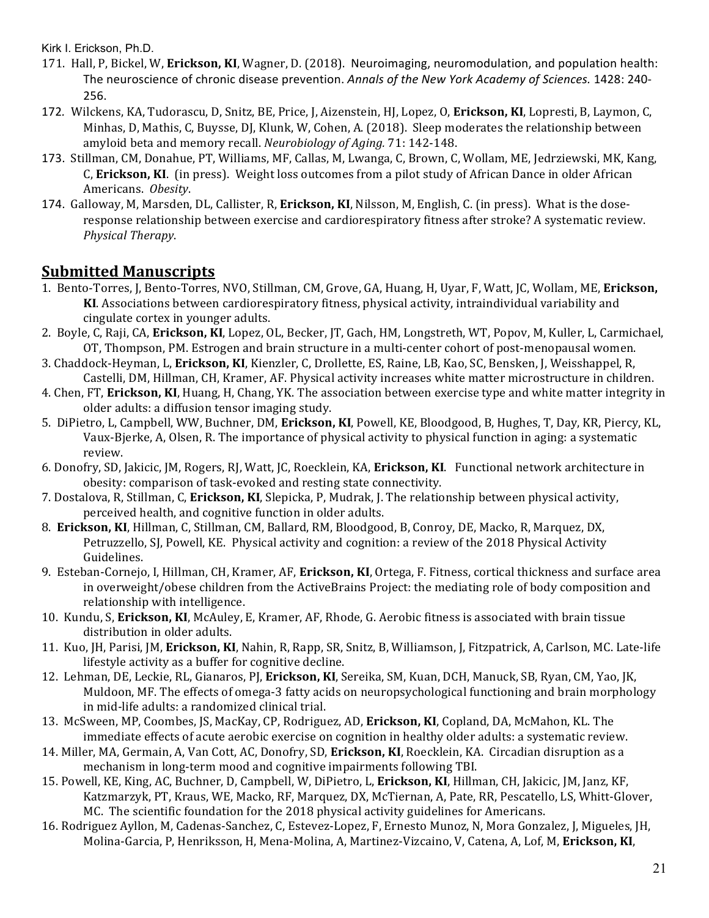171. Hall, P, Bickel, W, **Erickson, KI**, Wagner, D. (2018). Neuroimaging, neuromodulation, and population health: The neuroscience of chronic disease prevention. *Annals of the New York Academy of Sciences.* 1428: 240-256.
172. Wilckens, KA, Tudorascu, D, Snitz, BE, Price, J, Aizenstein, HJ, Lopez, O, **Erickson, KI**, Lopresti, B, Laymon, C, Minhas, D, Mathis, C, Buysse, DJ, Klunk, W, Cohen, A. (2018). Sleep moderates the relationship between amyloid beta and memory recall. *Neurobiology of Aging.* 71: 142-148.
173. Stillman, CM, Donahue, PT, Williams, MF, Callas, M, Lwanga, C, Brown, C, Wollam, ME, Jedrziewski, MK, Kang, C, **Erickson, KI**. (in press). Weight loss outcomes from a pilot study of African Dance in older African Americans. *Obesity*.
174. Galloway, M, Marsden, DL, Callister, R, **Erickson, KI**, Nilsson, M, English, C. (in press). What is the dose-response relationship between exercise and cardiorespiratory fitness after stroke? A systematic review. *Physical Therapy*.

## Submitted Manuscripts

1. Bento-Torres, J, Bento-Torres, NVO, Stillman, CM, Grove, GA, Huang, H, Uyar, F, Watt, JC, Wollam, ME, **Erickson, KI**. Associations between cardiorespiratory fitness, physical activity, intraindividual variability and cingulate cortex in younger adults.
2. Boyle, C, Raji, CA, **Erickson, KI**, Lopez, OL, Becker, JT, Gach, HM, Longstreth, WT, Popov, M, Kuller, L, Carmichael, OT, Thompson, PM. Estrogen and brain structure in a multi-center cohort of post-menopausal women.
3. Chaddock-Heyman, L, **Erickson, KI**, Kienzler, C, Drollette, ES, Raine, LB, Kao, SC, Bensken, J, Weisshappel, R, Castelli, DM, Hillman, CH, Kramer, AF. Physical activity increases white matter microstructure in children.
4. Chen, FT, **Erickson, KI**, Huang, H, Chang, YK. The association between exercise type and white matter integrity in older adults: a diffusion tensor imaging study.
5. DiPietro, L, Campbell, WW, Buchner, DM, **Erickson, KI**, Powell, KE, Bloodgood, B, Hughes, T, Day, KR, Piercy, KL, Vaux-Bjerke, A, Olsen, R. The importance of physical activity to physical function in aging: a systematic review.
6. Donofry, SD, Jakicic, JM, Rogers, RJ, Watt, JC, Roecklein, KA, **Erickson, KI**. Functional network architecture in obesity: comparison of task-evoked and resting state connectivity.
7. Dostalova, R, Stillman, C, **Erickson, KI**, Slepicka, P, Mudrak, J. The relationship between physical activity, perceived health, and cognitive function in older adults.
8. **Erickson, KI**, Hillman, C, Stillman, CM, Ballard, RM, Bloodgood, B, Conroy, DE, Macko, R, Marquez, DX, Petruzzello, SJ, Powell, KE. Physical activity and cognition: a review of the 2018 Physical Activity Guidelines.
9. Esteban-Cornejo, I, Hillman, CH, Kramer, AF, **Erickson, KI**, Ortega, F. Fitness, cortical thickness and surface area in overweight/obese children from the ActiveBrains Project: the mediating role of body composition and relationship with intelligence.
10. Kundu, S, **Erickson, KI**, McAuley, E, Kramer, AF, Rhode, G. Aerobic fitness is associated with brain tissue distribution in older adults.
11. Kuo, JH, Parisi, JM, **Erickson, KI**, Nahin, R, Rapp, SR, Snitz, B, Williamson, J, Fitzpatrick, A, Carlson, MC. Late-life lifestyle activity as a buffer for cognitive decline.
12. Lehman, DE, Leckie, RL, Gianaros, PJ, **Erickson, KI**, Sereika, SM, Kuan, DCH, Manuck, SB, Ryan, CM, Yao, JK, Muldoon, MF. The effects of omega-3 fatty acids on neuropsychological functioning and brain morphology in mid-life adults: a randomized clinical trial.
13. McSween, MP, Coombes, JS, MacKay, CP, Rodriguez, AD, **Erickson, KI**, Copland, DA, McMahon, KL. The immediate effects of acute aerobic exercise on cognition in healthy older adults: a systematic review.
14. Miller, MA, Germain, A, Van Cott, AC, Donofry, SD, **Erickson, KI**, Roecklein, KA. Circadian disruption as a mechanism in long-term mood and cognitive impairments following TBI.
15. Powell, KE, King, AC, Buchner, D, Campbell, W, DiPietro, L, **Erickson, KI**, Hillman, CH, Jakicic, JM, Janz, KF, Katzmarzyk, PT, Kraus, WE, Macko, RF, Marquez, DX, McTiernan, A, Pate, RR, Pescatello, LS, Whitt-Glover, MC. The scientific foundation for the 2018 physical activity guidelines for Americans.
16. Rodriguez Ayllon, M, Cadenas-Sanchez, C, Estevez-Lopez, F, Ernesto Munoz, N, Mora Gonzalez, J, Migueles, JH, Molina-Garcia, P, Henriksson, H, Mena-Molina, A, Martinez-Vizcaino, V, Catena, A, Lof, M, **Erickson, KI**,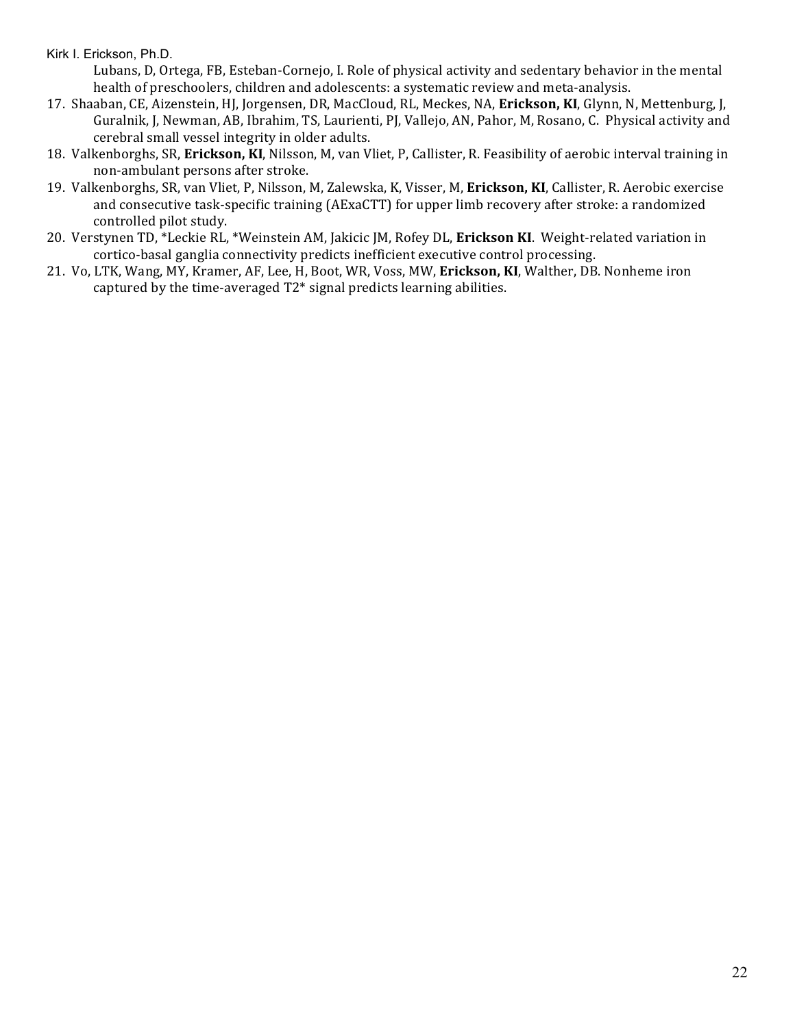Lubans, D, Ortega, FB, Esteban-Cornejo, I. Role of physical activity and sedentary behavior in the mental health of preschoolers, children and adolescents: a systematic review and meta-analysis.

17. Shaaban, CE, Aizenstein, HJ, Jorgensen, DR, MacCloud, RL, Meckes, NA, **Erickson, KI**, Glynn, N, Mettenburg, J, Guralnik, J, Newman, AB, Ibrahim, TS, Laurienti, PJ, Vallejo, AN, Pahor, M, Rosano, C. Physical activity and cerebral small vessel integrity in older adults.
18. Valkenborghs, SR, **Erickson, KI**, Nilsson, M, van Vliet, P, Callister, R. Feasibility of aerobic interval training in non-ambulant persons after stroke.
19. Valkenborghs, SR, van Vliet, P, Nilsson, M, Zalewska, K, Visser, M, **Erickson, KI**, Callister, R. Aerobic exercise and consecutive task-specific training (AExaCTT) for upper limb recovery after stroke: a randomized controlled pilot study.
20. Verstynen TD, *Leckie RL, *Weinstein AM, Jakicic JM, Rofey DL, **Erickson KI**. Weight-related variation in cortico-basal ganglia connectivity predicts inefficient executive control processing.
21. Vo, LTK, Wang, MY, Kramer, AF, Lee, H, Boot, WR, Voss, MW, **Erickson, KI**, Walther, DB. Nonheme iron captured by the time-averaged T2* signal predicts learning abilities.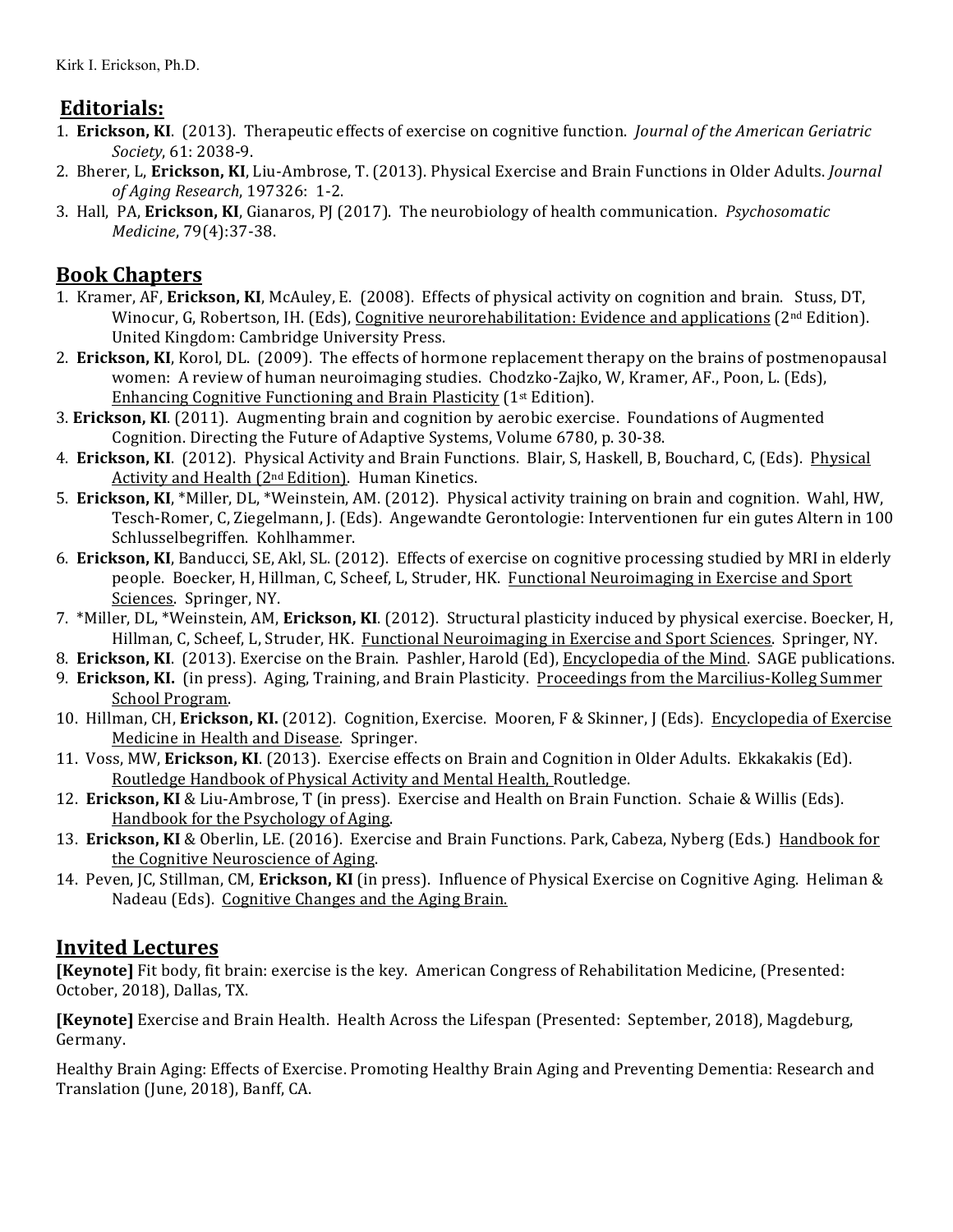## Editorials:

1. **Erickson, KI**. (2013). Therapeutic effects of exercise on cognitive function. *Journal of the American Geriatric Society*, 61: 2038-9.
2. Bherer, L, **Erickson, KI**, Liu-Ambrose, T. (2013). Physical Exercise and Brain Functions in Older Adults. *Journal of Aging Research*, 197326: 1-2.
3. Hall, PA, **Erickson, KI**, Gianaros, PJ (2017). The neurobiology of health communication. *Psychosomatic Medicine*, 79(4):37-38.

## Book Chapters

1. Kramer, AF, **Erickson, KI**, McAuley, E. (2008). Effects of physical activity on cognition and brain. Stuss, DT, Winocur, G, Robertson, IH. (Eds), Cognitive neurorehabilitation: Evidence and applications (2nd Edition). United Kingdom: Cambridge University Press.
2. **Erickson, KI**, Korol, DL. (2009). The effects of hormone replacement therapy on the brains of postmenopausal women: A review of human neuroimaging studies. Chodzko-Zajko, W, Kramer, AF., Poon, L. (Eds), Enhancing Cognitive Functioning and Brain Plasticity (1st Edition).
3. **Erickson, KI**. (2011). Augmenting brain and cognition by aerobic exercise. Foundations of Augmented Cognition. Directing the Future of Adaptive Systems, Volume 6780, p. 30-38.
4. **Erickson, KI**. (2012). Physical Activity and Brain Functions. Blair, S, Haskell, B, Bouchard, C, (Eds). Physical Activity and Health (2nd Edition). Human Kinetics.
5. **Erickson, KI**, *Miller, DL, *Weinstein, AM. (2012). Physical activity training on brain and cognition. Wahl, HW, Tesch-Romer, C, Ziegelmann, J. (Eds). Angewandte Gerontologie: Interventionen fur ein gutes Altern in 100 Schlusselbegriffen. Kohlhammer.
6. **Erickson, KI**, Banducci, SE, Akl, SL. (2012). Effects of exercise on cognitive processing studied by MRI in elderly people. Boecker, H, Hillman, C, Scheef, L, Struder, HK. Functional Neuroimaging in Exercise and Sport Sciences. Springer, NY.
7. *Miller, DL, *Weinstein, AM, **Erickson, KI**. (2012). Structural plasticity induced by physical exercise. Boecker, H, Hillman, C, Scheef, L, Struder, HK. Functional Neuroimaging in Exercise and Sport Sciences. Springer, NY.
8. **Erickson, KI**. (2013). Exercise on the Brain. Pashler, Harold (Ed), Encyclopedia of the Mind. SAGE publications.
9. **Erickson, KI.** (in press). Aging, Training, and Brain Plasticity. Proceedings from the Marcilius-Kolleg Summer School Program.
10. Hillman, CH, **Erickson, KI.** (2012). Cognition, Exercise. Mooren, F & Skinner, J (Eds). Encyclopedia of Exercise Medicine in Health and Disease. Springer.
11. Voss, MW, **Erickson, KI**. (2013). Exercise effects on Brain and Cognition in Older Adults. Ekkakakis (Ed). Routledge Handbook of Physical Activity and Mental Health, Routledge.
12. **Erickson, KI** & Liu-Ambrose, T (in press). Exercise and Health on Brain Function. Schaie & Willis (Eds). Handbook for the Psychology of Aging.
13. **Erickson, KI** & Oberlin, LE. (2016). Exercise and Brain Functions. Park, Cabeza, Nyberg (Eds.) Handbook for the Cognitive Neuroscience of Aging.
14. Peven, JC, Stillman, CM, **Erickson, KI** (in press). Influence of Physical Exercise on Cognitive Aging. Heliman & Nadeau (Eds). Cognitive Changes and the Aging Brain.

## Invited Lectures

**[Keynote]** Fit body, fit brain: exercise is the key. American Congress of Rehabilitation Medicine, (Presented: October, 2018), Dallas, TX.

**[Keynote]** Exercise and Brain Health. Health Across the Lifespan (Presented: September, 2018), Magdeburg, Germany.

Healthy Brain Aging: Effects of Exercise. Promoting Healthy Brain Aging and Preventing Dementia: Research and Translation (June, 2018), Banff, CA.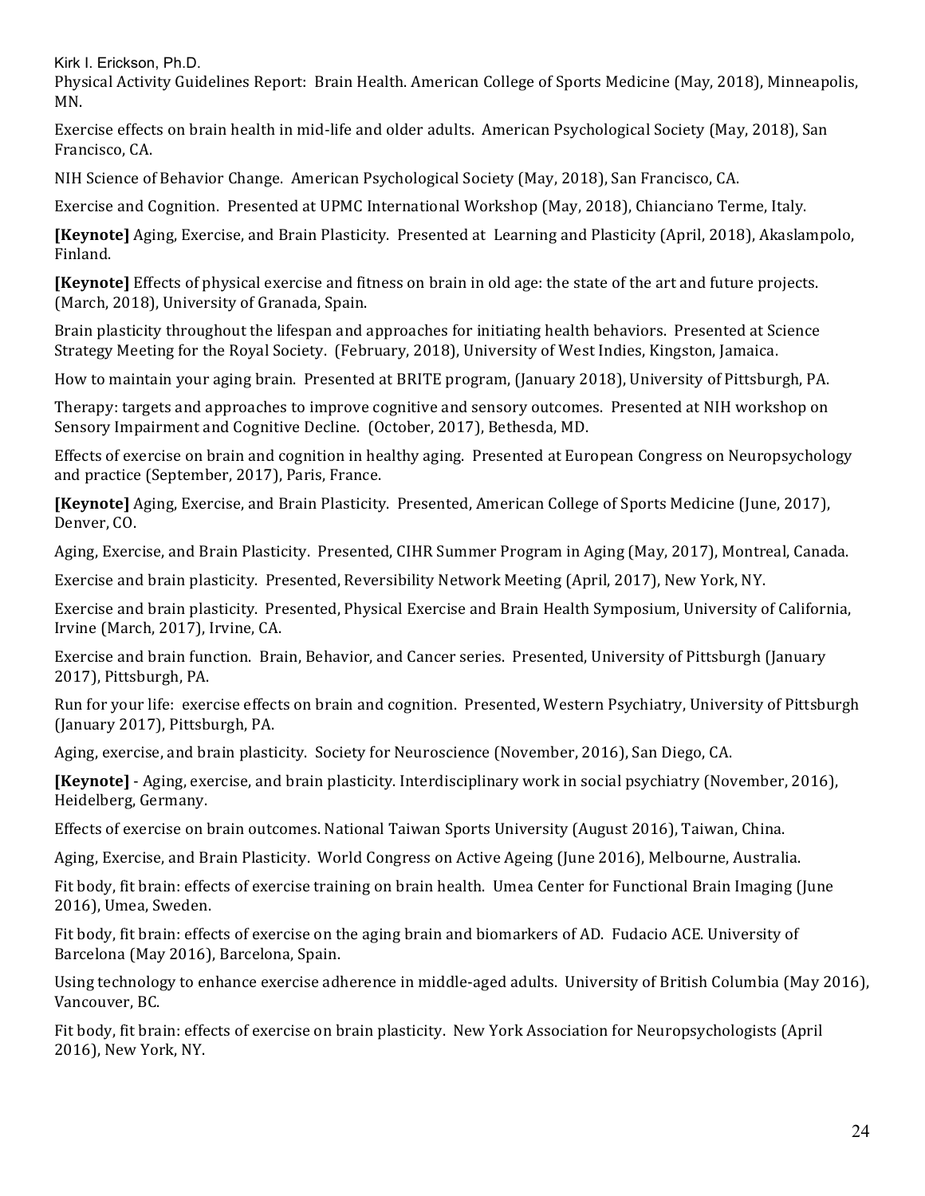Physical Activity Guidelines Report: Brain Health. American College of Sports Medicine (May, 2018), Minneapolis, MN.

Exercise effects on brain health in mid-life and older adults. American Psychological Society (May, 2018), San Francisco, CA.

NIH Science of Behavior Change. American Psychological Society (May, 2018), San Francisco, CA.

Exercise and Cognition. Presented at UPMC International Workshop (May, 2018), Chianciano Terme, Italy.

**[Keynote]** Aging, Exercise, and Brain Plasticity. Presented at Learning and Plasticity (April, 2018), Akaslampolo, Finland.

**[Keynote]** Effects of physical exercise and fitness on brain in old age: the state of the art and future projects. (March, 2018), University of Granada, Spain.

Brain plasticity throughout the lifespan and approaches for initiating health behaviors. Presented at Science Strategy Meeting for the Royal Society. (February, 2018), University of West Indies, Kingston, Jamaica.

How to maintain your aging brain. Presented at BRITE program, (January 2018), University of Pittsburgh, PA.

Therapy: targets and approaches to improve cognitive and sensory outcomes. Presented at NIH workshop on Sensory Impairment and Cognitive Decline. (October, 2017), Bethesda, MD.

Effects of exercise on brain and cognition in healthy aging. Presented at European Congress on Neuropsychology and practice (September, 2017), Paris, France.

**[Keynote]** Aging, Exercise, and Brain Plasticity. Presented, American College of Sports Medicine (June, 2017), Denver, CO.

Aging, Exercise, and Brain Plasticity. Presented, CIHR Summer Program in Aging (May, 2017), Montreal, Canada.

Exercise and brain plasticity. Presented, Reversibility Network Meeting (April, 2017), New York, NY.

Exercise and brain plasticity. Presented, Physical Exercise and Brain Health Symposium, University of California, Irvine (March, 2017), Irvine, CA.

Exercise and brain function. Brain, Behavior, and Cancer series. Presented, University of Pittsburgh (January 2017), Pittsburgh, PA.

Run for your life: exercise effects on brain and cognition. Presented, Western Psychiatry, University of Pittsburgh (January 2017), Pittsburgh, PA.

Aging, exercise, and brain plasticity. Society for Neuroscience (November, 2016), San Diego, CA.

**[Keynote]** - Aging, exercise, and brain plasticity. Interdisciplinary work in social psychiatry (November, 2016), Heidelberg, Germany.

Effects of exercise on brain outcomes. National Taiwan Sports University (August 2016), Taiwan, China.

Aging, Exercise, and Brain Plasticity. World Congress on Active Ageing (June 2016), Melbourne, Australia.

Fit body, fit brain: effects of exercise training on brain health. Umea Center for Functional Brain Imaging (June 2016), Umea, Sweden.

Fit body, fit brain: effects of exercise on the aging brain and biomarkers of AD. Fudacio ACE. University of Barcelona (May 2016), Barcelona, Spain.

Using technology to enhance exercise adherence in middle-aged adults. University of British Columbia (May 2016), Vancouver, BC.

Fit body, fit brain: effects of exercise on brain plasticity. New York Association for Neuropsychologists (April 2016), New York, NY.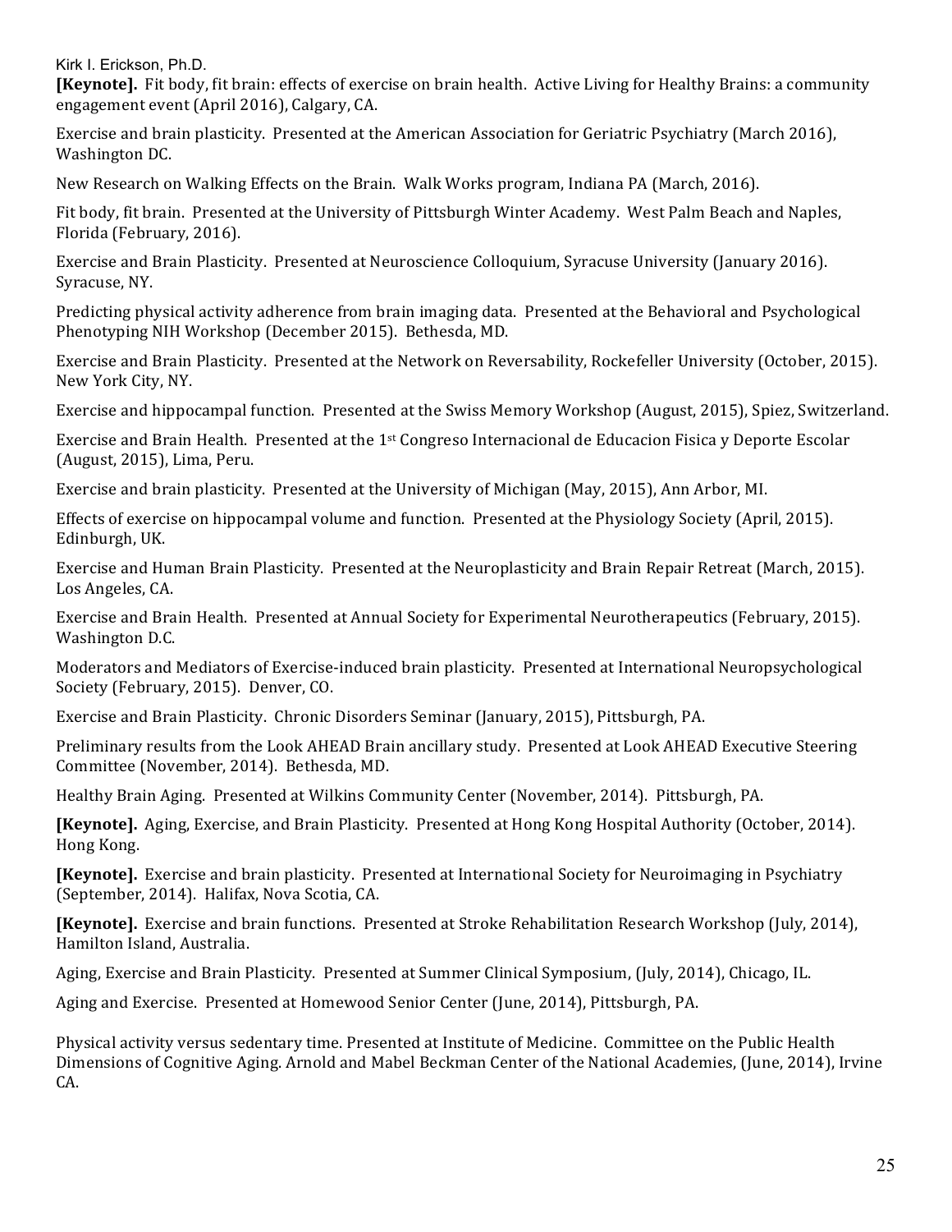**[Keynote].** Fit body, fit brain: effects of exercise on brain health. Active Living for Healthy Brains: a community engagement event (April 2016), Calgary, CA.

Exercise and brain plasticity. Presented at the American Association for Geriatric Psychiatry (March 2016), Washington DC.

New Research on Walking Effects on the Brain. Walk Works program, Indiana PA (March, 2016).

Fit body, fit brain. Presented at the University of Pittsburgh Winter Academy. West Palm Beach and Naples, Florida (February, 2016).

Exercise and Brain Plasticity. Presented at Neuroscience Colloquium, Syracuse University (January 2016). Syracuse, NY.

Predicting physical activity adherence from brain imaging data. Presented at the Behavioral and Psychological Phenotyping NIH Workshop (December 2015). Bethesda, MD.

Exercise and Brain Plasticity. Presented at the Network on Reversability, Rockefeller University (October, 2015). New York City, NY.

Exercise and hippocampal function. Presented at the Swiss Memory Workshop (August, 2015), Spiez, Switzerland.

Exercise and Brain Health. Presented at the 1st Congreso Internacional de Educacion Fisica y Deporte Escolar (August, 2015), Lima, Peru.

Exercise and brain plasticity. Presented at the University of Michigan (May, 2015), Ann Arbor, MI.

Effects of exercise on hippocampal volume and function. Presented at the Physiology Society (April, 2015). Edinburgh, UK.

Exercise and Human Brain Plasticity. Presented at the Neuroplasticity and Brain Repair Retreat (March, 2015). Los Angeles, CA.

Exercise and Brain Health. Presented at Annual Society for Experimental Neurotherapeutics (February, 2015). Washington D.C.

Moderators and Mediators of Exercise-induced brain plasticity. Presented at International Neuropsychological Society (February, 2015). Denver, CO.

Exercise and Brain Plasticity. Chronic Disorders Seminar (January, 2015), Pittsburgh, PA.

Preliminary results from the Look AHEAD Brain ancillary study. Presented at Look AHEAD Executive Steering Committee (November, 2014). Bethesda, MD.

Healthy Brain Aging. Presented at Wilkins Community Center (November, 2014). Pittsburgh, PA.

**[Keynote].** Aging, Exercise, and Brain Plasticity. Presented at Hong Kong Hospital Authority (October, 2014). Hong Kong.

**[Keynote].** Exercise and brain plasticity. Presented at International Society for Neuroimaging in Psychiatry (September, 2014). Halifax, Nova Scotia, CA.

**[Keynote].** Exercise and brain functions. Presented at Stroke Rehabilitation Research Workshop (July, 2014), Hamilton Island, Australia.

Aging, Exercise and Brain Plasticity. Presented at Summer Clinical Symposium, (July, 2014), Chicago, IL.

Aging and Exercise. Presented at Homewood Senior Center (June, 2014), Pittsburgh, PA.

Physical activity versus sedentary time. Presented at Institute of Medicine. Committee on the Public Health Dimensions of Cognitive Aging. Arnold and Mabel Beckman Center of the National Academies, (June, 2014), Irvine CA.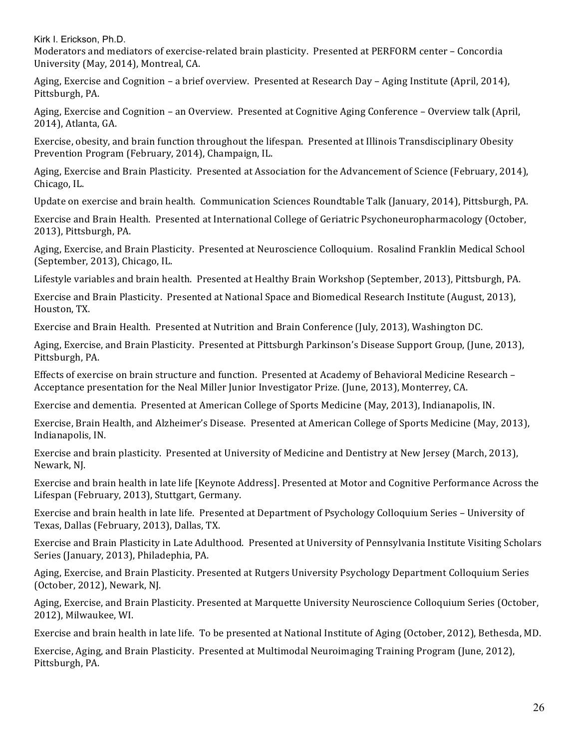Moderators and mediators of exercise-related brain plasticity. Presented at PERFORM center – Concordia University (May, 2014), Montreal, CA.

Aging, Exercise and Cognition – a brief overview. Presented at Research Day – Aging Institute (April, 2014), Pittsburgh, PA.

Aging, Exercise and Cognition – an Overview. Presented at Cognitive Aging Conference – Overview talk (April, 2014), Atlanta, GA.

Exercise, obesity, and brain function throughout the lifespan. Presented at Illinois Transdisciplinary Obesity Prevention Program (February, 2014), Champaign, IL.

Aging, Exercise and Brain Plasticity. Presented at Association for the Advancement of Science (February, 2014), Chicago, IL.

Update on exercise and brain health. Communication Sciences Roundtable Talk (January, 2014), Pittsburgh, PA.

Exercise and Brain Health. Presented at International College of Geriatric Psychoneuropharmacology (October, 2013), Pittsburgh, PA.

Aging, Exercise, and Brain Plasticity. Presented at Neuroscience Colloquium. Rosalind Franklin Medical School (September, 2013), Chicago, IL.

Lifestyle variables and brain health. Presented at Healthy Brain Workshop (September, 2013), Pittsburgh, PA.

Exercise and Brain Plasticity. Presented at National Space and Biomedical Research Institute (August, 2013), Houston, TX.

Exercise and Brain Health. Presented at Nutrition and Brain Conference (July, 2013), Washington DC.

Aging, Exercise, and Brain Plasticity. Presented at Pittsburgh Parkinson's Disease Support Group, (June, 2013), Pittsburgh, PA.

Effects of exercise on brain structure and function. Presented at Academy of Behavioral Medicine Research – Acceptance presentation for the Neal Miller Junior Investigator Prize. (June, 2013), Monterrey, CA.

Exercise and dementia. Presented at American College of Sports Medicine (May, 2013), Indianapolis, IN.

Exercise, Brain Health, and Alzheimer's Disease. Presented at American College of Sports Medicine (May, 2013), Indianapolis, IN.

Exercise and brain plasticity. Presented at University of Medicine and Dentistry at New Jersey (March, 2013), Newark, NJ.

Exercise and brain health in late life [Keynote Address]. Presented at Motor and Cognitive Performance Across the Lifespan (February, 2013), Stuttgart, Germany.

Exercise and brain health in late life. Presented at Department of Psychology Colloquium Series – University of Texas, Dallas (February, 2013), Dallas, TX.

Exercise and Brain Plasticity in Late Adulthood. Presented at University of Pennsylvania Institute Visiting Scholars Series (January, 2013), Philadephia, PA.

Aging, Exercise, and Brain Plasticity. Presented at Rutgers University Psychology Department Colloquium Series (October, 2012), Newark, NJ.

Aging, Exercise, and Brain Plasticity. Presented at Marquette University Neuroscience Colloquium Series (October, 2012), Milwaukee, WI.

Exercise and brain health in late life. To be presented at National Institute of Aging (October, 2012), Bethesda, MD.

Exercise, Aging, and Brain Plasticity. Presented at Multimodal Neuroimaging Training Program (June, 2012), Pittsburgh, PA.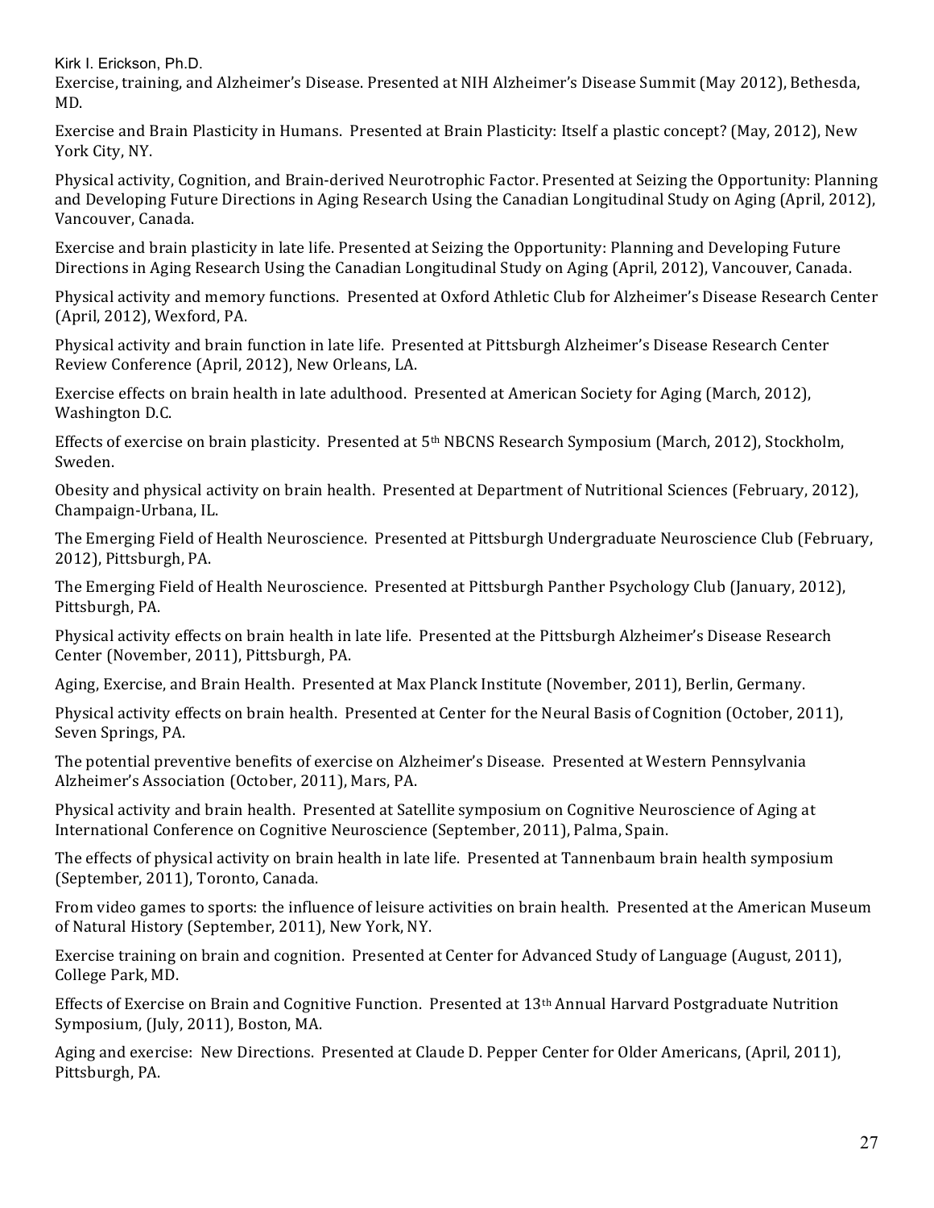Exercise, training, and Alzheimer's Disease. Presented at NIH Alzheimer's Disease Summit (May 2012), Bethesda, MD.

Exercise and Brain Plasticity in Humans. Presented at Brain Plasticity: Itself a plastic concept? (May, 2012), New York City, NY.

Physical activity, Cognition, and Brain-derived Neurotrophic Factor. Presented at Seizing the Opportunity: Planning and Developing Future Directions in Aging Research Using the Canadian Longitudinal Study on Aging (April, 2012), Vancouver, Canada.

Exercise and brain plasticity in late life. Presented at Seizing the Opportunity: Planning and Developing Future Directions in Aging Research Using the Canadian Longitudinal Study on Aging (April, 2012), Vancouver, Canada.

Physical activity and memory functions. Presented at Oxford Athletic Club for Alzheimer's Disease Research Center (April, 2012), Wexford, PA.

Physical activity and brain function in late life. Presented at Pittsburgh Alzheimer's Disease Research Center Review Conference (April, 2012), New Orleans, LA.

Exercise effects on brain health in late adulthood. Presented at American Society for Aging (March, 2012), Washington D.C.

Effects of exercise on brain plasticity. Presented at 5th NBCNS Research Symposium (March, 2012), Stockholm, Sweden.

Obesity and physical activity on brain health. Presented at Department of Nutritional Sciences (February, 2012), Champaign-Urbana, IL.

The Emerging Field of Health Neuroscience. Presented at Pittsburgh Undergraduate Neuroscience Club (February, 2012), Pittsburgh, PA.

The Emerging Field of Health Neuroscience. Presented at Pittsburgh Panther Psychology Club (January, 2012), Pittsburgh, PA.

Physical activity effects on brain health in late life. Presented at the Pittsburgh Alzheimer's Disease Research Center (November, 2011), Pittsburgh, PA.

Aging, Exercise, and Brain Health. Presented at Max Planck Institute (November, 2011), Berlin, Germany.

Physical activity effects on brain health. Presented at Center for the Neural Basis of Cognition (October, 2011), Seven Springs, PA.

The potential preventive benefits of exercise on Alzheimer's Disease. Presented at Western Pennsylvania Alzheimer's Association (October, 2011), Mars, PA.

Physical activity and brain health. Presented at Satellite symposium on Cognitive Neuroscience of Aging at International Conference on Cognitive Neuroscience (September, 2011), Palma, Spain.

The effects of physical activity on brain health in late life. Presented at Tannenbaum brain health symposium (September, 2011), Toronto, Canada.

From video games to sports: the influence of leisure activities on brain health. Presented at the American Museum of Natural History (September, 2011), New York, NY.

Exercise training on brain and cognition. Presented at Center for Advanced Study of Language (August, 2011), College Park, MD.

Effects of Exercise on Brain and Cognitive Function. Presented at 13th Annual Harvard Postgraduate Nutrition Symposium, (July, 2011), Boston, MA.

Aging and exercise: New Directions. Presented at Claude D. Pepper Center for Older Americans, (April, 2011), Pittsburgh, PA.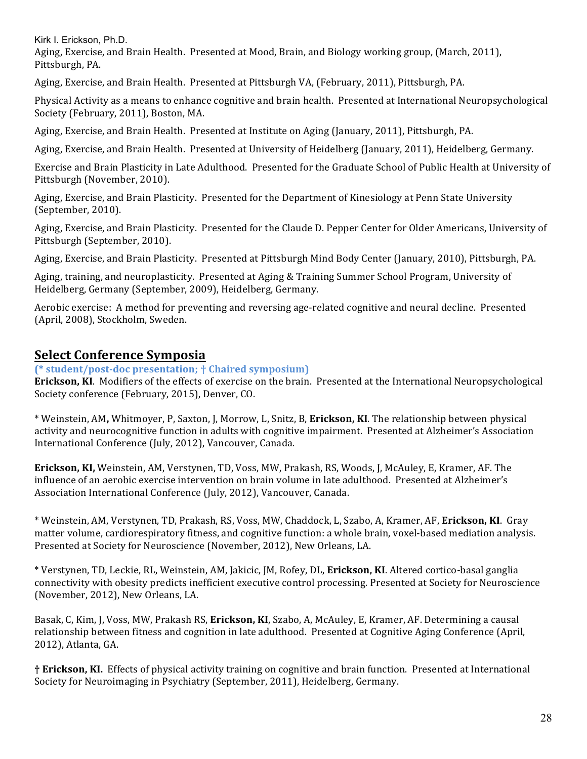Aging, Exercise, and Brain Health. Presented at Mood, Brain, and Biology working group, (March, 2011), Pittsburgh, PA.

Aging, Exercise, and Brain Health. Presented at Pittsburgh VA, (February, 2011), Pittsburgh, PA.

Physical Activity as a means to enhance cognitive and brain health. Presented at International Neuropsychological Society (February, 2011), Boston, MA.

Aging, Exercise, and Brain Health. Presented at Institute on Aging (January, 2011), Pittsburgh, PA.

Aging, Exercise, and Brain Health. Presented at University of Heidelberg (January, 2011), Heidelberg, Germany.

Exercise and Brain Plasticity in Late Adulthood. Presented for the Graduate School of Public Health at University of Pittsburgh (November, 2010).

Aging, Exercise, and Brain Plasticity. Presented for the Department of Kinesiology at Penn State University (September, 2010).

Aging, Exercise, and Brain Plasticity. Presented for the Claude D. Pepper Center for Older Americans, University of Pittsburgh (September, 2010).

Aging, Exercise, and Brain Plasticity. Presented at Pittsburgh Mind Body Center (January, 2010), Pittsburgh, PA.

Aging, training, and neuroplasticity. Presented at Aging & Training Summer School Program, University of Heidelberg, Germany (September, 2009), Heidelberg, Germany.

Aerobic exercise: A method for preventing and reversing age-related cognitive and neural decline. Presented (April, 2008), Stockholm, Sweden.

## Select Conference Symposia

**(* student/post-doc presentation; † Chaired symposium)**

**Erickson, KI**. Modifiers of the effects of exercise on the brain. Presented at the International Neuropsychological Society conference (February, 2015), Denver, CO.

* Weinstein, AM**,** Whitmoyer, P, Saxton, J, Morrow, L, Snitz, B, **Erickson, KI**. The relationship between physical activity and neurocognitive function in adults with cognitive impairment. Presented at Alzheimer's Association International Conference (July, 2012), Vancouver, Canada.

**Erickson, KI,** Weinstein, AM, Verstynen, TD, Voss, MW, Prakash, RS, Woods, J, McAuley, E, Kramer, AF. The influence of an aerobic exercise intervention on brain volume in late adulthood. Presented at Alzheimer's Association International Conference (July, 2012), Vancouver, Canada.

* Weinstein, AM, Verstynen, TD, Prakash, RS, Voss, MW, Chaddock, L, Szabo, A, Kramer, AF, **Erickson, KI**. Gray matter volume, cardiorespiratory fitness, and cognitive function: a whole brain, voxel-based mediation analysis. Presented at Society for Neuroscience (November, 2012), New Orleans, LA.

* Verstynen, TD, Leckie, RL, Weinstein, AM, Jakicic, JM, Rofey, DL, **Erickson, KI**. Altered cortico-basal ganglia connectivity with obesity predicts inefficient executive control processing. Presented at Society for Neuroscience (November, 2012), New Orleans, LA.

Basak, C, Kim, J, Voss, MW, Prakash RS, **Erickson, KI**, Szabo, A, McAuley, E, Kramer, AF. Determining a causal relationship between fitness and cognition in late adulthood. Presented at Cognitive Aging Conference (April, 2012), Atlanta, GA.

**† Erickson, KI.** Effects of physical activity training on cognitive and brain function. Presented at International Society for Neuroimaging in Psychiatry (September, 2011), Heidelberg, Germany.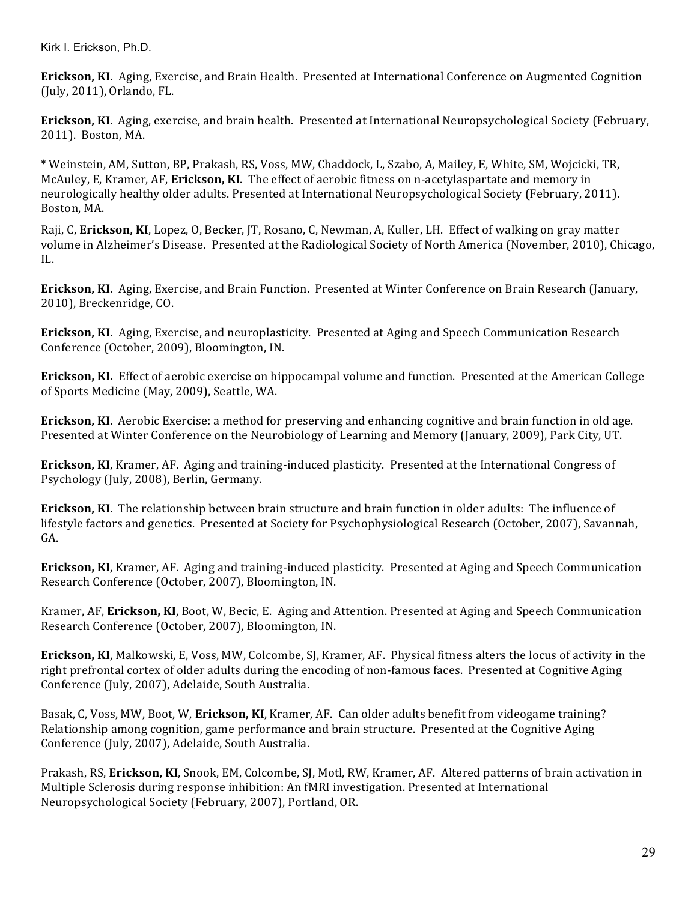**Erickson, KI.** Aging, Exercise, and Brain Health. Presented at International Conference on Augmented Cognition (July, 2011), Orlando, FL.

**Erickson, KI**. Aging, exercise, and brain health. Presented at International Neuropsychological Society (February, 2011). Boston, MA.

* Weinstein, AM, Sutton, BP, Prakash, RS, Voss, MW, Chaddock, L, Szabo, A, Mailey, E, White, SM, Wojcicki, TR, McAuley, E, Kramer, AF, **Erickson, KI**. The effect of aerobic fitness on n-acetylaspartate and memory in neurologically healthy older adults. Presented at International Neuropsychological Society (February, 2011). Boston, MA.

Raji, C, **Erickson, KI**, Lopez, O, Becker, JT, Rosano, C, Newman, A, Kuller, LH. Effect of walking on gray matter volume in Alzheimer's Disease. Presented at the Radiological Society of North America (November, 2010), Chicago, IL.

**Erickson, KI.** Aging, Exercise, and Brain Function. Presented at Winter Conference on Brain Research (January, 2010), Breckenridge, CO.

**Erickson, KI.** Aging, Exercise, and neuroplasticity. Presented at Aging and Speech Communication Research Conference (October, 2009), Bloomington, IN.

**Erickson, KI.** Effect of aerobic exercise on hippocampal volume and function. Presented at the American College of Sports Medicine (May, 2009), Seattle, WA.

**Erickson, KI**. Aerobic Exercise: a method for preserving and enhancing cognitive and brain function in old age. Presented at Winter Conference on the Neurobiology of Learning and Memory (January, 2009), Park City, UT.

**Erickson, KI**, Kramer, AF. Aging and training-induced plasticity. Presented at the International Congress of Psychology (July, 2008), Berlin, Germany.

**Erickson, KI**. The relationship between brain structure and brain function in older adults: The influence of lifestyle factors and genetics. Presented at Society for Psychophysiological Research (October, 2007), Savannah, GA.

**Erickson, KI**, Kramer, AF. Aging and training-induced plasticity. Presented at Aging and Speech Communication Research Conference (October, 2007), Bloomington, IN.

Kramer, AF, **Erickson, KI**, Boot, W, Becic, E. Aging and Attention. Presented at Aging and Speech Communication Research Conference (October, 2007), Bloomington, IN.

**Erickson, KI**, Malkowski, E, Voss, MW, Colcombe, SJ, Kramer, AF. Physical fitness alters the locus of activity in the right prefrontal cortex of older adults during the encoding of non-famous faces. Presented at Cognitive Aging Conference (July, 2007), Adelaide, South Australia.

Basak, C, Voss, MW, Boot, W, **Erickson, KI**, Kramer, AF. Can older adults benefit from videogame training? Relationship among cognition, game performance and brain structure. Presented at the Cognitive Aging Conference (July, 2007), Adelaide, South Australia.

Prakash, RS, **Erickson, KI**, Snook, EM, Colcombe, SJ, Motl, RW, Kramer, AF. Altered patterns of brain activation in Multiple Sclerosis during response inhibition: An fMRI investigation. Presented at International Neuropsychological Society (February, 2007), Portland, OR.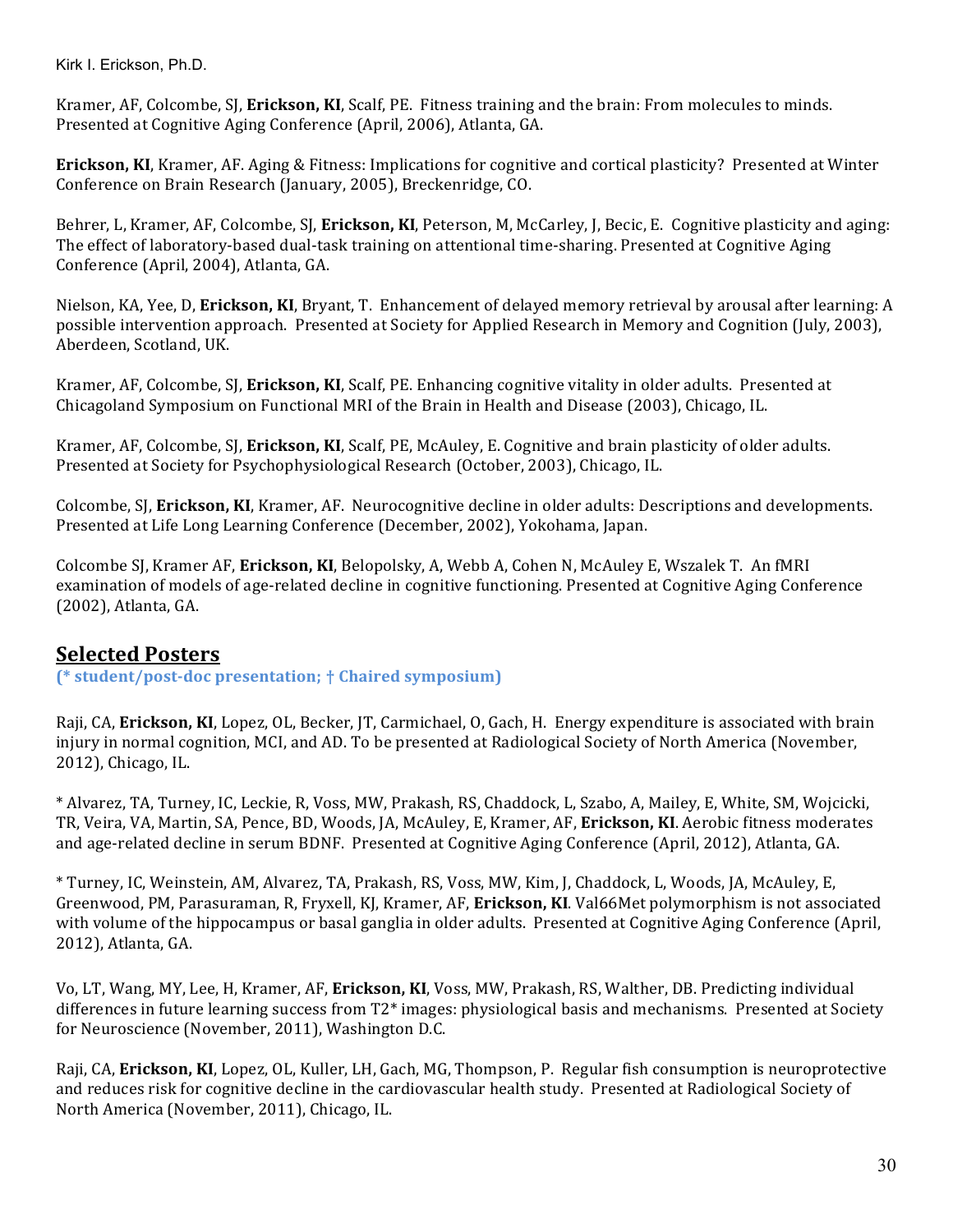Kramer, AF, Colcombe, SJ, **Erickson, KI**, Scalf, PE. Fitness training and the brain: From molecules to minds. Presented at Cognitive Aging Conference (April, 2006), Atlanta, GA.

**Erickson, KI**, Kramer, AF. Aging & Fitness: Implications for cognitive and cortical plasticity? Presented at Winter Conference on Brain Research (January, 2005), Breckenridge, CO.

Behrer, L, Kramer, AF, Colcombe, SJ, **Erickson, KI**, Peterson, M, McCarley, J, Becic, E. Cognitive plasticity and aging: The effect of laboratory-based dual-task training on attentional time-sharing. Presented at Cognitive Aging Conference (April, 2004), Atlanta, GA.

Nielson, KA, Yee, D, **Erickson, KI**, Bryant, T. Enhancement of delayed memory retrieval by arousal after learning: A possible intervention approach. Presented at Society for Applied Research in Memory and Cognition (July, 2003), Aberdeen, Scotland, UK.

Kramer, AF, Colcombe, SJ, **Erickson, KI**, Scalf, PE. Enhancing cognitive vitality in older adults. Presented at Chicagoland Symposium on Functional MRI of the Brain in Health and Disease (2003), Chicago, IL.

Kramer, AF, Colcombe, SJ, **Erickson, KI**, Scalf, PE, McAuley, E. Cognitive and brain plasticity of older adults. Presented at Society for Psychophysiological Research (October, 2003), Chicago, IL.

Colcombe, SJ, **Erickson, KI**, Kramer, AF. Neurocognitive decline in older adults: Descriptions and developments. Presented at Life Long Learning Conference (December, 2002), Yokohama, Japan.

Colcombe SJ, Kramer AF, **Erickson, KI**, Belopolsky, A, Webb A, Cohen N, McAuley E, Wszalek T. An fMRI examination of models of age-related decline in cognitive functioning. Presented at Cognitive Aging Conference (2002), Atlanta, GA.

## Selected Posters

**(* student/post-doc presentation; † Chaired symposium)**

Raji, CA, **Erickson, KI**, Lopez, OL, Becker, JT, Carmichael, O, Gach, H. Energy expenditure is associated with brain injury in normal cognition, MCI, and AD. To be presented at Radiological Society of North America (November, 2012), Chicago, IL.

* Alvarez, TA, Turney, IC, Leckie, R, Voss, MW, Prakash, RS, Chaddock, L, Szabo, A, Mailey, E, White, SM, Wojcicki, TR, Veira, VA, Martin, SA, Pence, BD, Woods, JA, McAuley, E, Kramer, AF, **Erickson, KI**. Aerobic fitness moderates and age-related decline in serum BDNF. Presented at Cognitive Aging Conference (April, 2012), Atlanta, GA.

* Turney, IC, Weinstein, AM, Alvarez, TA, Prakash, RS, Voss, MW, Kim, J, Chaddock, L, Woods, JA, McAuley, E, Greenwood, PM, Parasuraman, R, Fryxell, KJ, Kramer, AF, **Erickson, KI**. Val66Met polymorphism is not associated with volume of the hippocampus or basal ganglia in older adults. Presented at Cognitive Aging Conference (April, 2012), Atlanta, GA.

Vo, LT, Wang, MY, Lee, H, Kramer, AF, **Erickson, KI**, Voss, MW, Prakash, RS, Walther, DB. Predicting individual differences in future learning success from T2* images: physiological basis and mechanisms. Presented at Society for Neuroscience (November, 2011), Washington D.C.

Raji, CA, **Erickson, KI**, Lopez, OL, Kuller, LH, Gach, MG, Thompson, P. Regular fish consumption is neuroprotective and reduces risk for cognitive decline in the cardiovascular health study. Presented at Radiological Society of North America (November, 2011), Chicago, IL.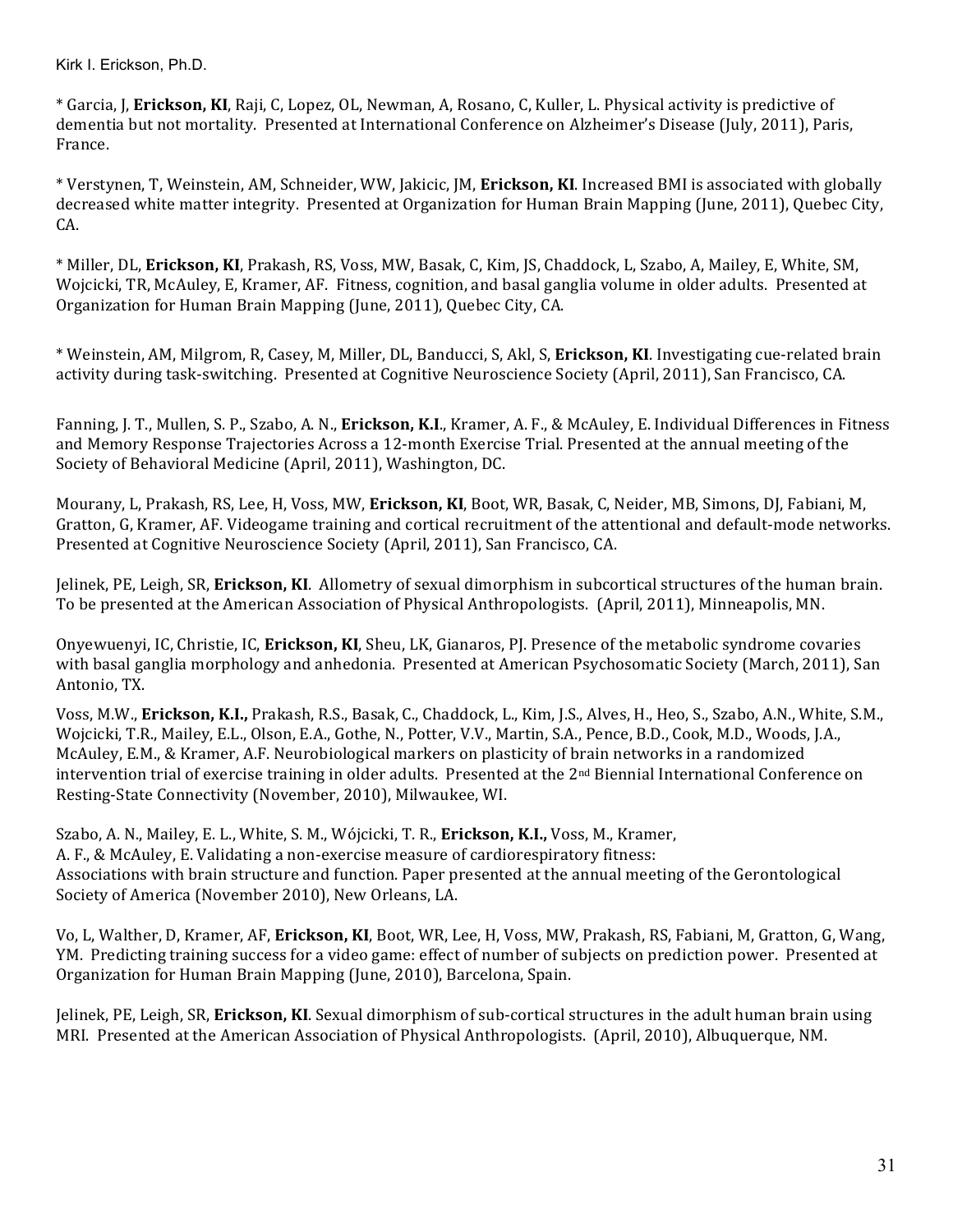* Garcia, J, **Erickson, KI**, Raji, C, Lopez, OL, Newman, A, Rosano, C, Kuller, L. Physical activity is predictive of dementia but not mortality. Presented at International Conference on Alzheimer's Disease (July, 2011), Paris, France.

* Verstynen, T, Weinstein, AM, Schneider, WW, Jakicic, JM, **Erickson, KI**. Increased BMI is associated with globally decreased white matter integrity. Presented at Organization for Human Brain Mapping (June, 2011), Quebec City, CA.

* Miller, DL, **Erickson, KI**, Prakash, RS, Voss, MW, Basak, C, Kim, JS, Chaddock, L, Szabo, A, Mailey, E, White, SM, Wojcicki, TR, McAuley, E, Kramer, AF. Fitness, cognition, and basal ganglia volume in older adults. Presented at Organization for Human Brain Mapping (June, 2011), Quebec City, CA.

* Weinstein, AM, Milgrom, R, Casey, M, Miller, DL, Banducci, S, Akl, S, **Erickson, KI**. Investigating cue-related brain activity during task-switching. Presented at Cognitive Neuroscience Society (April, 2011), San Francisco, CA.

Fanning, J. T., Mullen, S. P., Szabo, A. N., **Erickson, K.I**., Kramer, A. F., & McAuley, E. Individual Differences in Fitness and Memory Response Trajectories Across a 12-month Exercise Trial. Presented at the annual meeting of the Society of Behavioral Medicine (April, 2011), Washington, DC.

Mourany, L, Prakash, RS, Lee, H, Voss, MW, **Erickson, KI**, Boot, WR, Basak, C, Neider, MB, Simons, DJ, Fabiani, M, Gratton, G, Kramer, AF. Videogame training and cortical recruitment of the attentional and default-mode networks. Presented at Cognitive Neuroscience Society (April, 2011), San Francisco, CA.

Jelinek, PE, Leigh, SR, **Erickson, KI**. Allometry of sexual dimorphism in subcortical structures of the human brain. To be presented at the American Association of Physical Anthropologists. (April, 2011), Minneapolis, MN.

Onyewuenyi, IC, Christie, IC, **Erickson, KI**, Sheu, LK, Gianaros, PJ. Presence of the metabolic syndrome covaries with basal ganglia morphology and anhedonia. Presented at American Psychosomatic Society (March, 2011), San Antonio, TX.

Voss, M.W., **Erickson, K.I.,** Prakash, R.S., Basak, C., Chaddock, L., Kim, J.S., Alves, H., Heo, S., Szabo, A.N., White, S.M., Wojcicki, T.R., Mailey, E.L., Olson, E.A., Gothe, N., Potter, V.V., Martin, S.A., Pence, B.D., Cook, M.D., Woods, J.A., McAuley, E.M., & Kramer, A.F. Neurobiological markers on plasticity of brain networks in a randomized intervention trial of exercise training in older adults. Presented at the 2nd Biennial International Conference on Resting-State Connectivity (November, 2010), Milwaukee, WI.

Szabo, A. N., Mailey, E. L., White, S. M., Wójcicki, T. R., **Erickson, K.I.,** Voss, M., Kramer, A. F., & McAuley, E. Validating a non-exercise measure of cardiorespiratory fitness: Associations with brain structure and function. Paper presented at the annual meeting of the Gerontological Society of America (November 2010), New Orleans, LA.

Vo, L, Walther, D, Kramer, AF, **Erickson, KI**, Boot, WR, Lee, H, Voss, MW, Prakash, RS, Fabiani, M, Gratton, G, Wang, YM. Predicting training success for a video game: effect of number of subjects on prediction power. Presented at Organization for Human Brain Mapping (June, 2010), Barcelona, Spain.

Jelinek, PE, Leigh, SR, **Erickson, KI**. Sexual dimorphism of sub-cortical structures in the adult human brain using MRI. Presented at the American Association of Physical Anthropologists. (April, 2010), Albuquerque, NM.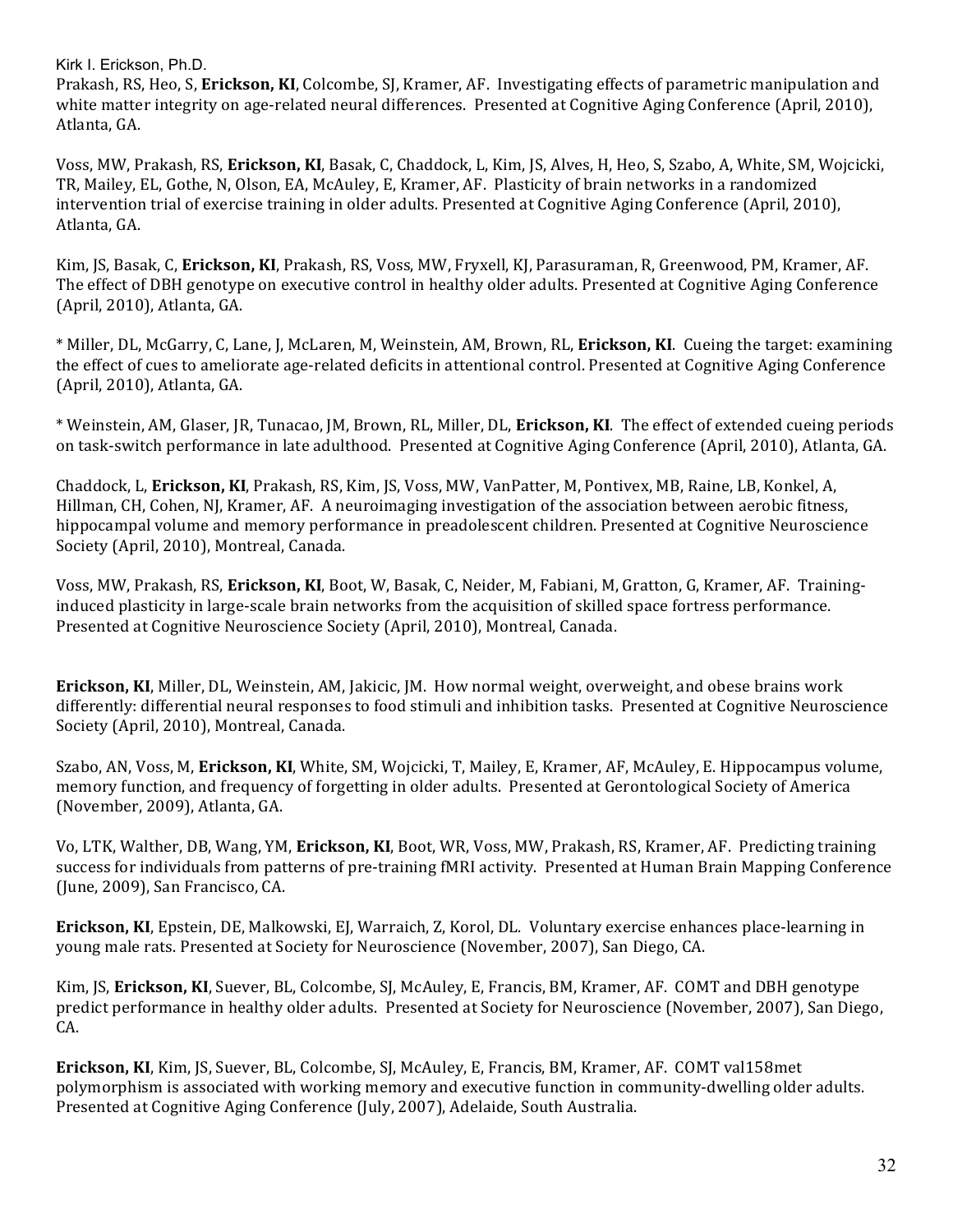Prakash, RS, Heo, S, **Erickson, KI**, Colcombe, SJ, Kramer, AF. Investigating effects of parametric manipulation and white matter integrity on age-related neural differences. Presented at Cognitive Aging Conference (April, 2010), Atlanta, GA.

Voss, MW, Prakash, RS, **Erickson, KI**, Basak, C, Chaddock, L, Kim, JS, Alves, H, Heo, S, Szabo, A, White, SM, Wojcicki, TR, Mailey, EL, Gothe, N, Olson, EA, McAuley, E, Kramer, AF. Plasticity of brain networks in a randomized intervention trial of exercise training in older adults. Presented at Cognitive Aging Conference (April, 2010), Atlanta, GA.

Kim, JS, Basak, C, **Erickson, KI**, Prakash, RS, Voss, MW, Fryxell, KJ, Parasuraman, R, Greenwood, PM, Kramer, AF. The effect of DBH genotype on executive control in healthy older adults. Presented at Cognitive Aging Conference (April, 2010), Atlanta, GA.

* Miller, DL, McGarry, C, Lane, J, McLaren, M, Weinstein, AM, Brown, RL, **Erickson, KI**. Cueing the target: examining the effect of cues to ameliorate age-related deficits in attentional control. Presented at Cognitive Aging Conference (April, 2010), Atlanta, GA.

* Weinstein, AM, Glaser, JR, Tunacao, JM, Brown, RL, Miller, DL, **Erickson, KI**. The effect of extended cueing periods on task-switch performance in late adulthood. Presented at Cognitive Aging Conference (April, 2010), Atlanta, GA.

Chaddock, L, **Erickson, KI**, Prakash, RS, Kim, JS, Voss, MW, VanPatter, M, Pontivex, MB, Raine, LB, Konkel, A, Hillman, CH, Cohen, NJ, Kramer, AF. A neuroimaging investigation of the association between aerobic fitness, hippocampal volume and memory performance in preadolescent children. Presented at Cognitive Neuroscience Society (April, 2010), Montreal, Canada.

Voss, MW, Prakash, RS, **Erickson, KI**, Boot, W, Basak, C, Neider, M, Fabiani, M, Gratton, G, Kramer, AF. Training-induced plasticity in large-scale brain networks from the acquisition of skilled space fortress performance. Presented at Cognitive Neuroscience Society (April, 2010), Montreal, Canada.

**Erickson, KI**, Miller, DL, Weinstein, AM, Jakicic, JM. How normal weight, overweight, and obese brains work differently: differential neural responses to food stimuli and inhibition tasks. Presented at Cognitive Neuroscience Society (April, 2010), Montreal, Canada.

Szabo, AN, Voss, M, **Erickson, KI**, White, SM, Wojcicki, T, Mailey, E, Kramer, AF, McAuley, E. Hippocampus volume, memory function, and frequency of forgetting in older adults. Presented at Gerontological Society of America (November, 2009), Atlanta, GA.

Vo, LTK, Walther, DB, Wang, YM, **Erickson, KI**, Boot, WR, Voss, MW, Prakash, RS, Kramer, AF. Predicting training success for individuals from patterns of pre-training fMRI activity. Presented at Human Brain Mapping Conference (June, 2009), San Francisco, CA.

**Erickson, KI**, Epstein, DE, Malkowski, EJ, Warraich, Z, Korol, DL. Voluntary exercise enhances place-learning in young male rats. Presented at Society for Neuroscience (November, 2007), San Diego, CA.

Kim, JS, **Erickson, KI**, Suever, BL, Colcombe, SJ, McAuley, E, Francis, BM, Kramer, AF. COMT and DBH genotype predict performance in healthy older adults. Presented at Society for Neuroscience (November, 2007), San Diego, CA.

**Erickson, KI**, Kim, JS, Suever, BL, Colcombe, SJ, McAuley, E, Francis, BM, Kramer, AF. COMT val158met polymorphism is associated with working memory and executive function in community-dwelling older adults. Presented at Cognitive Aging Conference (July, 2007), Adelaide, South Australia.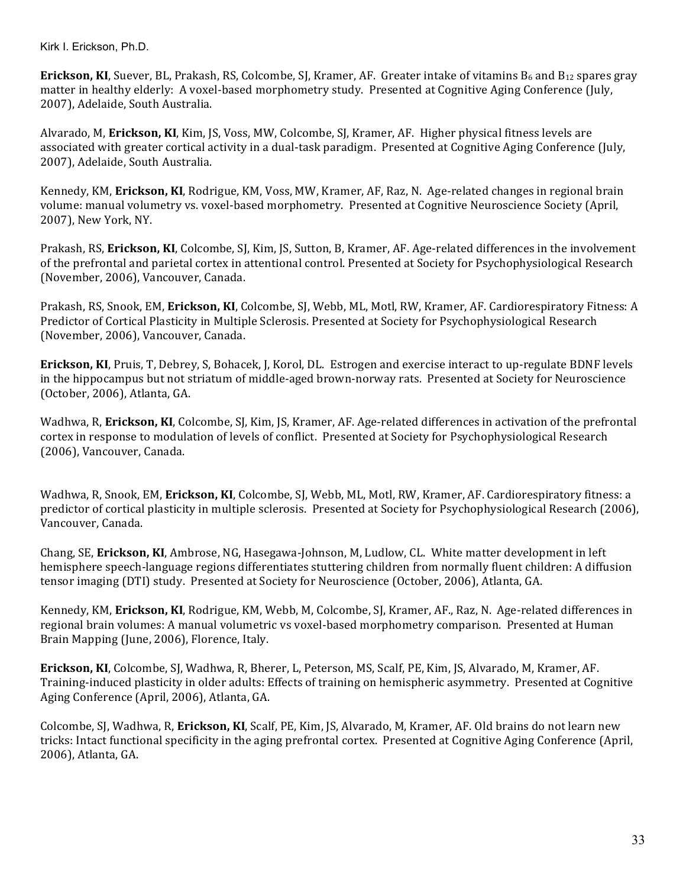**Erickson, KI**, Suever, BL, Prakash, RS, Colcombe, SJ, Kramer, AF. Greater intake of vitamins $B_6$ and $B_{12}$ spares gray matter in healthy elderly: A voxel-based morphometry study. Presented at Cognitive Aging Conference (July, 2007), Adelaide, South Australia.

Alvarado, M, **Erickson, KI**, Kim, JS, Voss, MW, Colcombe, SJ, Kramer, AF. Higher physical fitness levels are associated with greater cortical activity in a dual-task paradigm. Presented at Cognitive Aging Conference (July, 2007), Adelaide, South Australia.

Kennedy, KM, **Erickson, KI**, Rodrigue, KM, Voss, MW, Kramer, AF, Raz, N. Age-related changes in regional brain volume: manual volumetry vs. voxel-based morphometry. Presented at Cognitive Neuroscience Society (April, 2007), New York, NY.

Prakash, RS, **Erickson, KI**, Colcombe, SJ, Kim, JS, Sutton, B, Kramer, AF. Age-related differences in the involvement of the prefrontal and parietal cortex in attentional control. Presented at Society for Psychophysiological Research (November, 2006), Vancouver, Canada.

Prakash, RS, Snook, EM, **Erickson, KI**, Colcombe, SJ, Webb, ML, Motl, RW, Kramer, AF. Cardiorespiratory Fitness: A Predictor of Cortical Plasticity in Multiple Sclerosis. Presented at Society for Psychophysiological Research (November, 2006), Vancouver, Canada.

**Erickson, KI**, Pruis, T, Debrey, S, Bohacek, J, Korol, DL. Estrogen and exercise interact to up-regulate BDNF levels in the hippocampus but not striatum of middle-aged brown-norway rats. Presented at Society for Neuroscience (October, 2006), Atlanta, GA.

Wadhwa, R, **Erickson, KI**, Colcombe, SJ, Kim, JS, Kramer, AF. Age-related differences in activation of the prefrontal cortex in response to modulation of levels of conflict. Presented at Society for Psychophysiological Research (2006), Vancouver, Canada.

Wadhwa, R, Snook, EM, **Erickson, KI**, Colcombe, SJ, Webb, ML, Motl, RW, Kramer, AF. Cardiorespiratory fitness: a predictor of cortical plasticity in multiple sclerosis. Presented at Society for Psychophysiological Research (2006), Vancouver, Canada.

Chang, SE, **Erickson, KI**, Ambrose, NG, Hasegawa-Johnson, M, Ludlow, CL. White matter development in left hemisphere speech-language regions differentiates stuttering children from normally fluent children: A diffusion tensor imaging (DTI) study. Presented at Society for Neuroscience (October, 2006), Atlanta, GA.

Kennedy, KM, **Erickson, KI**, Rodrigue, KM, Webb, M, Colcombe, SJ, Kramer, AF., Raz, N. Age-related differences in regional brain volumes: A manual volumetric vs voxel-based morphometry comparison. Presented at Human Brain Mapping (June, 2006), Florence, Italy.

**Erickson, KI**, Colcombe, SJ, Wadhwa, R, Bherer, L, Peterson, MS, Scalf, PE, Kim, JS, Alvarado, M, Kramer, AF. Training-induced plasticity in older adults: Effects of training on hemispheric asymmetry. Presented at Cognitive Aging Conference (April, 2006), Atlanta, GA.

Colcombe, SJ, Wadhwa, R, **Erickson, KI**, Scalf, PE, Kim, JS, Alvarado, M, Kramer, AF. Old brains do not learn new tricks: Intact functional specificity in the aging prefrontal cortex. Presented at Cognitive Aging Conference (April, 2006), Atlanta, GA.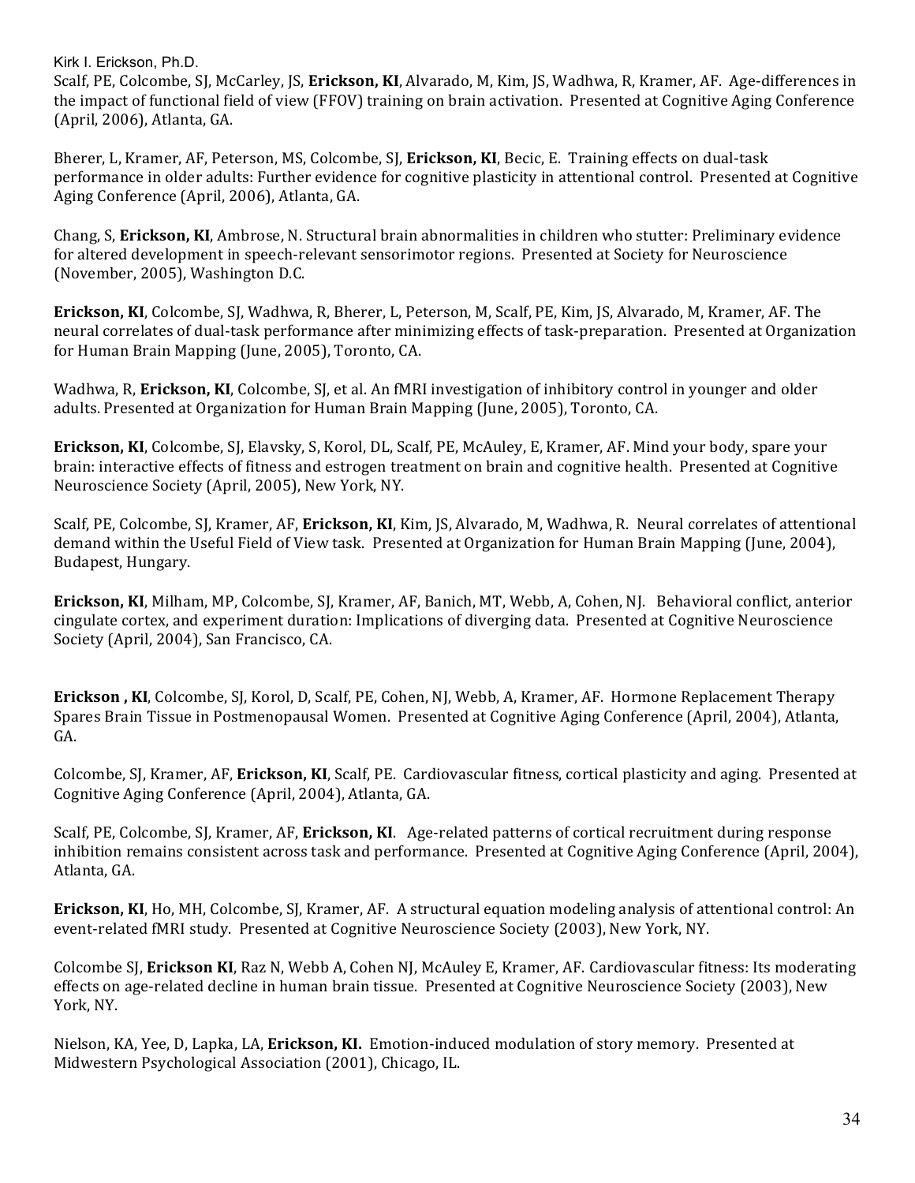Scalf, PE, Colcombe, SJ, McCarley, JS, **Erickson, KI**, Alvarado, M, Kim, JS, Wadhwa, R, Kramer, AF. Age-differences in the impact of functional field of view (FFOV) training on brain activation. Presented at Cognitive Aging Conference (April, 2006), Atlanta, GA.

Bherer, L, Kramer, AF, Peterson, MS, Colcombe, SJ, **Erickson, KI**, Becic, E. Training effects on dual-task performance in older adults: Further evidence for cognitive plasticity in attentional control. Presented at Cognitive Aging Conference (April, 2006), Atlanta, GA.

Chang, S, **Erickson, KI**, Ambrose, N. Structural brain abnormalities in children who stutter: Preliminary evidence for altered development in speech-relevant sensorimotor regions. Presented at Society for Neuroscience (November, 2005), Washington D.C.

**Erickson, KI**, Colcombe, SJ, Wadhwa, R, Bherer, L, Peterson, M, Scalf, PE, Kim, JS, Alvarado, M, Kramer, AF. The neural correlates of dual-task performance after minimizing effects of task-preparation. Presented at Organization for Human Brain Mapping (June, 2005), Toronto, CA.

Wadhwa, R, **Erickson, KI**, Colcombe, SJ, et al. An fMRI investigation of inhibitory control in younger and older adults. Presented at Organization for Human Brain Mapping (June, 2005), Toronto, CA.

**Erickson, KI**, Colcombe, SJ, Elavsky, S, Korol, DL, Scalf, PE, McAuley, E, Kramer, AF. Mind your body, spare your brain: interactive effects of fitness and estrogen treatment on brain and cognitive health. Presented at Cognitive Neuroscience Society (April, 2005), New York, NY.

Scalf, PE, Colcombe, SJ, Kramer, AF, **Erickson, KI**, Kim, JS, Alvarado, M, Wadhwa, R. Neural correlates of attentional demand within the Useful Field of View task. Presented at Organization for Human Brain Mapping (June, 2004), Budapest, Hungary.

**Erickson, KI**, Milham, MP, Colcombe, SJ, Kramer, AF, Banich, MT, Webb, A, Cohen, NJ. Behavioral conflict, anterior cingulate cortex, and experiment duration: Implications of diverging data. Presented at Cognitive Neuroscience Society (April, 2004), San Francisco, CA.

**Erickson , KI**, Colcombe, SJ, Korol, D, Scalf, PE, Cohen, NJ, Webb, A, Kramer, AF. Hormone Replacement Therapy Spares Brain Tissue in Postmenopausal Women. Presented at Cognitive Aging Conference (April, 2004), Atlanta, GA.

Colcombe, SJ, Kramer, AF, **Erickson, KI**, Scalf, PE. Cardiovascular fitness, cortical plasticity and aging. Presented at Cognitive Aging Conference (April, 2004), Atlanta, GA.

Scalf, PE, Colcombe, SJ, Kramer, AF, **Erickson, KI**. Age-related patterns of cortical recruitment during response inhibition remains consistent across task and performance. Presented at Cognitive Aging Conference (April, 2004), Atlanta, GA.

**Erickson, KI**, Ho, MH, Colcombe, SJ, Kramer, AF. A structural equation modeling analysis of attentional control: An event-related fMRI study. Presented at Cognitive Neuroscience Society (2003), New York, NY.

Colcombe SJ, **Erickson KI**, Raz N, Webb A, Cohen NJ, McAuley E, Kramer, AF. Cardiovascular fitness: Its moderating effects on age-related decline in human brain tissue. Presented at Cognitive Neuroscience Society (2003), New York, NY.

Nielson, KA, Yee, D, Lapka, LA, **Erickson, KI.** Emotion-induced modulation of story memory. Presented at Midwestern Psychological Association (2001), Chicago, IL.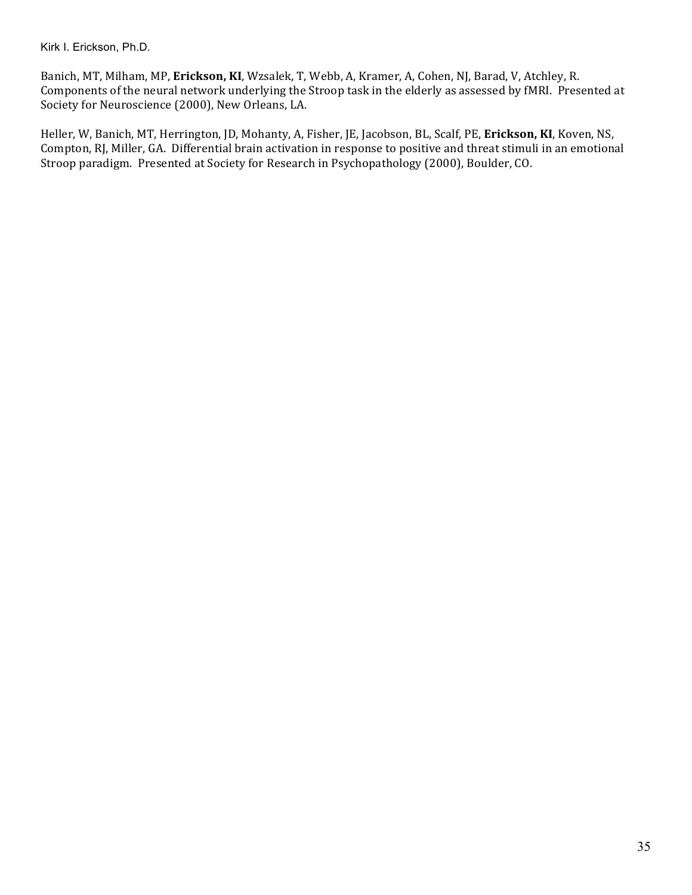Banich, MT, Milham, MP, **Erickson, KI**, Wzsalek, T, Webb, A, Kramer, A, Cohen, NJ, Barad, V, Atchley, R. Components of the neural network underlying the Stroop task in the elderly as assessed by fMRI. Presented at Society for Neuroscience (2000), New Orleans, LA.

Heller, W, Banich, MT, Herrington, JD, Mohanty, A, Fisher, JE, Jacobson, BL, Scalf, PE, **Erickson, KI**, Koven, NS, Compton, RJ, Miller, GA. Differential brain activation in response to positive and threat stimuli in an emotional Stroop paradigm. Presented at Society for Research in Psychopathology (2000), Boulder, CO.